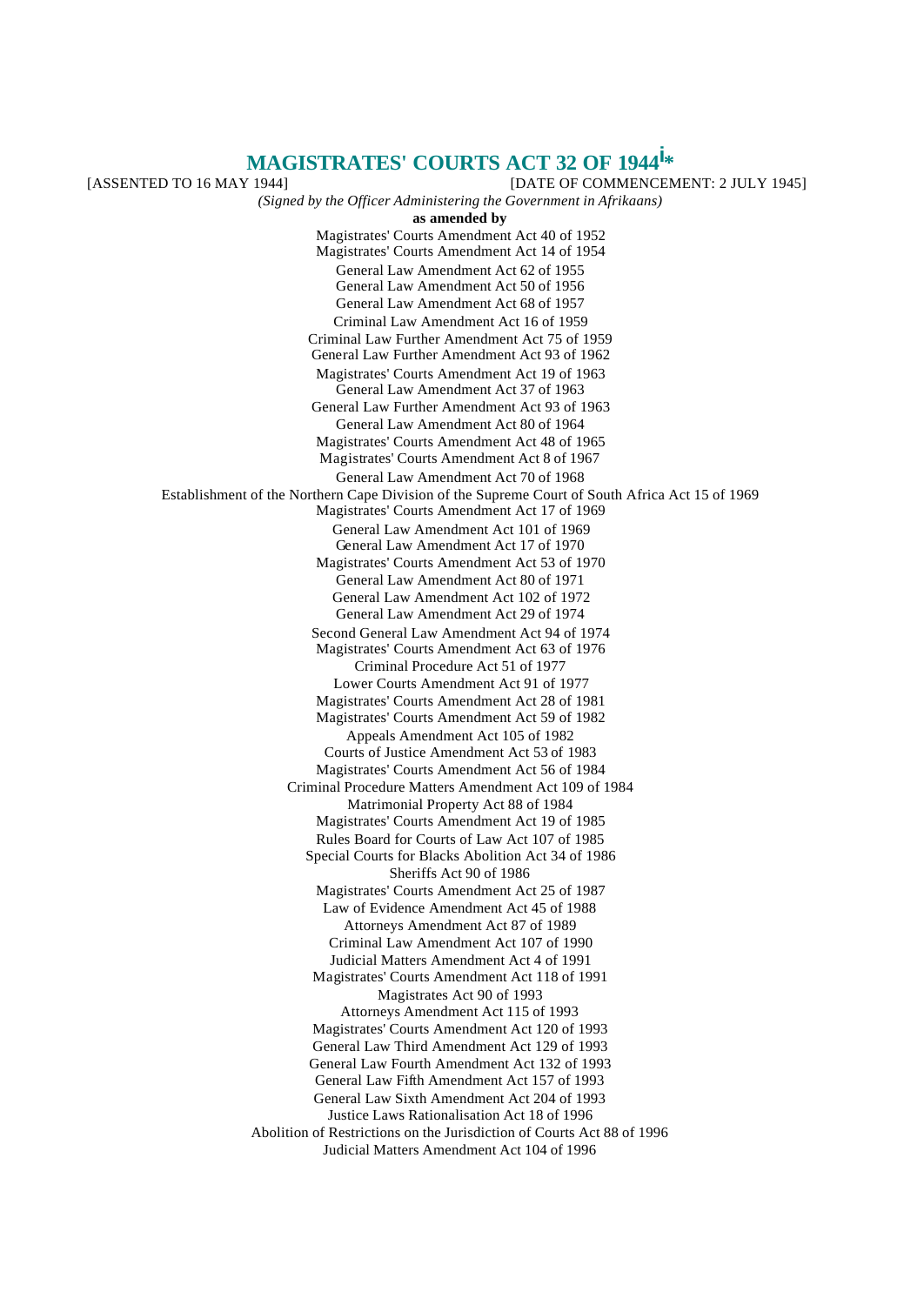# MAGISTRATES' COURTS ACT 32 OF 1944[i]*

[ASSENTED TO 16 MAY 1944] [DATE OF COMMENCEMENT: 2 JULY 1945]

*(Signed by the Officer Administering the Government in Afrikaans)*

**as amended by**

Magistrates' Courts Amendment Act 40 of 1952
Magistrates' Courts Amendment Act 14 of 1954
General Law Amendment Act 62 of 1955
General Law Amendment Act 50 of 1956
General Law Amendment Act 68 of 1957
Criminal Law Amendment Act 16 of 1959
Criminal Law Further Amendment Act 75 of 1959
General Law Further Amendment Act 93 of 1962
Magistrates' Courts Amendment Act 19 of 1963
General Law Amendment Act 37 of 1963
General Law Further Amendment Act 93 of 1963
General Law Amendment Act 80 of 1964
Magistrates' Courts Amendment Act 48 of 1965
Magistrates' Courts Amendment Act 8 of 1967
General Law Amendment Act 70 of 1968
Establishment of the Northern Cape Division of the Supreme Court of South Africa Act 15 of 1969
Magistrates' Courts Amendment Act 17 of 1969
General Law Amendment Act 101 of 1969
General Law Amendment Act 17 of 1970
Magistrates' Courts Amendment Act 53 of 1970
General Law Amendment Act 80 of 1971
General Law Amendment Act 102 of 1972
General Law Amendment Act 29 of 1974
Second General Law Amendment Act 94 of 1974
Magistrates' Courts Amendment Act 63 of 1976
Criminal Procedure Act 51 of 1977
Lower Courts Amendment Act 91 of 1977
Magistrates' Courts Amendment Act 28 of 1981
Magistrates' Courts Amendment Act 59 of 1982
Appeals Amendment Act 105 of 1982
Courts of Justice Amendment Act 53 of 1983
Magistrates' Courts Amendment Act 56 of 1984
Criminal Procedure Matters Amendment Act 109 of 1984
Matrimonial Property Act 88 of 1984
Magistrates' Courts Amendment Act 19 of 1985
Rules Board for Courts of Law Act 107 of 1985
Special Courts for Blacks Abolition Act 34 of 1986
Sheriffs Act 90 of 1986
Magistrates' Courts Amendment Act 25 of 1987
Law of Evidence Amendment Act 45 of 1988
Attorneys Amendment Act 87 of 1989
Criminal Law Amendment Act 107 of 1990
Judicial Matters Amendment Act 4 of 1991
Magistrates' Courts Amendment Act 118 of 1991
Magistrates Act 90 of 1993
Attorneys Amendment Act 115 of 1993
Magistrates' Courts Amendment Act 120 of 1993
General Law Third Amendment Act 129 of 1993
General Law Fourth Amendment Act 132 of 1993
General Law Fifth Amendment Act 157 of 1993
General Law Sixth Amendment Act 204 of 1993
Justice Laws Rationalisation Act 18 of 1996
Abolition of Restrictions on the Jurisdiction of Courts Act 88 of 1996
Judicial Matters Amendment Act 104 of 1996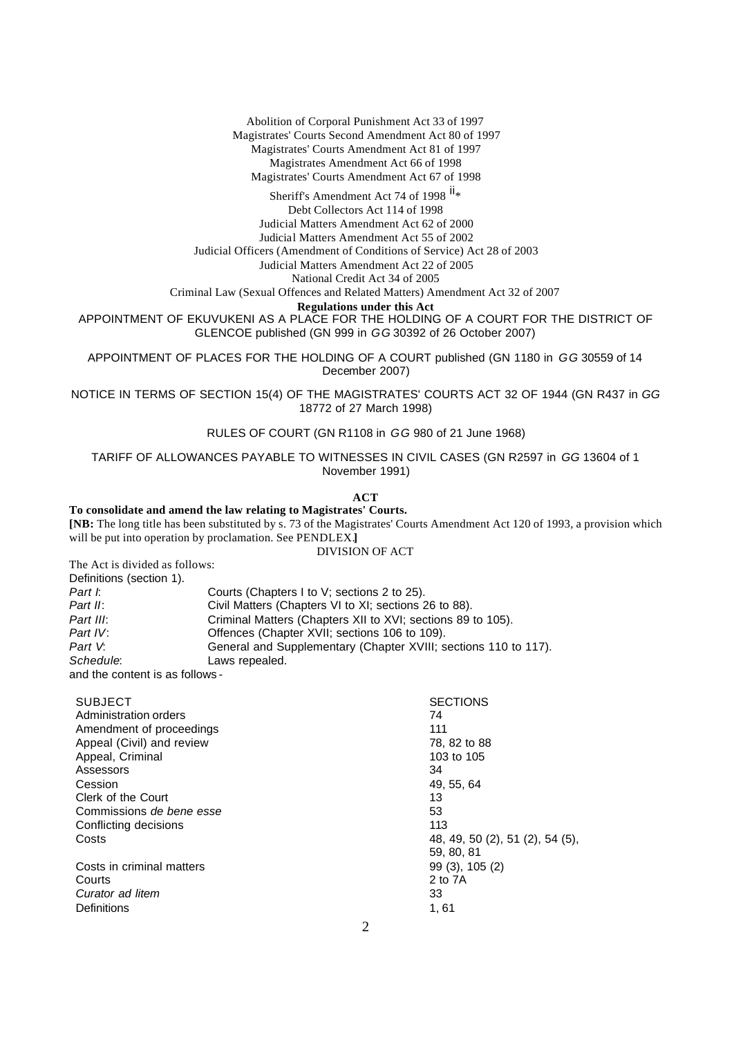Abolition of Corporal Punishment Act 33 of 1997
Magistrates' Courts Second Amendment Act 80 of 1997
Magistrates' Courts Amendment Act 81 of 1997
Magistrates Amendment Act 66 of 1998
Magistrates' Courts Amendment Act 67 of 1998
Sheriff's Amendment Act 74 of 1998 ii*
Debt Collectors Act 114 of 1998
Judicial Matters Amendment Act 62 of 2000
Judicial Matters Amendment Act 55 of 2002
Judicial Officers (Amendment of Conditions of Service) Act 28 of 2003
Judicial Matters Amendment Act 22 of 2005
National Credit Act 34 of 2005
Criminal Law (Sexual Offences and Related Matters) Amendment Act 32 of 2007

**Regulations under this Act**

APPOINTMENT OF EKUVUKENI AS A PLACE FOR THE HOLDING OF A COURT FOR THE DISTRICT OF GLENCOE published (GN 999 in *GG* 30392 of 26 October 2007)

APPOINTMENT OF PLACES FOR THE HOLDING OF A COURT published (GN 1180 in *GG* 30559 of 14 December 2007)

NOTICE IN TERMS OF SECTION 15(4) OF THE MAGISTRATES' COURTS ACT 32 OF 1944 (GN R437 in *GG* 18772 of 27 March 1998)

RULES OF COURT (GN R1108 in *GG* 980 of 21 June 1968)

TARIFF OF ALLOWANCES PAYABLE TO WITNESSES IN CIVIL CASES (GN R2597 in *GG* 13604 of 1 November 1991)

**ACT**

**To consolidate and amend the law relating to Magistrates' Courts.**

**[NB:** The long title has been substituted by s. 73 of the Magistrates' Courts Amendment Act 120 of 1993, a provision which will be put into operation by proclamation. See PENDLEX.**]**

DIVISION OF ACT

The Act is divided as follows:

Definitions (section 1).

| | |
|---|---|
| *Part I*: | Courts (Chapters I to V; sections 2 to 25). |
| *Part II*: | Civil Matters (Chapters VI to XI; sections 26 to 88). |
| *Part III*: | Criminal Matters (Chapters XII to XVI; sections 89 to 105). |
| *Part IV*: | Offences (Chapter XVII; sections 106 to 109). |
| *Part V*: | General and Supplementary (Chapter XVIII; sections 110 to 117). |
| *Schedule*: | Laws repealed. |

and the content is as follows -

| SUBJECT | SECTIONS |
|---|---|
| Administration orders | 74 |
| Amendment of proceedings | 111 |
| Appeal (Civil) and review | 78, 82 to 88 |
| Appeal, Criminal | 103 to 105 |
| Assessors | 34 |
| Cession | 49, 55, 64 |
| Clerk of the Court | 13 |
| Commissions *de bene esse* | 53 |
| Conflicting decisions | 113 |
| Costs | 48, 49, 50 (2), 51 (2), 54 (5), 59, 80, 81 |
| Costs in criminal matters | 99 (3), 105 (2) |
| Courts | 2 to 7A |
| *Curator ad litem* | 33 |
| Definitions | 1, 61 |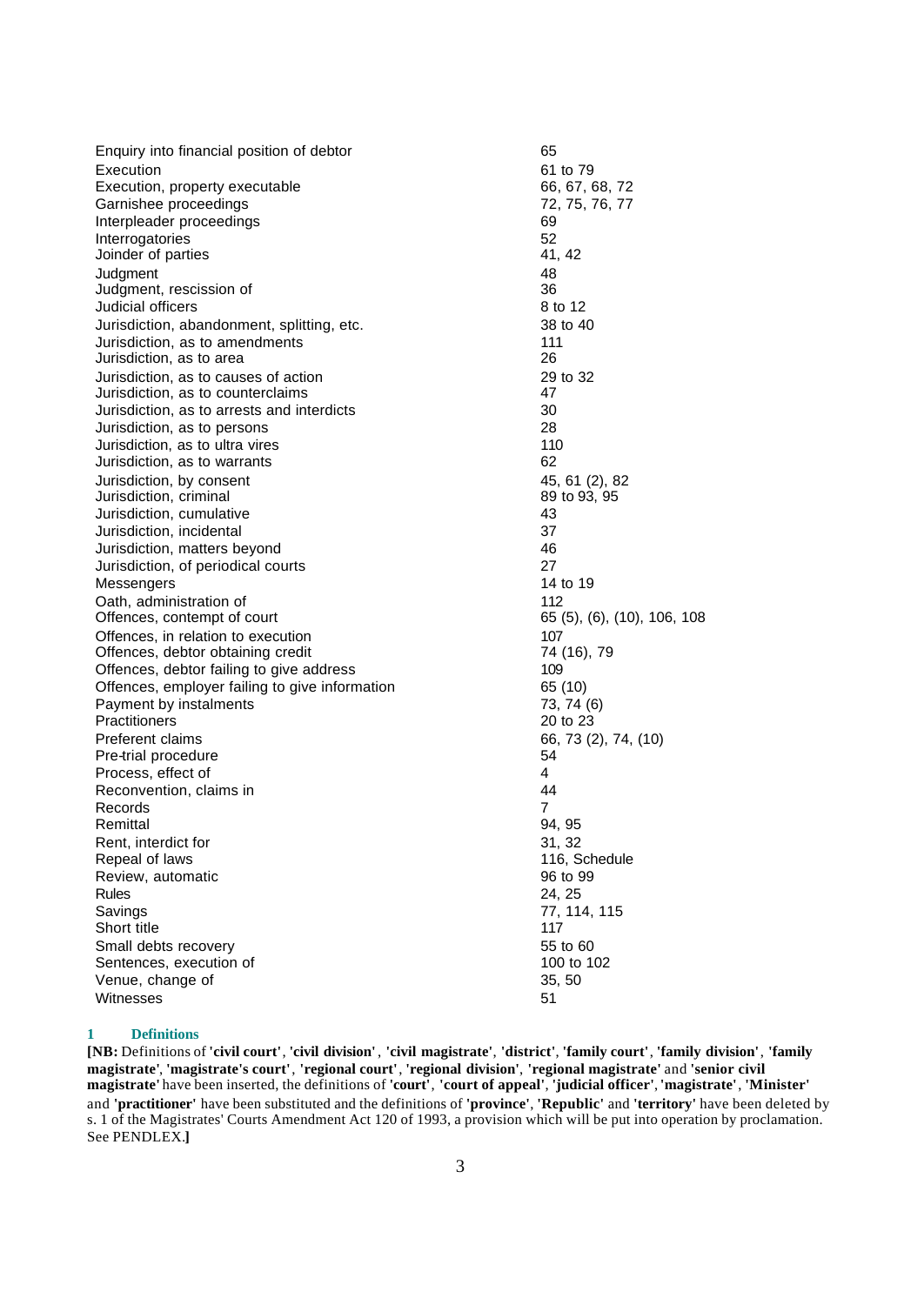| | |
|---|---|
| Enquiry into financial position of debtor | 65 |
| Execution | 61 to 79 |
| Execution, property executable | 66, 67, 68, 72 |
| Garnishee proceedings | 72, 75, 76, 77 |
| Interpleader proceedings | 69 |
| Interrogatories | 52 |
| Joinder of parties | 41, 42 |
| Judgment | 48 |
| Judgment, rescission of | 36 |
| Judicial officers | 8 to 12 |
| Jurisdiction, abandonment, splitting, etc. | 38 to 40 |
| Jurisdiction, as to amendments | 111 |
| Jurisdiction, as to area | 26 |
| Jurisdiction, as to causes of action | 29 to 32 |
| Jurisdiction, as to counterclaims | 47 |
| Jurisdiction, as to arrests and interdicts | 30 |
| Jurisdiction, as to persons | 28 |
| Jurisdiction, as to ultra vires | 110 |
| Jurisdiction, as to warrants | 62 |
| Jurisdiction, by consent | 45, 61 (2), 82 |
| Jurisdiction, criminal | 89 to 93, 95 |
| Jurisdiction, cumulative | 43 |
| Jurisdiction, incidental | 37 |
| Jurisdiction, matters beyond | 46 |
| Jurisdiction, of periodical courts | 27 |
| Messengers | 14 to 19 |
| Oath, administration of | 112 |
| Offences, contempt of court | 65 (5), (6), (10), 106, 108 |
| Offences, in relation to execution | 107 |
| Offences, debtor obtaining credit | 74 (16), 79 |
| Offences, debtor failing to give address | 109 |
| Offences, employer failing to give information | 65 (10) |
| Payment by instalments | 73, 74 (6) |
| Practitioners | 20 to 23 |
| Preferent claims | 66, 73 (2), 74, (10) |
| Pre-trial procedure | 54 |
| Process, effect of | 4 |
| Reconvention, claims in | 44 |
| Records | 7 |
| Remittal | 94, 95 |
| Rent, interdict for | 31, 32 |
| Repeal of laws | 116, Schedule |
| Review, automatic | 96 to 99 |
| Rules | 24, 25 |
| Savings | 77, 114, 115 |
| Short title | 117 |
| Small debts recovery | 55 to 60 |
| Sentences, execution of | 100 to 102 |
| Venue, change of | 35, 50 |
| Witnesses | 51 |

## 1 Definitions

**[NB:** Definitions of **'civil court'**, **'civil division'**, **'civil magistrate'**, **'district'**, **'family court'**, **'family division'**, **'family magistrate'**, **'magistrate's court'**, **'regional court'**, **'regional division'**, **'regional magistrate'** and **'senior civil magistrate'** have been inserted, the definitions of **'court'**, **'court of appeal'**, **'judicial officer'**, **'magistrate'**, **'Minister'** and **'practitioner'** have been substituted and the definitions of **'province'**, **'Republic'** and **'territory'** have been deleted by s. 1 of the Magistrates' Courts Amendment Act 120 of 1993, a provision which will be put into operation by proclamation. See PENDLEX.**]**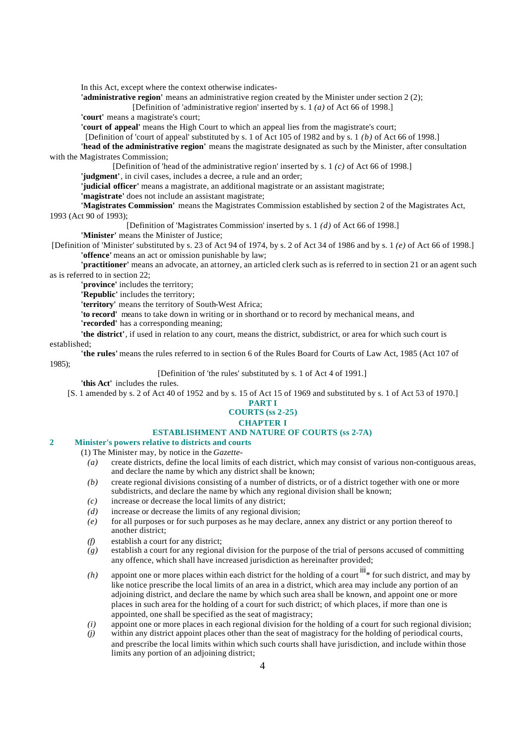In this Act, except where the context otherwise indicates-

**'administrative region'** means an administrative region created by the Minister under section 2 (2);

[Definition of 'administrative region' inserted by s. 1 *(a)* of Act 66 of 1998.]

**'court'** means a magistrate's court;

**'court of appeal'** means the High Court to which an appeal lies from the magistrate's court;

[Definition of 'court of appeal' substituted by s. 1 of Act 105 of 1982 and by s. 1 *(b)* of Act 66 of 1998.]

**'head of the administrative region'** means the magistrate designated as such by the Minister, after consultation with the Magistrates Commission;

[Definition of 'head of the administrative region' inserted by s. 1 *(c)* of Act 66 of 1998.]

**'judgment'**, in civil cases, includes a decree, a rule and an order;

**'judicial officer'** means a magistrate, an additional magistrate or an assistant magistrate;

**'magistrate'** does not include an assistant magistrate;

**'Magistrates Commission'** means the Magistrates Commission established by section 2 of the Magistrates Act, 1993 (Act 90 of 1993);

[Definition of 'Magistrates Commission' inserted by s. 1 *(d)* of Act 66 of 1998.]

**'Minister'** means the Minister of Justice;

[Definition of 'Minister' substituted by s. 23 of Act 94 of 1974, by s. 2 of Act 34 of 1986 and by s. 1 *(e)* of Act 66 of 1998.]

**'offence'** means an act or omission punishable by law;

**'practitioner'** means an advocate, an attorney, an articled clerk such as is referred to in section 21 or an agent such as is referred to in section 22;

**'province'** includes the territory;

**'Republic'** includes the territory;

**'territory'** means the territory of South-West Africa;

**'to record'** means to take down in writing or in shorthand or to record by mechanical means, and

**'recorded'** has a corresponding meaning;

**'the district'**, if used in relation to any court, means the district, subdistrict, or area for which such court is established;

**'the rules'** means the rules referred to in section 6 of the Rules Board for Courts of Law Act, 1985 (Act 107 of 1985);

[Definition of 'the rules' substituted by s. 1 of Act 4 of 1991.]

**'this Act'** includes the rules.

[S. 1 amended by s. 2 of Act 40 of 1952 and by s. 15 of Act 15 of 1969 and substituted by s. 1 of Act 53 of 1970.]

## PART I
## COURTS (ss 2-25)
## CHAPTER I
## ESTABLISHMENT AND NATURE OF COURTS (ss 2-7A)

### 2 Minister's powers relative to districts and courts

(1) The Minister may, by notice in the *Gazette*-

*(a)* create districts, define the local limits of each district, which may consist of various non-contiguous areas, and declare the name by which any district shall be known;

*(b)* create regional divisions consisting of a number of districts, or of a district together with one or more subdistricts, and declare the name by which any regional division shall be known;

*(c)* increase or decrease the local limits of any district;

*(d)* increase or decrease the limits of any regional division;

*(e)* for all purposes or for such purposes as he may declare, annex any district or any portion thereof to another district;

*(f)* establish a court for any district;

*(g)* establish a court for any regional division for the purpose of the trial of persons accused of committing any offence, which shall have increased jurisdiction as hereinafter provided;

*(h)* appoint one or more places within each district for the holding of a court [iii]* for such district, and may by like notice prescribe the local limits of an area in a district, which area may include any portion of an adjoining district, and declare the name by which such area shall be known, and appoint one or more places in such area for the holding of a court for such district; of which places, if more than one is appointed, one shall be specified as the seat of magistracy;

*(i)* appoint one or more places in each regional division for the holding of a court for such regional division;

*(j)* within any district appoint places other than the seat of magistracy for the holding of periodical courts, and prescribe the local limits within which such courts shall have jurisdiction, and include within those limits any portion of an adjoining district;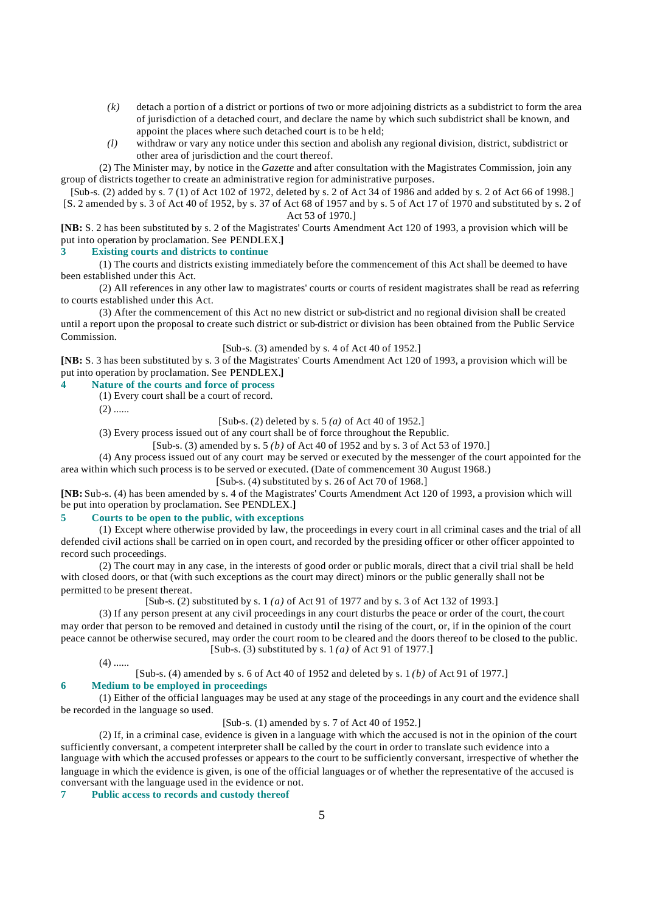*(k)* detach a portion of a district or portions of two or more adjoining districts as a subdistrict to form the area of jurisdiction of a detached court, and declare the name by which such subdistrict shall be known, and appoint the places where such detached court is to be held;

*(l)* withdraw or vary any notice under this section and abolish any regional division, district, subdistrict or other area of jurisdiction and the court thereof.

(2) The Minister may, by notice in the *Gazette* and after consultation with the Magistrates Commission, join any group of districts together to create an administrative region for administrative purposes.

[Sub-s. (2) added by s. 7 (1) of Act 102 of 1972, deleted by s. 2 of Act 34 of 1986 and added by s. 2 of Act 66 of 1998.]

[S. 2 amended by s. 3 of Act 40 of 1952, by s. 37 of Act 68 of 1957 and by s. 5 of Act 17 of 1970 and substituted by s. 2 of Act 53 of 1970.]

**[NB:** S. 2 has been substituted by s. 2 of the Magistrates' Courts Amendment Act 120 of 1993, a provision which will be put into operation by proclamation. See PENDLEX.**]**

### 3 Existing courts and districts to continue

(1) The courts and districts existing immediately before the commencement of this Act shall be deemed to have been established under this Act.

(2) All references in any other law to magistrates' courts or courts of resident magistrates shall be read as referring to courts established under this Act.

(3) After the commencement of this Act no new district or sub-district and no regional division shall be created until a report upon the proposal to create such district or sub-district or division has been obtained from the Public Service Commission.

[Sub-s. (3) amended by s. 4 of Act 40 of 1952.]

**[NB:** S. 3 has been substituted by s. 3 of the Magistrates' Courts Amendment Act 120 of 1993, a provision which will be put into operation by proclamation. See PENDLEX.**]**

### 4 Nature of the courts and force of process

(1) Every court shall be a court of record.

(2) ......

[Sub-s. (2) deleted by s. 5 *(a)* of Act 40 of 1952.]

(3) Every process issued out of any court shall be of force throughout the Republic.

[Sub-s. (3) amended by s. 5 *(b)* of Act 40 of 1952 and by s. 3 of Act 53 of 1970.]

(4) Any process issued out of any court may be served or executed by the messenger of the court appointed for the area within which such process is to be served or executed. (Date of commencement 30 August 1968.)

[Sub-s. (4) substituted by s. 26 of Act 70 of 1968.]

**[NB:** Sub-s. (4) has been amended by s. 4 of the Magistrates' Courts Amendment Act 120 of 1993, a provision which will be put into operation by proclamation. See PENDLEX.**]**

### 5 Courts to be open to the public, with exceptions

(1) Except where otherwise provided by law, the proceedings in every court in all criminal cases and the trial of all defended civil actions shall be carried on in open court, and recorded by the presiding officer or other officer appointed to record such proceedings.

(2) The court may in any case, in the interests of good order or public morals, direct that a civil trial shall be held with closed doors, or that (with such exceptions as the court may direct) minors or the public generally shall not be permitted to be present thereat.

[Sub-s. (2) substituted by s. 1 *(a)* of Act 91 of 1977 and by s. 3 of Act 132 of 1993.]

(3) If any person present at any civil proceedings in any court disturbs the peace or order of the court, the court may order that person to be removed and detained in custody until the rising of the court, or, if in the opinion of the court peace cannot be otherwise secured, may order the court room to be cleared and the doors thereof to be closed to the public.

[Sub-s. (3) substituted by s. 1 *(a)* of Act 91 of 1977.]

(4) ......

[Sub-s. (4) amended by s. 6 of Act 40 of 1952 and deleted by s. 1 *(b)* of Act 91 of 1977.]

### 6 Medium to be employed in proceedings

(1) Either of the official languages may be used at any stage of the proceedings in any court and the evidence shall be recorded in the language so used.

[Sub-s. (1) amended by s. 7 of Act 40 of 1952.]

(2) If, in a criminal case, evidence is given in a language with which the accused is not in the opinion of the court sufficiently conversant, a competent interpreter shall be called by the court in order to translate such evidence into a language with which the accused professes or appears to the court to be sufficiently conversant, irrespective of whether the language in which the evidence is given, is one of the official languages or of whether the representative of the accused is conversant with the language used in the evidence or not.

### 7 Public access to records and custody thereof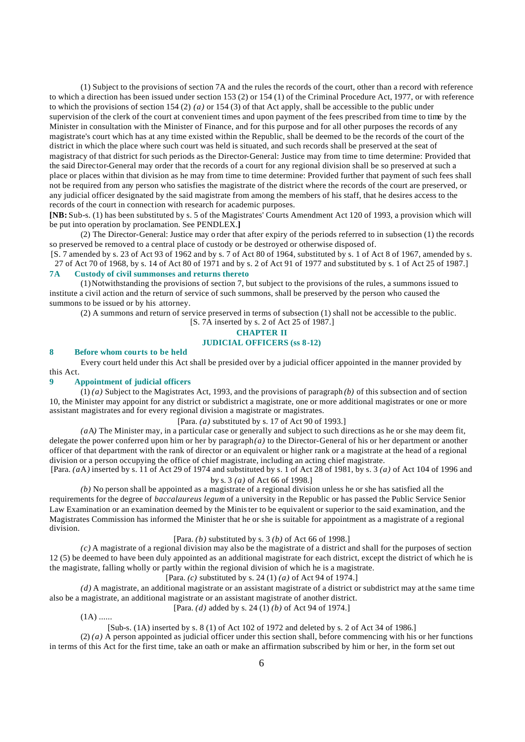(1) Subject to the provisions of section 7A and the rules the records of the court, other than a record with reference to which a direction has been issued under section 153 (2) or 154 (1) of the Criminal Procedure Act, 1977, or with reference to which the provisions of section 154 (2) *(a)* or 154 (3) of that Act apply, shall be accessible to the public under supervision of the clerk of the court at convenient times and upon payment of the fees prescribed from time to time by the Minister in consultation with the Minister of Finance, and for this purpose and for all other purposes the records of any magistrate's court which has at any time existed within the Republic, shall be deemed to be the records of the court of the district in which the place where such court was held is situated, and such records shall be preserved at the seat of magistracy of that district for such periods as the Director-General: Justice may from time to time determine: Provided that the said Director-General may order that the records of a court for any regional division shall be so preserved at such a place or places within that division as he may from time to time determine: Provided further that payment of such fees shall not be required from any person who satisfies the magistrate of the district where the records of the court are preserved, or any judicial officer designated by the said magistrate from among the members of his staff, that he desires access to the records of the court in connection with research for academic purposes.

**[NB:** Sub-s. (1) has been substituted by s. 5 of the Magistrates' Courts Amendment Act 120 of 1993, a provision which will be put into operation by proclamation. See PENDLEX.**]**

(2) The Director-General: Justice may order that after expiry of the periods referred to in subsection (1) the records so preserved be removed to a central place of custody or be destroyed or otherwise disposed of.

[S. 7 amended by s. 23 of Act 93 of 1962 and by s. 7 of Act 80 of 1964, substituted by s. 1 of Act 8 of 1967, amended by s. 27 of Act 70 of 1968, by s. 14 of Act 80 of 1971 and by s. 2 of Act 91 of 1977 and substituted by s. 1 of Act 25 of 1987.]

### 7A Custody of civil summonses and returns thereto

(1) Notwithstanding the provisions of section 7, but subject to the provisions of the rules, a summons issued to institute a civil action and the return of service of such summons, shall be preserved by the person who caused the summons to be issued or by his attorney.

(2) A summons and return of service preserved in terms of subsection (1) shall not be accessible to the public.

[S. 7A inserted by s. 2 of Act 25 of 1987.]

## CHAPTER II
## JUDICIAL OFFICERS (ss 8-12)

### 8 Before whom courts to be held

Every court held under this Act shall be presided over by a judicial officer appointed in the manner provided by this Act.

### 9 Appointment of judicial officers

(1) *(a)* Subject to the Magistrates Act, 1993, and the provisions of paragraph *(b)* of this subsection and of section 10, the Minister may appoint for any district or subdistrict a magistrate, one or more additional magistrates or one or more assistant magistrates and for every regional division a magistrate or magistrates.

[Para. *(a)* substituted by s. 17 of Act 90 of 1993.]

*(a*A*)* The Minister may, in a particular case or generally and subject to such directions as he or she may deem fit, delegate the power conferred upon him or her by paragraph *(a)* to the Director-General of his or her department or another officer of that department with the rank of director or an equivalent or higher rank or a magistrate at the head of a regional division or a person occupying the office of chief magistrate, including an acting chief magistrate.

[Para. *(a*A*)* inserted by s. 11 of Act 29 of 1974 and substituted by s. 1 of Act 28 of 1981, by s. 3 *(a)* of Act 104 of 1996 and by s. 3 *(a)* of Act 66 of 1998.]

*(b)* No person shall be appointed as a magistrate of a regional division unless he or she has satisfied all the requirements for the degree of *baccalaureus legum* of a university in the Republic or has passed the Public Service Senior Law Examination or an examination deemed by the Minister to be equivalent or superior to the said examination, and the Magistrates Commission has informed the Minister that he or she is suitable for appointment as a magistrate of a regional division.

[Para. *(b)* substituted by s. 3 *(b)* of Act 66 of 1998.]

*(c)* A magistrate of a regional division may also be the magistrate of a district and shall for the purposes of section 12 (5) be deemed to have been duly appointed as an additional magistrate for each district, except the district of which he is the magistrate, falling wholly or partly within the regional division of which he is a magistrate.

[Para. *(c)* substituted by s. 24 (1) *(a)* of Act 94 of 1974.]

*(d)* A magistrate, an additional magistrate or an assistant magistrate of a district or subdistrict may at the same time also be a magistrate, an additional magistrate or an assistant magistrate of another district.

[Para. *(d)* added by s. 24 (1) *(b)* of Act 94 of 1974.]

(1A) ......

[Sub-s. (1A) inserted by s. 8 (1) of Act 102 of 1972 and deleted by s. 2 of Act 34 of 1986.]

(2) *(a)* A person appointed as judicial officer under this section shall, before commencing with his or her functions in terms of this Act for the first time, take an oath or make an affirmation subscribed by him or her, in the form set out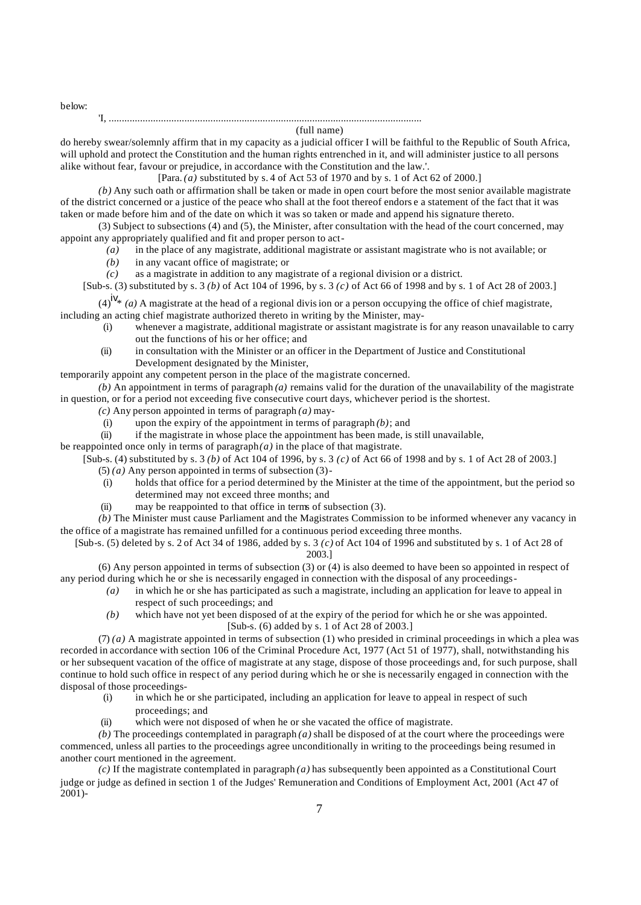below:

'I, ........................................................................................................................

(full name)

do hereby swear/solemnly affirm that in my capacity as a judicial officer I will be faithful to the Republic of South Africa, will uphold and protect the Constitution and the human rights entrenched in it, and will administer justice to all persons alike without fear, favour or prejudice, in accordance with the Constitution and the law.'.

[Para. *(a)* substituted by s. 4 of Act 53 of 1970 and by s. 1 of Act 62 of 2000.]

*(b)* Any such oath or affirmation shall be taken or made in open court before the most senior available magistrate of the district concerned or a justice of the peace who shall at the foot thereof endorse a statement of the fact that it was taken or made before him and of the date on which it was so taken or made and append his signature thereto.

(3) Subject to subsections (4) and (5), the Minister, after consultation with the head of the court concerned, may appoint any appropriately qualified and fit and proper person to act-

*(a)* in the place of any magistrate, additional magistrate or assistant magistrate who is not available; or

*(b)* in any vacant office of magistrate; or

*(c)* as a magistrate in addition to any magistrate of a regional division or a district.

[Sub-s. (3) substituted by s. 3 *(b)* of Act 104 of 1996, by s. 3 *(c)* of Act 66 of 1998 and by s. 1 of Act 28 of 2003.]

(4)[iv]* *(a)* A magistrate at the head of a regional division or a person occupying the office of chief magistrate, including an acting chief magistrate authorized thereto in writing by the Minister, may-

(i) whenever a magistrate, additional magistrate or assistant magistrate is for any reason unavailable to carry out the functions of his or her office; and

(ii) in consultation with the Minister or an officer in the Department of Justice and Constitutional Development designated by the Minister,

temporarily appoint any competent person in the place of the magistrate concerned.

*(b)* An appointment in terms of paragraph *(a)* remains valid for the duration of the unavailability of the magistrate in question, or for a period not exceeding five consecutive court days, whichever period is the shortest.

*(c)* Any person appointed in terms of paragraph *(a)* may-

(i) upon the expiry of the appointment in terms of paragraph *(b)*; and

(ii) if the magistrate in whose place the appointment has been made, is still unavailable,

be reappointed once only in terms of paragraph *(a)* in the place of that magistrate.

[Sub-s. (4) substituted by s. 3 *(b)* of Act 104 of 1996, by s. 3 *(c)* of Act 66 of 1998 and by s. 1 of Act 28 of 2003.]

(5) *(a)* Any person appointed in terms of subsection (3)-

(i) holds that office for a period determined by the Minister at the time of the appointment, but the period so determined may not exceed three months; and

(ii) may be reappointed to that office in terms of subsection (3).

*(b)* The Minister must cause Parliament and the Magistrates Commission to be informed whenever any vacancy in the office of a magistrate has remained unfilled for a continuous period exceeding three months.

[Sub-s. (5) deleted by s. 2 of Act 34 of 1986, added by s. 3 *(c)* of Act 104 of 1996 and substituted by s. 1 of Act 28 of 2003.]

(6) Any person appointed in terms of subsection (3) or (4) is also deemed to have been so appointed in respect of any period during which he or she is necessarily engaged in connection with the disposal of any proceedings-

*(a)* in which he or she has participated as such a magistrate, including an application for leave to appeal in respect of such proceedings; and

*(b)* which have not yet been disposed of at the expiry of the period for which he or she was appointed.

[Sub-s. (6) added by s. 1 of Act 28 of 2003.]

(7) *(a)* A magistrate appointed in terms of subsection (1) who presided in criminal proceedings in which a plea was recorded in accordance with section 106 of the Criminal Procedure Act, 1977 (Act 51 of 1977), shall, notwithstanding his or her subsequent vacation of the office of magistrate at any stage, dispose of those proceedings and, for such purpose, shall continue to hold such office in respect of any period during which he or she is necessarily engaged in connection with the disposal of those proceedings-

(i) in which he or she participated, including an application for leave to appeal in respect of such proceedings; and

(ii) which were not disposed of when he or she vacated the office of magistrate.

*(b)* The proceedings contemplated in paragraph *(a)* shall be disposed of at the court where the proceedings were commenced, unless all parties to the proceedings agree unconditionally in writing to the proceedings being resumed in another court mentioned in the agreement.

*(c)* If the magistrate contemplated in paragraph *(a)* has subsequently been appointed as a Constitutional Court judge or judge as defined in section 1 of the Judges' Remuneration and Conditions of Employment Act, 2001 (Act 47 of 2001)-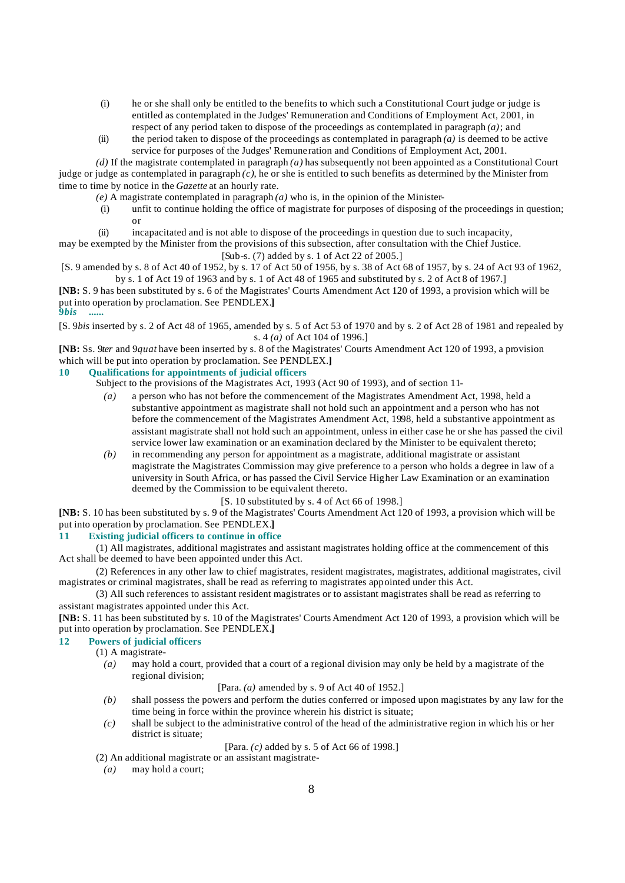(i) he or she shall only be entitled to the benefits to which such a Constitutional Court judge or judge is entitled as contemplated in the Judges' Remuneration and Conditions of Employment Act, 2001, in respect of any period taken to dispose of the proceedings as contemplated in paragraph *(a)*; and

(ii) the period taken to dispose of the proceedings as contemplated in paragraph *(a)* is deemed to be active service for purposes of the Judges' Remuneration and Conditions of Employment Act, 2001.

*(d)* If the magistrate contemplated in paragraph *(a)* has subsequently not been appointed as a Constitutional Court judge or judge as contemplated in paragraph *(c)*, he or she is entitled to such benefits as determined by the Minister from time to time by notice in the *Gazette* at an hourly rate.

*(e)* A magistrate contemplated in paragraph *(a)* who is, in the opinion of the Minister-

(i) unfit to continue holding the office of magistrate for purposes of disposing of the proceedings in question; or

(ii) incapacitated and is not able to dispose of the proceedings in question due to such incapacity,

may be exempted by the Minister from the provisions of this subsection, after consultation with the Chief Justice.

[Sub-s. (7) added by s. 1 of Act 22 of 2005.]

[S. 9 amended by s. 8 of Act 40 of 1952, by s. 17 of Act 50 of 1956, by s. 38 of Act 68 of 1957, by s. 24 of Act 93 of 1962, by s. 1 of Act 19 of 1963 and by s. 1 of Act 48 of 1965 and substituted by s. 2 of Act 8 of 1967.]

**[NB:** S. 9 has been substituted by s. 6 of the Magistrates' Courts Amendment Act 120 of 1993, a provision which will be put into operation by proclamation. See PENDLEX.**]**

**9*bis* ......**

[S. 9*bis* inserted by s. 2 of Act 48 of 1965, amended by s. 5 of Act 53 of 1970 and by s. 2 of Act 28 of 1981 and repealed by s. 4 *(a)* of Act 104 of 1996.]

**[NB:** Ss. 9*ter* and 9*quat* have been inserted by s. 8 of the Magistrates' Courts Amendment Act 120 of 1993, a provision which will be put into operation by proclamation. See PENDLEX.**]**

### 10 Qualifications for appointments of judicial officers

Subject to the provisions of the Magistrates Act, 1993 (Act 90 of 1993), and of section 11-

*(a)* a person who has not before the commencement of the Magistrates Amendment Act, 1998, held a substantive appointment as magistrate shall not hold such an appointment and a person who has not before the commencement of the Magistrates Amendment Act, 1998, held a substantive appointment as assistant magistrate shall not hold such an appointment, unless in either case he or she has passed the civil service lower law examination or an examination declared by the Minister to be equivalent thereto;

*(b)* in recommending any person for appointment as a magistrate, additional magistrate or assistant magistrate the Magistrates Commission may give preference to a person who holds a degree in law of a university in South Africa, or has passed the Civil Service Higher Law Examination or an examination deemed by the Commission to be equivalent thereto.

[S. 10 substituted by s. 4 of Act 66 of 1998.]

**[NB:** S. 10 has been substituted by s. 9 of the Magistrates' Courts Amendment Act 120 of 1993, a provision which will be put into operation by proclamation. See PENDLEX.**]**

### 11 Existing judicial officers to continue in office

(1) All magistrates, additional magistrates and assistant magistrates holding office at the commencement of this Act shall be deemed to have been appointed under this Act.

(2) References in any other law to chief magistrates, resident magistrates, magistrates, additional magistrates, civil magistrates or criminal magistrates, shall be read as referring to magistrates appointed under this Act.

(3) All such references to assistant resident magistrates or to assistant magistrates shall be read as referring to assistant magistrates appointed under this Act.

**[NB:** S. 11 has been substituted by s. 10 of the Magistrates' Courts Amendment Act 120 of 1993, a provision which will be put into operation by proclamation. See PENDLEX.**]**

### 12 Powers of judicial officers

(1) A magistrate-

*(a)* may hold a court, provided that a court of a regional division may only be held by a magistrate of the regional division;

[Para. *(a)* amended by s. 9 of Act 40 of 1952.]

*(b)* shall possess the powers and perform the duties conferred or imposed upon magistrates by any law for the time being in force within the province wherein his district is situate;

*(c)* shall be subject to the administrative control of the head of the administrative region in which his or her district is situate;

[Para. *(c)* added by s. 5 of Act 66 of 1998.]

(2) An additional magistrate or an assistant magistrate-

*(a)* may hold a court;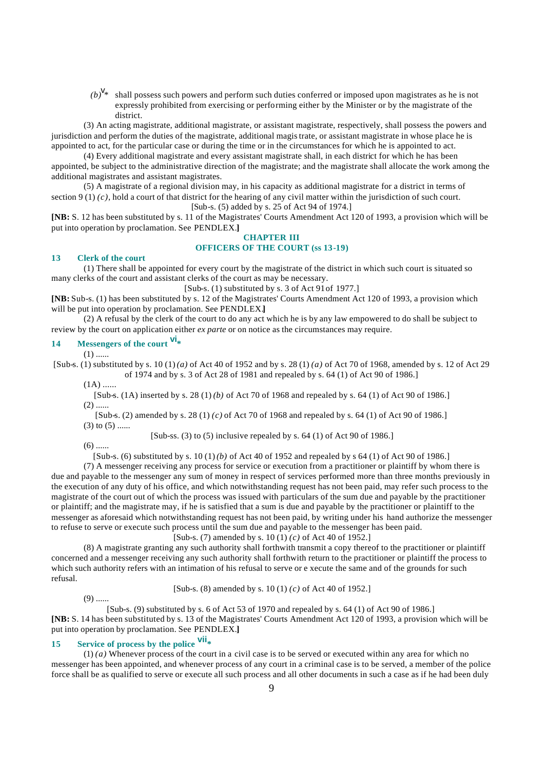(b)[v]* shall possess such powers and perform such duties conferred or imposed upon magistrates as he is not expressly prohibited from exercising or performing either by the Minister or by the magistrate of the district.

(3) An acting magistrate, additional magistrate, or assistant magistrate, respectively, shall possess the powers and jurisdiction and perform the duties of the magistrate, additional magistrate, or assistant magistrate in whose place he is appointed to act, for the particular case or during the time or in the circumstances for which he is appointed to act.

(4) Every additional magistrate and every assistant magistrate shall, in each district for which he has been appointed, be subject to the administrative direction of the magistrate; and the magistrate shall allocate the work among the additional magistrates and assistant magistrates.

(5) A magistrate of a regional division may, in his capacity as additional magistrate for a district in terms of section 9 (1) *(c)*, hold a court of that district for the hearing of any civil matter within the jurisdiction of such court.

[Sub-s. (5) added by s. 25 of Act 94 of 1974.]

**[NB:** S. 12 has been substituted by s. 11 of the Magistrates' Courts Amendment Act 120 of 1993, a provision which will be put into operation by proclamation. See PENDLEX.**]**

## CHAPTER III
## OFFICERS OF THE COURT (ss 13-19)

### 13 Clerk of the court

(1) There shall be appointed for every court by the magistrate of the district in which such court is situated so many clerks of the court and assistant clerks of the court as may be necessary.

[Sub-s. (1) substituted by s. 3 of Act 91 of 1977.]

**[NB:** Sub-s. (1) has been substituted by s. 12 of the Magistrates' Courts Amendment Act 120 of 1993, a provision which will be put into operation by proclamation. See PENDLEX.**]**

(2) A refusal by the clerk of the court to do any act which he is by any law empowered to do shall be subject to review by the court on application either *ex parte* or on notice as the circumstances may require.

### 14 Messengers of the court [vi]*

(1) ......

[Sub-s. (1) substituted by s. 10 (1) *(a)* of Act 40 of 1952 and by s. 28 (1) *(a)* of Act 70 of 1968, amended by s. 12 of Act 29 of 1974 and by s. 3 of Act 28 of 1981 and repealed by s. 64 (1) of Act 90 of 1986.]

(1A) ......

[Sub-s. (1A) inserted by s. 28 (1) *(b)* of Act 70 of 1968 and repealed by s. 64 (1) of Act 90 of 1986.]

(2) ......

[Sub-s. (2) amended by s. 28 (1) *(c)* of Act 70 of 1968 and repealed by s. 64 (1) of Act 90 of 1986.]

(3) to (5) ......

[Sub-ss. (3) to (5) inclusive repealed by s. 64 (1) of Act 90 of 1986.]

(6) ......

[Sub-s. (6) substituted by s. 10 (1) *(b)* of Act 40 of 1952 and repealed by s 64 (1) of Act 90 of 1986.]

(7) A messenger receiving any process for service or execution from a practitioner or plaintiff by whom there is due and payable to the messenger any sum of money in respect of services performed more than three months previously in the execution of any duty of his office, and which notwithstanding request has not been paid, may refer such process to the magistrate of the court out of which the process was issued with particulars of the sum due and payable by the practitioner or plaintiff; and the magistrate may, if he is satisfied that a sum is due and payable by the practitioner or plaintiff to the messenger as aforesaid which notwithstanding request has not been paid, by writing under his hand authorize the messenger to refuse to serve or execute such process until the sum due and payable to the messenger has been paid.

[Sub-s. (7) amended by s. 10 (1) *(c)* of Act 40 of 1952.]

(8) A magistrate granting any such authority shall forthwith transmit a copy thereof to the practitioner or plaintiff concerned and a messenger receiving any such authority shall forthwith return to the practitioner or plaintiff the process to which such authority refers with an intimation of his refusal to serve or execute the same and of the grounds for such refusal.

[Sub-s. (8) amended by s. 10 (1) *(c)* of Act 40 of 1952.]

(9) ......

[Sub-s. (9) substituted by s. 6 of Act 53 of 1970 and repealed by s. 64 (1) of Act 90 of 1986.]

**[NB:** S. 14 has been substituted by s. 13 of the Magistrates' Courts Amendment Act 120 of 1993, a provision which will be put into operation by proclamation. See PENDLEX.**]**

### 15 Service of process by the police [vii]*

(1) *(a)* Whenever process of the court in a civil case is to be served or executed within any area for which no messenger has been appointed, and whenever process of any court in a criminal case is to be served, a member of the police force shall be as qualified to serve or execute all such process and all other documents in such a case as if he had been duly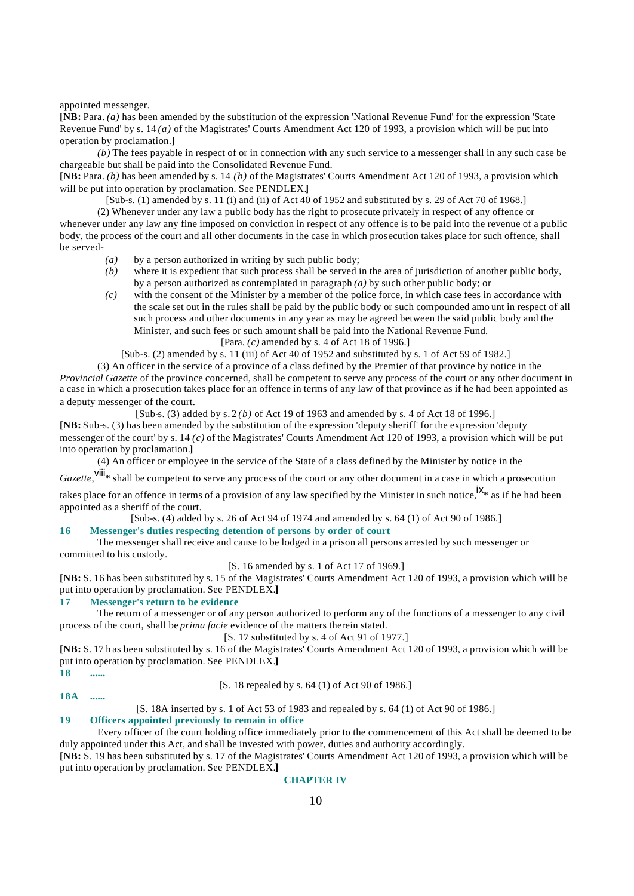appointed messenger.

**[NB:** Para. *(a)* has been amended by the substitution of the expression 'National Revenue Fund' for the expression 'State Revenue Fund' by s. 14 *(a)* of the Magistrates' Courts Amendment Act 120 of 1993, a provision which will be put into operation by proclamation.**]**

*(b)* The fees payable in respect of or in connection with any such service to a messenger shall in any such case be chargeable but shall be paid into the Consolidated Revenue Fund.

**[NB:** Para. *(b)* has been amended by s. 14 *(b)* of the Magistrates' Courts Amendment Act 120 of 1993, a provision which will be put into operation by proclamation. See PENDLEX.**]**

[Sub-s. (1) amended by s. 11 (i) and (ii) of Act 40 of 1952 and substituted by s. 29 of Act 70 of 1968.]

(2) Whenever under any law a public body has the right to prosecute privately in respect of any offence or whenever under any law any fine imposed on conviction in respect of any offence is to be paid into the revenue of a public body, the process of the court and all other documents in the case in which prosecution takes place for such offence, shall be served-

*(a)* by a person authorized in writing by such public body;

*(b)* where it is expedient that such process shall be served in the area of jurisdiction of another public body, by a person authorized as contemplated in paragraph *(a)* by such other public body; or

*(c)* with the consent of the Minister by a member of the police force, in which case fees in accordance with the scale set out in the rules shall be paid by the public body or such compounded amount in respect of all such process and other documents in any year as may be agreed between the said public body and the Minister, and such fees or such amount shall be paid into the National Revenue Fund.

[Para. *(c)* amended by s. 4 of Act 18 of 1996.]

[Sub-s. (2) amended by s. 11 (iii) of Act 40 of 1952 and substituted by s. 1 of Act 59 of 1982.]

(3) An officer in the service of a province of a class defined by the Premier of that province by notice in the *Provincial Gazette* of the province concerned, shall be competent to serve any process of the court or any other document in a case in which a prosecution takes place for an offence in terms of any law of that province as if he had been appointed as a deputy messenger of the court.

[Sub-s. (3) added by s. 2 *(b)* of Act 19 of 1963 and amended by s. 4 of Act 18 of 1996.]

**[NB:** Sub-s. (3) has been amended by the substitution of the expression 'deputy sheriff' for the expression 'deputy messenger of the court' by s. 14 *(c)* of the Magistrates' Courts Amendment Act 120 of 1993, a provision which will be put into operation by proclamation.**]**

(4) An officer or employee in the service of the State of a class defined by the Minister by notice in the *Gazette*,[viii]* shall be competent to serve any process of the court or any other document in a case in which a prosecution takes place for an offence in terms of a provision of any law specified by the Minister in such notice,[ix]* as if he had been appointed as a sheriff of the court.

[Sub-s. (4) added by s. 26 of Act 94 of 1974 and amended by s. 64 (1) of Act 90 of 1986.]

### 16 Messenger's duties respecting detention of persons by order of court

The messenger shall receive and cause to be lodged in a prison all persons arrested by such messenger or committed to his custody.

[S. 16 amended by s. 1 of Act 17 of 1969.]

**[NB:** S. 16 has been substituted by s. 15 of the Magistrates' Courts Amendment Act 120 of 1993, a provision which will be put into operation by proclamation. See PENDLEX.**]**

### 17 Messenger's return to be evidence

The return of a messenger or of any person authorized to perform any of the functions of a messenger to any civil process of the court, shall be *prima facie* evidence of the matters therein stated.

[S. 17 substituted by s. 4 of Act 91 of 1977.]

**[NB:** S. 17 has been substituted by s. 16 of the Magistrates' Courts Amendment Act 120 of 1993, a provision which will be put into operation by proclamation. See PENDLEX.**]**

### 18 ......

[S. 18 repealed by s. 64 (1) of Act 90 of 1986.]

### 18A ......

[S. 18A inserted by s. 1 of Act 53 of 1983 and repealed by s. 64 (1) of Act 90 of 1986.]

### 19 Officers appointed previously to remain in office

Every officer of the court holding office immediately prior to the commencement of this Act shall be deemed to be duly appointed under this Act, and shall be invested with power, duties and authority accordingly.

**[NB:** S. 19 has been substituted by s. 17 of the Magistrates' Courts Amendment Act 120 of 1993, a provision which will be put into operation by proclamation. See PENDLEX.**]**

## CHAPTER IV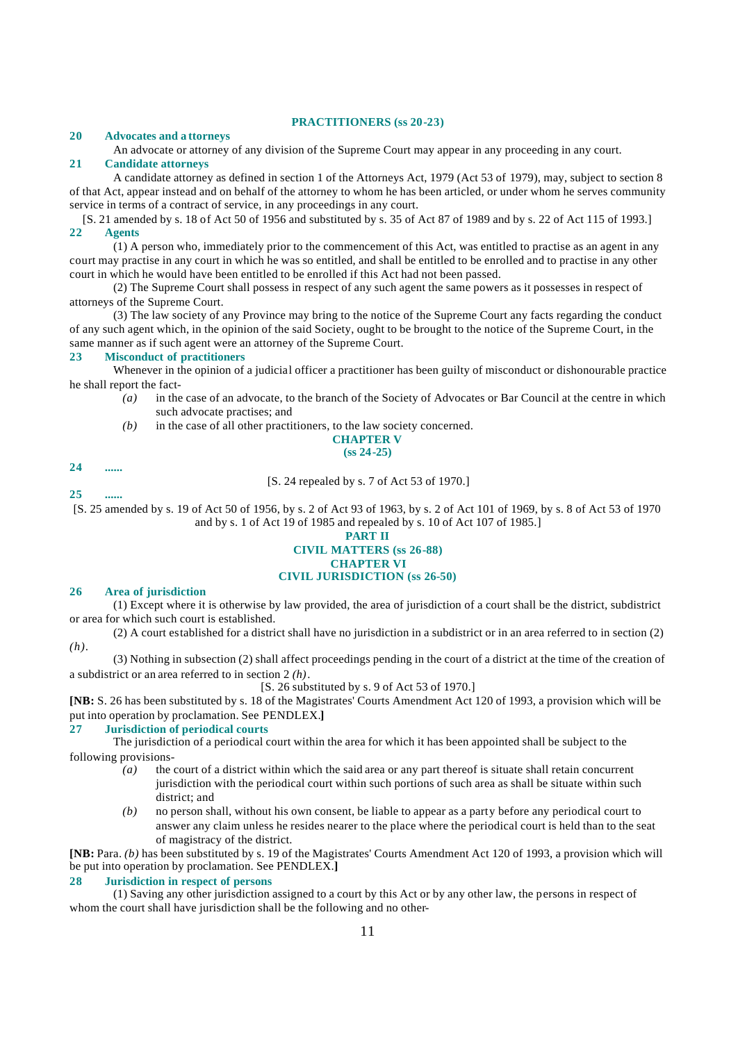## PRACTITIONERS (ss 20-23)

**20 Advocates and attorneys**

An advocate or attorney of any division of the Supreme Court may appear in any proceeding in any court.

**21 Candidate attorneys**

A candidate attorney as defined in section 1 of the Attorneys Act, 1979 (Act 53 of 1979), may, subject to section 8 of that Act, appear instead and on behalf of the attorney to whom he has been articled, or under whom he serves community service in terms of a contract of service, in any proceedings in any court.

[S. 21 amended by s. 18 of Act 50 of 1956 and substituted by s. 35 of Act 87 of 1989 and by s. 22 of Act 115 of 1993.]

**22 Agents**

(1) A person who, immediately prior to the commencement of this Act, was entitled to practise as an agent in any court may practise in any court in which he was so entitled, and shall be entitled to be enrolled and to practise in any other court in which he would have been entitled to be enrolled if this Act had not been passed.

(2) The Supreme Court shall possess in respect of any such agent the same powers as it possesses in respect of attorneys of the Supreme Court.

(3) The law society of any Province may bring to the notice of the Supreme Court any facts regarding the conduct of any such agent which, in the opinion of the said Society, ought to be brought to the notice of the Supreme Court, in the same manner as if such agent were an attorney of the Supreme Court.

**23 Misconduct of practitioners**

Whenever in the opinion of a judicial officer a practitioner has been guilty of misconduct or dishonourable practice he shall report the fact-

*(a)* in the case of an advocate, to the branch of the Society of Advocates or Bar Council at the centre in which such advocate practises; and

*(b)* in the case of all other practitioners, to the law society concerned.

## CHAPTER V
## (ss 24-25)

**24 ......**

[S. 24 repealed by s. 7 of Act 53 of 1970.]

**25 ......**

[S. 25 amended by s. 19 of Act 50 of 1956, by s. 2 of Act 93 of 1963, by s. 2 of Act 101 of 1969, by s. 8 of Act 53 of 1970 and by s. 1 of Act 19 of 1985 and repealed by s. 10 of Act 107 of 1985.]

# PART II
# CIVIL MATTERS (ss 26-88)
## CHAPTER VI
## CIVIL JURISDICTION (ss 26-50)

**26 Area of jurisdiction**

(1) Except where it is otherwise by law provided, the area of jurisdiction of a court shall be the district, subdistrict or area for which such court is established.

(2) A court established for a district shall have no jurisdiction in a subdistrict or in an area referred to in section (2) *(h)*.

(3) Nothing in subsection (2) shall affect proceedings pending in the court of a district at the time of the creation of a subdistrict or an area referred to in section 2 *(h)*.

[S. 26 substituted by s. 9 of Act 53 of 1970.]

**[NB:** S. 26 has been substituted by s. 18 of the Magistrates' Courts Amendment Act 120 of 1993, a provision which will be put into operation by proclamation. See PENDLEX.**]**

**27 Jurisdiction of periodical courts**

The jurisdiction of a periodical court within the area for which it has been appointed shall be subject to the following provisions-

*(a)* the court of a district within which the said area or any part thereof is situate shall retain concurrent jurisdiction with the periodical court within such portions of such area as shall be situate within such district; and

*(b)* no person shall, without his own consent, be liable to appear as a party before any periodical court to answer any claim unless he resides nearer to the place where the periodical court is held than to the seat of magistracy of the district.

**[NB:** Para. *(b)* has been substituted by s. 19 of the Magistrates' Courts Amendment Act 120 of 1993, a provision which will be put into operation by proclamation. See PENDLEX.**]**

**28 Jurisdiction in respect of persons**

(1) Saving any other jurisdiction assigned to a court by this Act or by any other law, the persons in respect of whom the court shall have jurisdiction shall be the following and no other-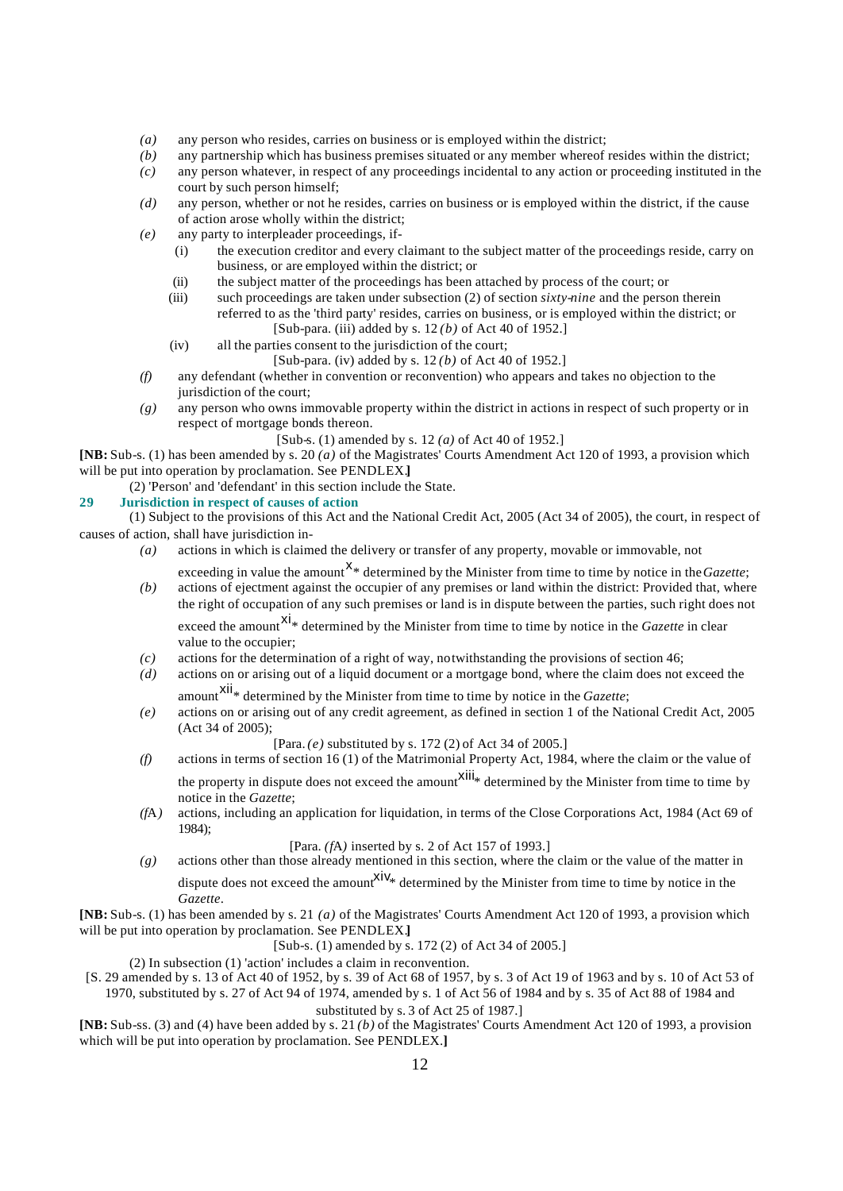*(a)* any person who resides, carries on business or is employed within the district;

*(b)* any partnership which has business premises situated or any member whereof resides within the district;

*(c)* any person whatever, in respect of any proceedings incidental to any action or proceeding instituted in the court by such person himself;

*(d)* any person, whether or not he resides, carries on business or is employed within the district, if the cause of action arose wholly within the district;

*(e)* any party to interpleader proceedings, if-

(i) the execution creditor and every claimant to the subject matter of the proceedings reside, carry on business, or are employed within the district; or

(ii) the subject matter of the proceedings has been attached by process of the court; or

(iii) such proceedings are taken under subsection (2) of section *sixty-nine* and the person therein referred to as the 'third party' resides, carries on business, or is employed within the district; or

[Sub-para. (iii) added by s. 12 *(b)* of Act 40 of 1952.]

(iv) all the parties consent to the jurisdiction of the court;

[Sub-para. (iv) added by s. 12 *(b)* of Act 40 of 1952.]

*(f)* any defendant (whether in convention or reconvention) who appears and takes no objection to the jurisdiction of the court;

*(g)* any person who owns immovable property within the district in actions in respect of such property or in respect of mortgage bonds thereon.

[Sub-s. (1) amended by s. 12 *(a)* of Act 40 of 1952.]

**[NB:** Sub-s. (1) has been amended by s. 20 *(a)* of the Magistrates' Courts Amendment Act 120 of 1993, a provision which will be put into operation by proclamation. See PENDLEX.**]**

(2) 'Person' and 'defendant' in this section include the State.

## 29 Jurisdiction in respect of causes of action

(1) Subject to the provisions of this Act and the National Credit Act, 2005 (Act 34 of 2005), the court, in respect of causes of action, shall have jurisdiction in-

*(a)* actions in which is claimed the delivery or transfer of any property, movable or immovable, not exceeding in value the amount[x]* determined by the Minister from time to time by notice in the *Gazette*;

*(b)* actions of ejectment against the occupier of any premises or land within the district: Provided that, where the right of occupation of any such premises or land is in dispute between the parties, such right does not exceed the amount[xi]* determined by the Minister from time to time by notice in the *Gazette* in clear value to the occupier;

*(c)* actions for the determination of a right of way, notwithstanding the provisions of section 46;

*(d)* actions on or arising out of a liquid document or a mortgage bond, where the claim does not exceed the amount[xii]* determined by the Minister from time to time by notice in the *Gazette*;

*(e)* actions on or arising out of any credit agreement, as defined in section 1 of the National Credit Act, 2005 (Act 34 of 2005);

[Para. *(e)* substituted by s. 172 (2) of Act 34 of 2005.]

*(f)* actions in terms of section 16 (1) of the Matrimonial Property Act, 1984, where the claim or the value of the property in dispute does not exceed the amount[xiii]* determined by the Minister from time to time by notice in the *Gazette*;

*(f*A*)* actions, including an application for liquidation, in terms of the Close Corporations Act, 1984 (Act 69 of 1984);

[Para. *(f*A*)* inserted by s. 2 of Act 157 of 1993.]

*(g)* actions other than those already mentioned in this section, where the claim or the value of the matter in dispute does not exceed the amount[xiv]* determined by the Minister from time to time by notice in the *Gazette*.

**[NB:** Sub-s. (1) has been amended by s. 21 *(a)* of the Magistrates' Courts Amendment Act 120 of 1993, a provision which will be put into operation by proclamation. See PENDLEX.**]**

[Sub-s. (1) amended by s. 172 (2) of Act 34 of 2005.]

(2) In subsection (1) 'action' includes a claim in reconvention.

[S. 29 amended by s. 13 of Act 40 of 1952, by s. 39 of Act 68 of 1957, by s. 3 of Act 19 of 1963 and by s. 10 of Act 53 of 1970, substituted by s. 27 of Act 94 of 1974, amended by s. 1 of Act 56 of 1984 and by s. 35 of Act 88 of 1984 and substituted by s. 3 of Act 25 of 1987.]

**[NB:** Sub-ss. (3) and (4) have been added by s. 21 *(b)* of the Magistrates' Courts Amendment Act 120 of 1993, a provision which will be put into operation by proclamation. See PENDLEX.**]**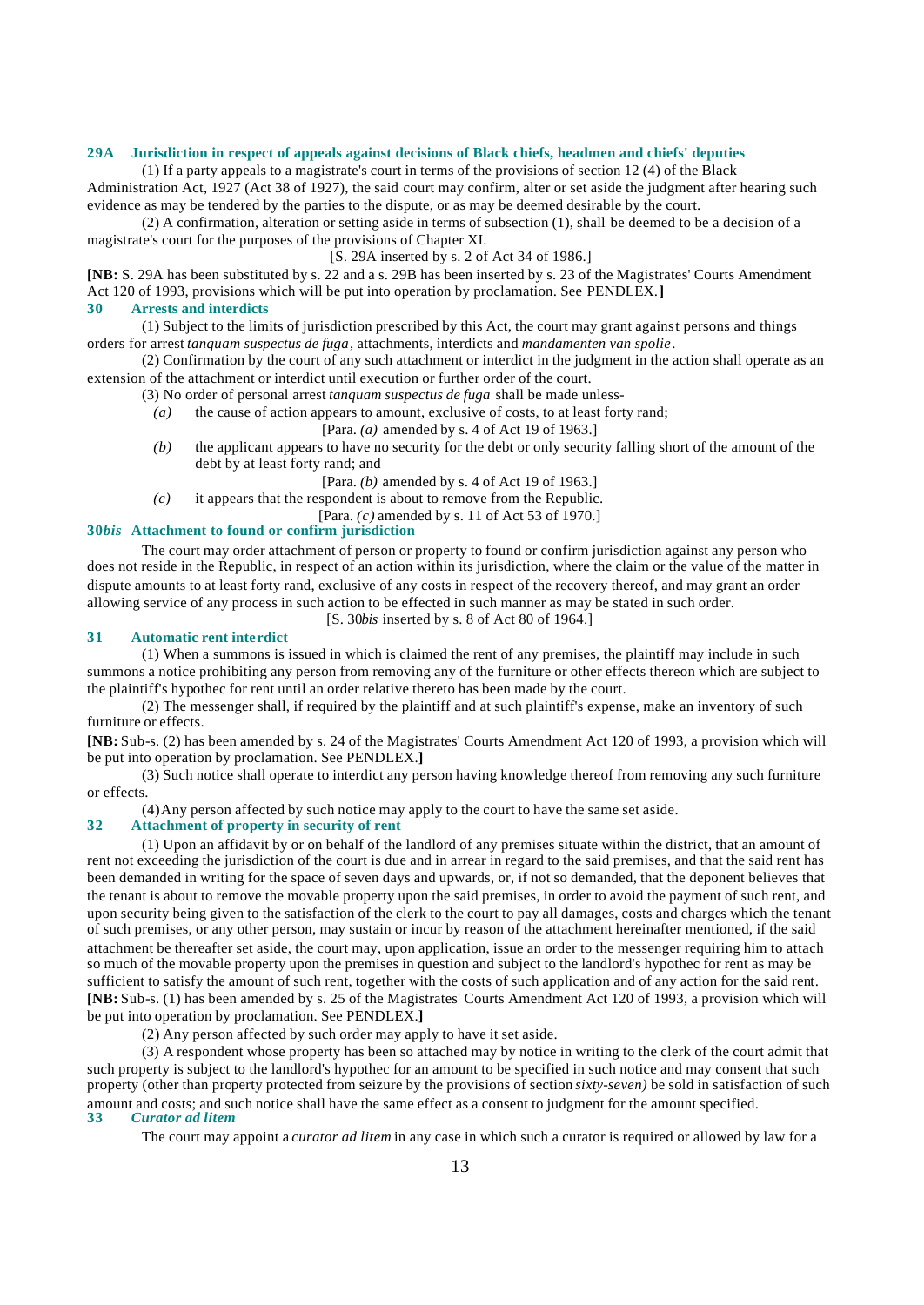### 29A Jurisdiction in respect of appeals against decisions of Black chiefs, headmen and chiefs' deputies

(1) If a party appeals to a magistrate's court in terms of the provisions of section 12 (4) of the Black Administration Act, 1927 (Act 38 of 1927), the said court may confirm, alter or set aside the judgment after hearing such evidence as may be tendered by the parties to the dispute, or as may be deemed desirable by the court.

(2) A confirmation, alteration or setting aside in terms of subsection (1), shall be deemed to be a decision of a magistrate's court for the purposes of the provisions of Chapter XI.

[S. 29A inserted by s. 2 of Act 34 of 1986.]

**[NB:** S. 29A has been substituted by s. 22 and a s. 29B has been inserted by s. 23 of the Magistrates' Courts Amendment Act 120 of 1993, provisions which will be put into operation by proclamation. See PENDLEX.**]**

### 30 Arrests and interdicts

(1) Subject to the limits of jurisdiction prescribed by this Act, the court may grant against persons and things orders for arrest *tanquam suspectus de fuga*, attachments, interdicts and *mandamenten van spolie*.

(2) Confirmation by the court of any such attachment or interdict in the judgment in the action shall operate as an extension of the attachment or interdict until execution or further order of the court.

(3) No order of personal arrest *tanquam suspectus de fuga* shall be made unless-

*(a)* the cause of action appears to amount, exclusive of costs, to at least forty rand;

[Para. *(a)* amended by s. 4 of Act 19 of 1963.]

*(b)* the applicant appears to have no security for the debt or only security falling short of the amount of the debt by at least forty rand; and

[Para. *(b)* amended by s. 4 of Act 19 of 1963.]

*(c)* it appears that the respondent is about to remove from the Republic.

[Para. *(c)* amended by s. 11 of Act 53 of 1970.]

### 30*bis* Attachment to found or confirm jurisdiction

The court may order attachment of person or property to found or confirm jurisdiction against any person who does not reside in the Republic, in respect of an action within its jurisdiction, where the claim or the value of the matter in dispute amounts to at least forty rand, exclusive of any costs in respect of the recovery thereof, and may grant an order allowing service of any process in such action to be effected in such manner as may be stated in such order.

[S. 30*bis* inserted by s. 8 of Act 80 of 1964.]

### 31 Automatic rent interdict

(1) When a summons is issued in which is claimed the rent of any premises, the plaintiff may include in such summons a notice prohibiting any person from removing any of the furniture or other effects thereon which are subject to the plaintiff's hypothec for rent until an order relative thereto has been made by the court.

(2) The messenger shall, if required by the plaintiff and at such plaintiff's expense, make an inventory of such furniture or effects.

**[NB:** Sub-s. (2) has been amended by s. 24 of the Magistrates' Courts Amendment Act 120 of 1993, a provision which will be put into operation by proclamation. See PENDLEX.**]**

(3) Such notice shall operate to interdict any person having knowledge thereof from removing any such furniture or effects.

(4) Any person affected by such notice may apply to the court to have the same set aside.

### 32 Attachment of property in security of rent

(1) Upon an affidavit by or on behalf of the landlord of any premises situate within the district, that an amount of rent not exceeding the jurisdiction of the court is due and in arrear in regard to the said premises, and that the said rent has been demanded in writing for the space of seven days and upwards, or, if not so demanded, that the deponent believes that the tenant is about to remove the movable property upon the said premises, in order to avoid the payment of such rent, and upon security being given to the satisfaction of the clerk to the court to pay all damages, costs and charges which the tenant of such premises, or any other person, may sustain or incur by reason of the attachment hereinafter mentioned, if the said attachment be thereafter set aside, the court may, upon application, issue an order to the messenger requiring him to attach so much of the movable property upon the premises in question and subject to the landlord's hypothec for rent as may be sufficient to satisfy the amount of such rent, together with the costs of such application and of any action for the said rent.

**[NB:** Sub-s. (1) has been amended by s. 25 of the Magistrates' Courts Amendment Act 120 of 1993, a provision which will be put into operation by proclamation. See PENDLEX.**]**

(2) Any person affected by such order may apply to have it set aside.

(3) A respondent whose property has been so attached may by notice in writing to the clerk of the court admit that such property is subject to the landlord's hypothec for an amount to be specified in such notice and may consent that such property (other than property protected from seizure by the provisions of section *sixty-seven)* be sold in satisfaction of such amount and costs; and such notice shall have the same effect as a consent to judgment for the amount specified.

### 33 *Curator ad litem*

The court may appoint a *curator ad litem* in any case in which such a curator is required or allowed by law for a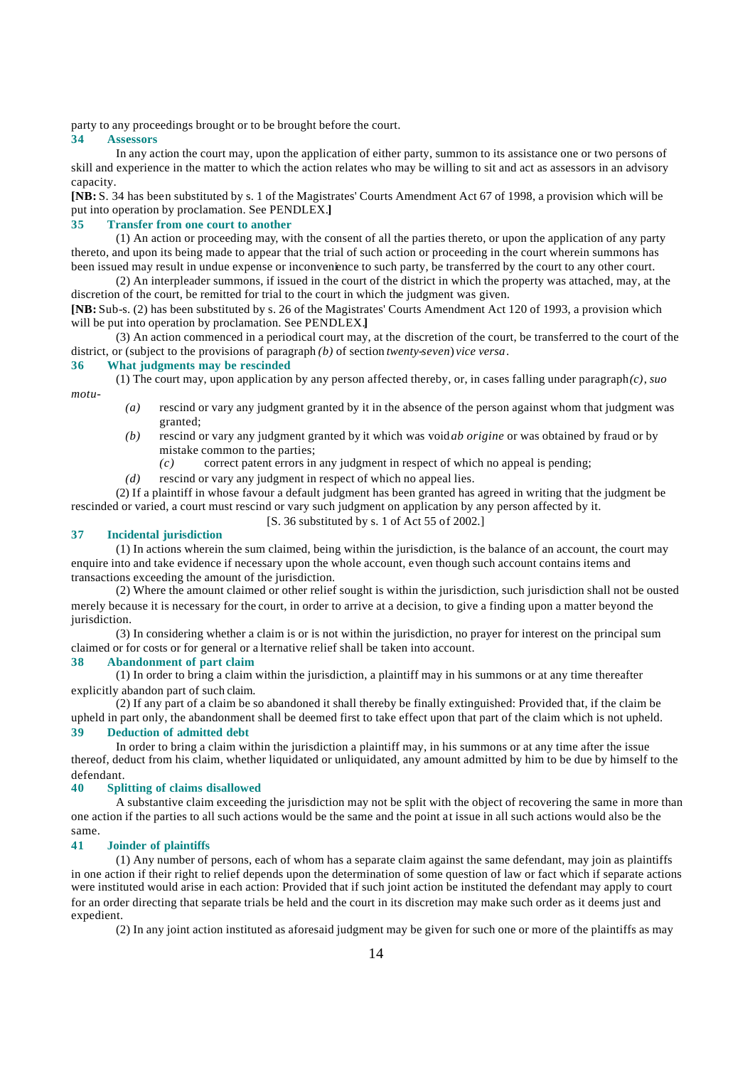party to any proceedings brought or to be brought before the court.

### 34 Assessors

In any action the court may, upon the application of either party, summon to its assistance one or two persons of skill and experience in the matter to which the action relates who may be willing to sit and act as assessors in an advisory capacity.

**[NB:** S. 34 has been substituted by s. 1 of the Magistrates' Courts Amendment Act 67 of 1998, a provision which will be put into operation by proclamation. See PENDLEX.**]**

### 35 Transfer from one court to another

(1) An action or proceeding may, with the consent of all the parties thereto, or upon the application of any party thereto, and upon its being made to appear that the trial of such action or proceeding in the court wherein summons has been issued may result in undue expense or inconvenience to such party, be transferred by the court to any other court.

(2) An interpleader summons, if issued in the court of the district in which the property was attached, may, at the discretion of the court, be remitted for trial to the court in which the judgment was given.

**[NB:** Sub-s. (2) has been substituted by s. 26 of the Magistrates' Courts Amendment Act 120 of 1993, a provision which will be put into operation by proclamation. See PENDLEX.**]**

(3) An action commenced in a periodical court may, at the discretion of the court, be transferred to the court of the district, or (subject to the provisions of paragraph *(b)* of section *twenty-seven*) *vice versa*.

### 36 What judgments may be rescinded

(1) The court may, upon application by any person affected thereby, or, in cases falling under paragraph *(c)*, *suo motu*-

*(a)* rescind or vary any judgment granted by it in the absence of the person against whom that judgment was granted;

*(b)* rescind or vary any judgment granted by it which was void *ab origine* or was obtained by fraud or by mistake common to the parties;

*(c)* correct patent errors in any judgment in respect of which no appeal is pending;

*(d)* rescind or vary any judgment in respect of which no appeal lies.

(2) If a plaintiff in whose favour a default judgment has been granted has agreed in writing that the judgment be rescinded or varied, a court must rescind or vary such judgment on application by any person affected by it.

[S. 36 substituted by s. 1 of Act 55 of 2002.]

### 37 Incidental jurisdiction

(1) In actions wherein the sum claimed, being within the jurisdiction, is the balance of an account, the court may enquire into and take evidence if necessary upon the whole account, even though such account contains items and transactions exceeding the amount of the jurisdiction.

(2) Where the amount claimed or other relief sought is within the jurisdiction, such jurisdiction shall not be ousted merely because it is necessary for the court, in order to arrive at a decision, to give a finding upon a matter beyond the jurisdiction.

(3) In considering whether a claim is or is not within the jurisdiction, no prayer for interest on the principal sum claimed or for costs or for general or alternative relief shall be taken into account.

### 38 Abandonment of part claim

(1) In order to bring a claim within the jurisdiction, a plaintiff may in his summons or at any time thereafter explicitly abandon part of such claim.

(2) If any part of a claim be so abandoned it shall thereby be finally extinguished: Provided that, if the claim be upheld in part only, the abandonment shall be deemed first to take effect upon that part of the claim which is not upheld.

### 39 Deduction of admitted debt

In order to bring a claim within the jurisdiction a plaintiff may, in his summons or at any time after the issue thereof, deduct from his claim, whether liquidated or unliquidated, any amount admitted by him to be due by himself to the defendant.

### 40 Splitting of claims disallowed

A substantive claim exceeding the jurisdiction may not be split with the object of recovering the same in more than one action if the parties to all such actions would be the same and the point at issue in all such actions would also be the same.

### 41 Joinder of plaintiffs

(1) Any number of persons, each of whom has a separate claim against the same defendant, may join as plaintiffs in one action if their right to relief depends upon the determination of some question of law or fact which if separate actions were instituted would arise in each action: Provided that if such joint action be instituted the defendant may apply to court for an order directing that separate trials be held and the court in its discretion may make such order as it deems just and expedient.

(2) In any joint action instituted as aforesaid judgment may be given for such one or more of the plaintiffs as may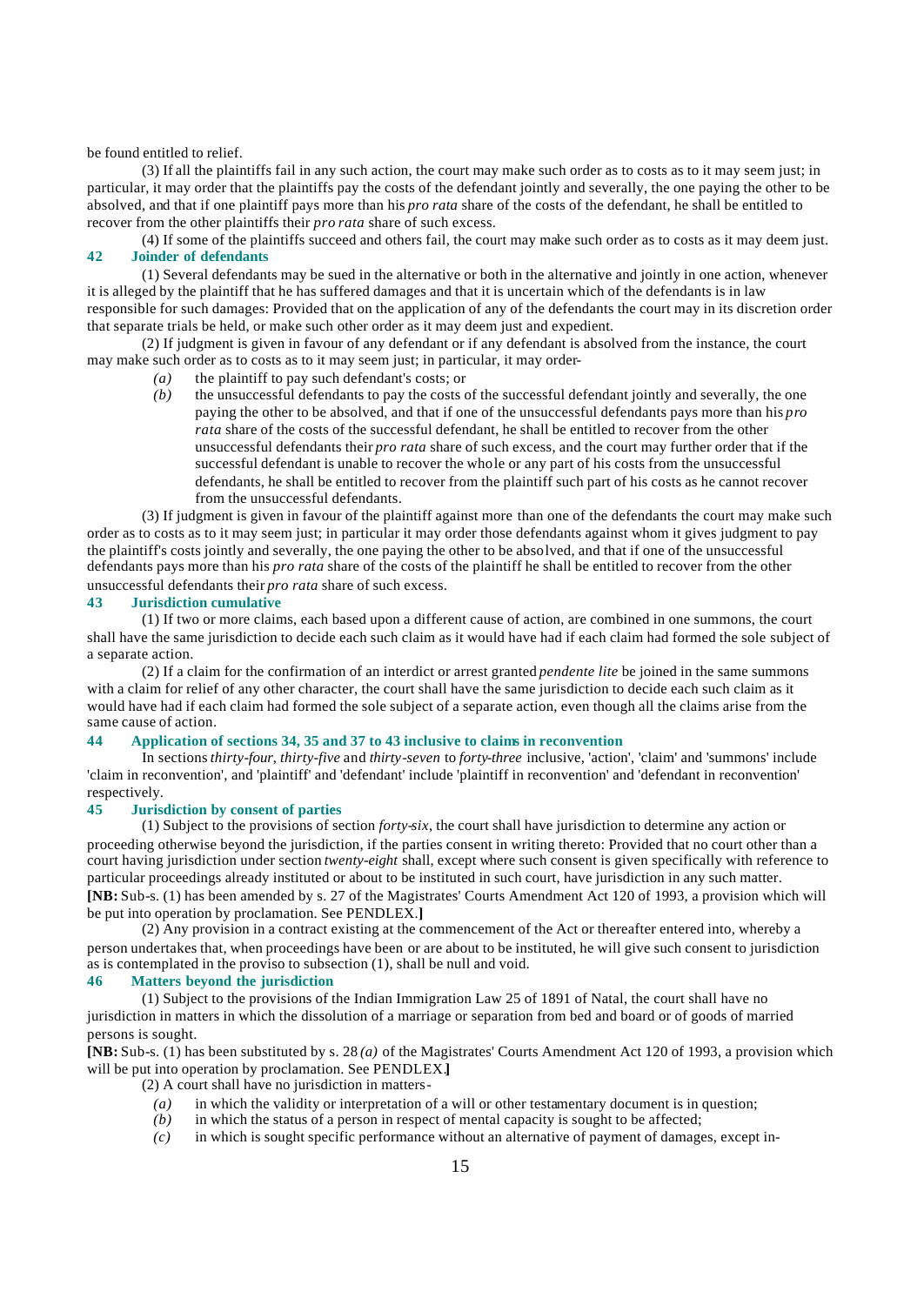be found entitled to relief.

(3) If all the plaintiffs fail in any such action, the court may make such order as to costs as to it may seem just; in particular, it may order that the plaintiffs pay the costs of the defendant jointly and severally, the one paying the other to be absolved, and that if one plaintiff pays more than his *pro rata* share of the costs of the defendant, he shall be entitled to recover from the other plaintiffs their *pro rata* share of such excess.

(4) If some of the plaintiffs succeed and others fail, the court may make such order as to costs as it may deem just.

### 42 Joinder of defendants

(1) Several defendants may be sued in the alternative or both in the alternative and jointly in one action, whenever it is alleged by the plaintiff that he has suffered damages and that it is uncertain which of the defendants is in law responsible for such damages: Provided that on the application of any of the defendants the court may in its discretion order that separate trials be held, or make such other order as it may deem just and expedient.

(2) If judgment is given in favour of any defendant or if any defendant is absolved from the instance, the court may make such order as to costs as to it may seem just; in particular, it may order-

*(a)* the plaintiff to pay such defendant's costs; or

*(b)* the unsuccessful defendants to pay the costs of the successful defendant jointly and severally, the one paying the other to be absolved, and that if one of the unsuccessful defendants pays more than his *pro rata* share of the costs of the successful defendant, he shall be entitled to recover from the other unsuccessful defendants their *pro rata* share of such excess, and the court may further order that if the successful defendant is unable to recover the whole or any part of his costs from the unsuccessful defendants, he shall be entitled to recover from the plaintiff such part of his costs as he cannot recover from the unsuccessful defendants.

(3) If judgment is given in favour of the plaintiff against more than one of the defendants the court may make such order as to costs as to it may seem just; in particular it may order those defendants against whom it gives judgment to pay the plaintiff's costs jointly and severally, the one paying the other to be absolved, and that if one of the unsuccessful defendants pays more than his *pro rata* share of the costs of the plaintiff he shall be entitled to recover from the other unsuccessful defendants their *pro rata* share of such excess.

### 43 Jurisdiction cumulative

(1) If two or more claims, each based upon a different cause of action, are combined in one summons, the court shall have the same jurisdiction to decide each such claim as it would have had if each claim had formed the sole subject of a separate action.

(2) If a claim for the confirmation of an interdict or arrest granted *pendente lite* be joined in the same summons with a claim for relief of any other character, the court shall have the same jurisdiction to decide each such claim as it would have had if each claim had formed the sole subject of a separate action, even though all the claims arise from the same cause of action.

### 44 Application of sections 34, 35 and 37 to 43 inclusive to claims in reconvention

In sections *thirty-four*, *thirty-five* and *thirty-seven* to *forty-three* inclusive, 'action', 'claim' and 'summons' include 'claim in reconvention', and 'plaintiff' and 'defendant' include 'plaintiff in reconvention' and 'defendant in reconvention' respectively.

### 45 Jurisdiction by consent of parties

(1) Subject to the provisions of section *forty-six*, the court shall have jurisdiction to determine any action or proceeding otherwise beyond the jurisdiction, if the parties consent in writing thereto: Provided that no court other than a court having jurisdiction under section *twenty-eight* shall, except where such consent is given specifically with reference to particular proceedings already instituted or about to be instituted in such court, have jurisdiction in any such matter.

**[NB:** Sub-s. (1) has been amended by s. 27 of the Magistrates' Courts Amendment Act 120 of 1993, a provision which will be put into operation by proclamation. See PENDLEX.**]**

(2) Any provision in a contract existing at the commencement of the Act or thereafter entered into, whereby a person undertakes that, when proceedings have been or are about to be instituted, he will give such consent to jurisdiction as is contemplated in the proviso to subsection (1), shall be null and void.

### 46 Matters beyond the jurisdiction

(1) Subject to the provisions of the Indian Immigration Law 25 of 1891 of Natal, the court shall have no jurisdiction in matters in which the dissolution of a marriage or separation from bed and board or of goods of married persons is sought.

**[NB:** Sub-s. (1) has been substituted by s. 28 *(a)* of the Magistrates' Courts Amendment Act 120 of 1993, a provision which will be put into operation by proclamation. See PENDLEX.**]**

(2) A court shall have no jurisdiction in matters-

*(a)* in which the validity or interpretation of a will or other testamentary document is in question;

*(b)* in which the status of a person in respect of mental capacity is sought to be affected;

*(c)* in which is sought specific performance without an alternative of payment of damages, except in-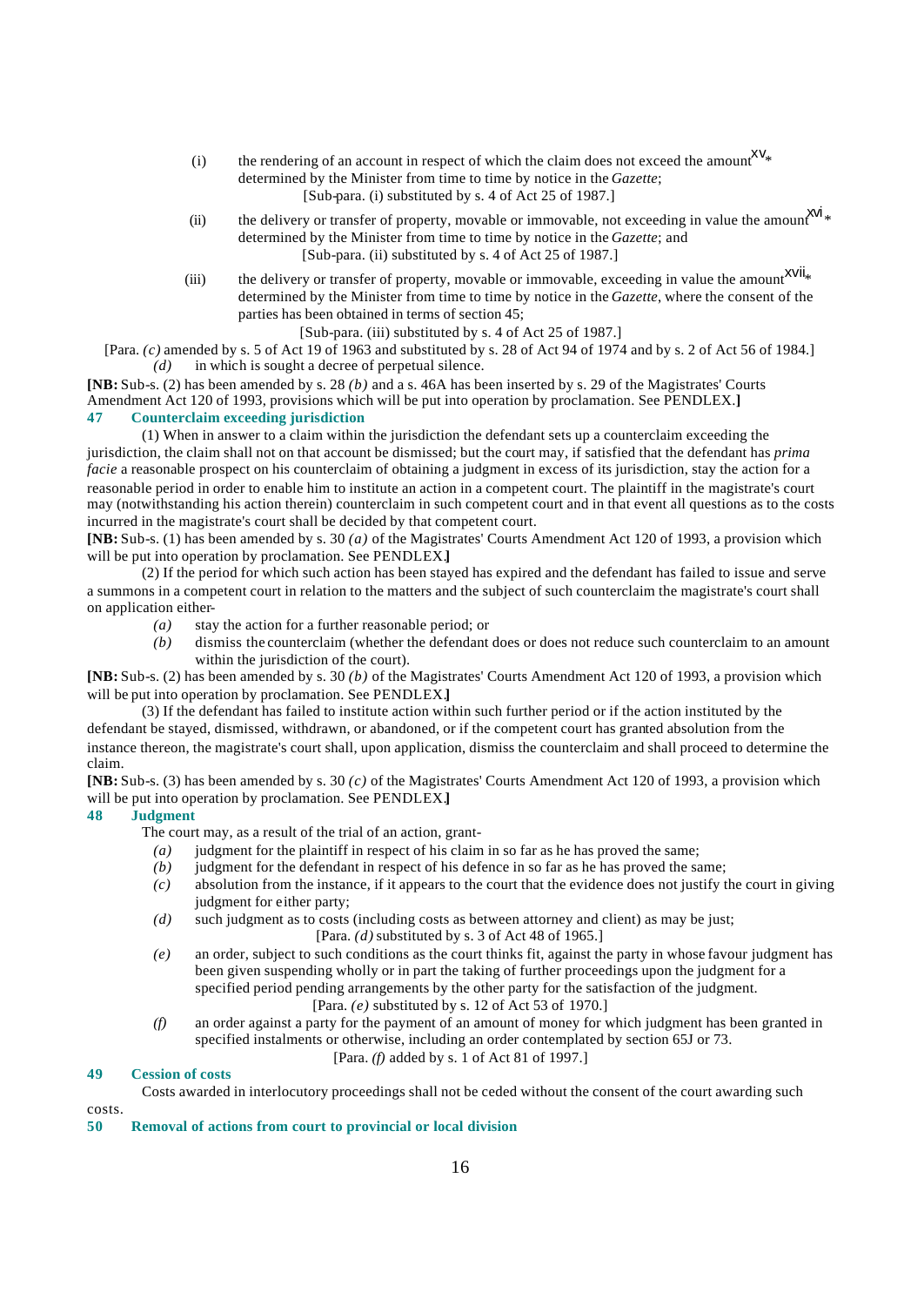(i) the rendering of an account in respect of which the claim does not exceed the amount[xv]* determined by the Minister from time to time by notice in the *Gazette*;

[Sub-para. (i) substituted by s. 4 of Act 25 of 1987.]

(ii) the delivery or transfer of property, movable or immovable, not exceeding in value the amount[xvi]* determined by the Minister from time to time by notice in the *Gazette*; and

[Sub-para. (ii) substituted by s. 4 of Act 25 of 1987.]

(iii) the delivery or transfer of property, movable or immovable, exceeding in value the amount[xvii]* determined by the Minister from time to time by notice in the *Gazette*, where the consent of the parties has been obtained in terms of section 45;

[Sub-para. (iii) substituted by s. 4 of Act 25 of 1987.]

[Para. *(c)* amended by s. 5 of Act 19 of 1963 and substituted by s. 28 of Act 94 of 1974 and by s. 2 of Act 56 of 1984.]

*(d)* in which is sought a decree of perpetual silence.

**[NB:** Sub-s. (2) has been amended by s. 28 *(b)* and a s. 46A has been inserted by s. 29 of the Magistrates' Courts Amendment Act 120 of 1993, provisions which will be put into operation by proclamation. See PENDLEX.**]**

### 47 Counterclaim exceeding jurisdiction

(1) When in answer to a claim within the jurisdiction the defendant sets up a counterclaim exceeding the jurisdiction, the claim shall not on that account be dismissed; but the court may, if satisfied that the defendant has *prima facie* a reasonable prospect on his counterclaim of obtaining a judgment in excess of its jurisdiction, stay the action for a reasonable period in order to enable him to institute an action in a competent court. The plaintiff in the magistrate's court may (notwithstanding his action therein) counterclaim in such competent court and in that event all questions as to the costs incurred in the magistrate's court shall be decided by that competent court.

**[NB:** Sub-s. (1) has been amended by s. 30 *(a)* of the Magistrates' Courts Amendment Act 120 of 1993, a provision which will be put into operation by proclamation. See PENDLEX.**]**

(2) If the period for which such action has been stayed has expired and the defendant has failed to issue and serve a summons in a competent court in relation to the matters and the subject of such counterclaim the magistrate's court shall on application either-

*(a)* stay the action for a further reasonable period; or

*(b)* dismiss the counterclaim (whether the defendant does or does not reduce such counterclaim to an amount within the jurisdiction of the court).

**[NB:** Sub-s. (2) has been amended by s. 30 *(b)* of the Magistrates' Courts Amendment Act 120 of 1993, a provision which will be put into operation by proclamation. See PENDLEX.**]**

(3) If the defendant has failed to institute action within such further period or if the action instituted by the defendant be stayed, dismissed, withdrawn, or abandoned, or if the competent court has granted absolution from the instance thereon, the magistrate's court shall, upon application, dismiss the counterclaim and shall proceed to determine the claim.

**[NB:** Sub-s. (3) has been amended by s. 30 *(c)* of the Magistrates' Courts Amendment Act 120 of 1993, a provision which will be put into operation by proclamation. See PENDLEX.**]**

### 48 Judgment

The court may, as a result of the trial of an action, grant-

*(a)* judgment for the plaintiff in respect of his claim in so far as he has proved the same;

*(b)* judgment for the defendant in respect of his defence in so far as he has proved the same;

*(c)* absolution from the instance, if it appears to the court that the evidence does not justify the court in giving judgment for either party;

*(d)* such judgment as to costs (including costs as between attorney and client) as may be just;

[Para. *(d)* substituted by s. 3 of Act 48 of 1965.]

*(e)* an order, subject to such conditions as the court thinks fit, against the party in whose favour judgment has been given suspending wholly or in part the taking of further proceedings upon the judgment for a specified period pending arrangements by the other party for the satisfaction of the judgment.

[Para. *(e)* substituted by s. 12 of Act 53 of 1970.]

*(f)* an order against a party for the payment of an amount of money for which judgment has been granted in specified instalments or otherwise, including an order contemplated by section 65J or 73.

[Para. *(f)* added by s. 1 of Act 81 of 1997.]

### 49 Cession of costs

Costs awarded in interlocutory proceedings shall not be ceded without the consent of the court awarding such costs.

### 50 Removal of actions from court to provincial or local division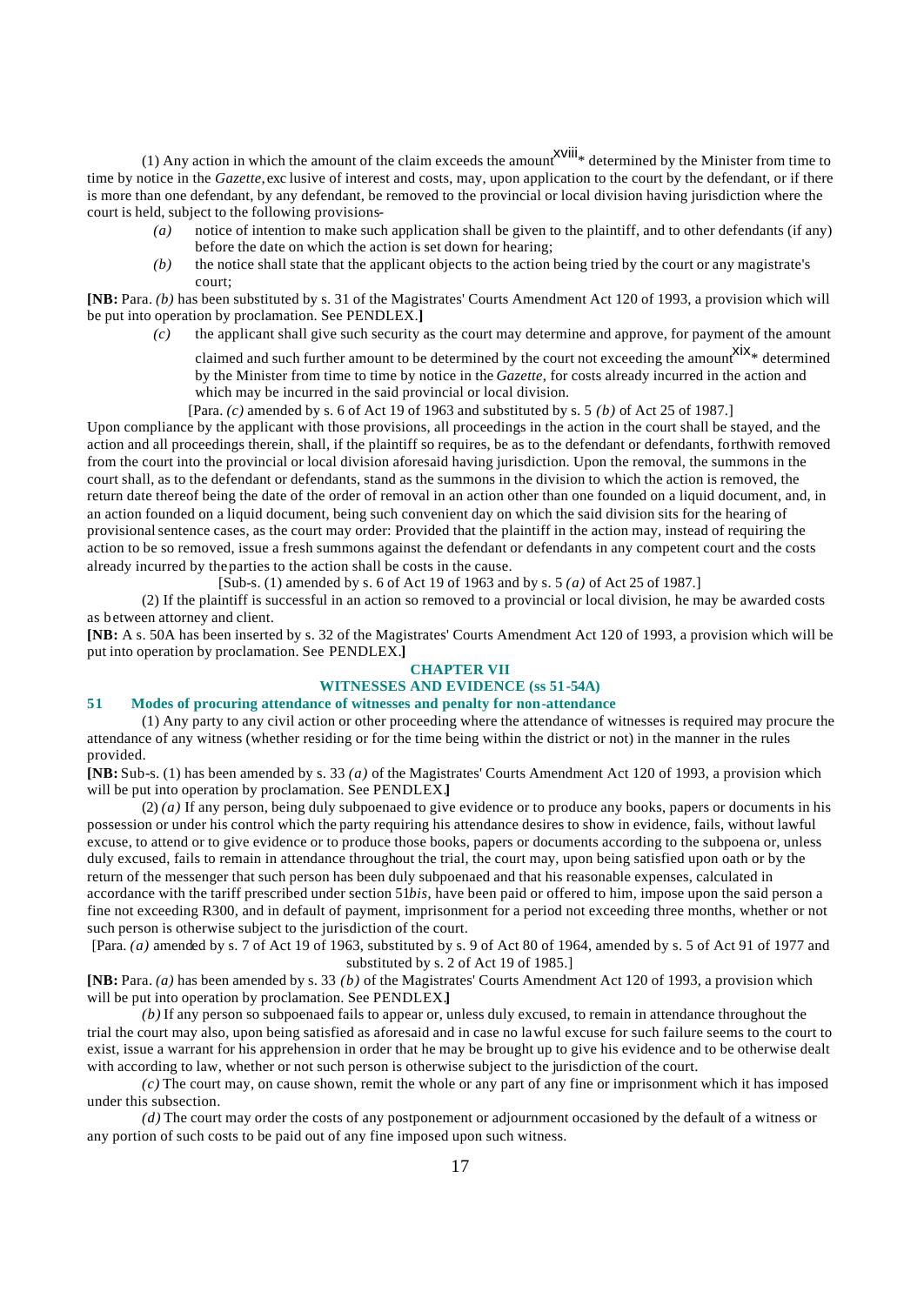(1) Any action in which the amount of the claim exceeds the amount[xviii]* determined by the Minister from time to time by notice in the *Gazette*, exclusive of interest and costs, may, upon application to the court by the defendant, or if there is more than one defendant, by any defendant, be removed to the provincial or local division having jurisdiction where the court is held, subject to the following provisions-

*(a)* notice of intention to make such application shall be given to the plaintiff, and to other defendants (if any) before the date on which the action is set down for hearing;

*(b)* the notice shall state that the applicant objects to the action being tried by the court or any magistrate's court;

**[NB:** Para. *(b)* has been substituted by s. 31 of the Magistrates' Courts Amendment Act 120 of 1993, a provision which will be put into operation by proclamation. See PENDLEX.**]**

*(c)* the applicant shall give such security as the court may determine and approve, for payment of the amount claimed and such further amount to be determined by the court not exceeding the amount[xix]* determined by the Minister from time to time by notice in the *Gazette*, for costs already incurred in the action and which may be incurred in the said provincial or local division.

[Para. *(c)* amended by s. 6 of Act 19 of 1963 and substituted by s. 5 *(b)* of Act 25 of 1987.]

Upon compliance by the applicant with those provisions, all proceedings in the action in the court shall be stayed, and the action and all proceedings therein, shall, if the plaintiff so requires, be as to the defendant or defendants, forthwith removed from the court into the provincial or local division aforesaid having jurisdiction. Upon the removal, the summons in the court shall, as to the defendant or defendants, stand as the summons in the division to which the action is removed, the return date thereof being the date of the order of removal in an action other than one founded on a liquid document, and, in an action founded on a liquid document, being such convenient day on which the said division sits for the hearing of provisional sentence cases, as the court may order: Provided that the plaintiff in the action may, instead of requiring the action to be so removed, issue a fresh summons against the defendant or defendants in any competent court and the costs already incurred by the parties to the action shall be costs in the cause.

[Sub-s. (1) amended by s. 6 of Act 19 of 1963 and by s. 5 *(a)* of Act 25 of 1987.]

(2) If the plaintiff is successful in an action so removed to a provincial or local division, he may be awarded costs as between attorney and client.

**[NB:** A s. 50A has been inserted by s. 32 of the Magistrates' Courts Amendment Act 120 of 1993, a provision which will be put into operation by proclamation. See PENDLEX.**]**

## CHAPTER VII
## WITNESSES AND EVIDENCE (ss 51-54A)

### 51 Modes of procuring attendance of witnesses and penalty for non-attendance

(1) Any party to any civil action or other proceeding where the attendance of witnesses is required may procure the attendance of any witness (whether residing or for the time being within the district or not) in the manner in the rules provided.

**[NB:** Sub-s. (1) has been amended by s. 33 *(a)* of the Magistrates' Courts Amendment Act 120 of 1993, a provision which will be put into operation by proclamation. See PENDLEX.**]**

(2) *(a)* If any person, being duly subpoenaed to give evidence or to produce any books, papers or documents in his possession or under his control which the party requiring his attendance desires to show in evidence, fails, without lawful excuse, to attend or to give evidence or to produce those books, papers or documents according to the subpoena or, unless duly excused, fails to remain in attendance throughout the trial, the court may, upon being satisfied upon oath or by the return of the messenger that such person has been duly subpoenaed and that his reasonable expenses, calculated in accordance with the tariff prescribed under section 51*bis*, have been paid or offered to him, impose upon the said person a fine not exceeding R300, and in default of payment, imprisonment for a period not exceeding three months, whether or not such person is otherwise subject to the jurisdiction of the court.

[Para. *(a)* amended by s. 7 of Act 19 of 1963, substituted by s. 9 of Act 80 of 1964, amended by s. 5 of Act 91 of 1977 and substituted by s. 2 of Act 19 of 1985.]

**[NB:** Para. *(a)* has been amended by s. 33 *(b)* of the Magistrates' Courts Amendment Act 120 of 1993, a provision which will be put into operation by proclamation. See PENDLEX.**]**

*(b)* If any person so subpoenaed fails to appear or, unless duly excused, to remain in attendance throughout the trial the court may also, upon being satisfied as aforesaid and in case no lawful excuse for such failure seems to the court to exist, issue a warrant for his apprehension in order that he may be brought up to give his evidence and to be otherwise dealt with according to law, whether or not such person is otherwise subject to the jurisdiction of the court.

*(c)* The court may, on cause shown, remit the whole or any part of any fine or imprisonment which it has imposed under this subsection.

*(d)* The court may order the costs of any postponement or adjournment occasioned by the default of a witness or any portion of such costs to be paid out of any fine imposed upon such witness.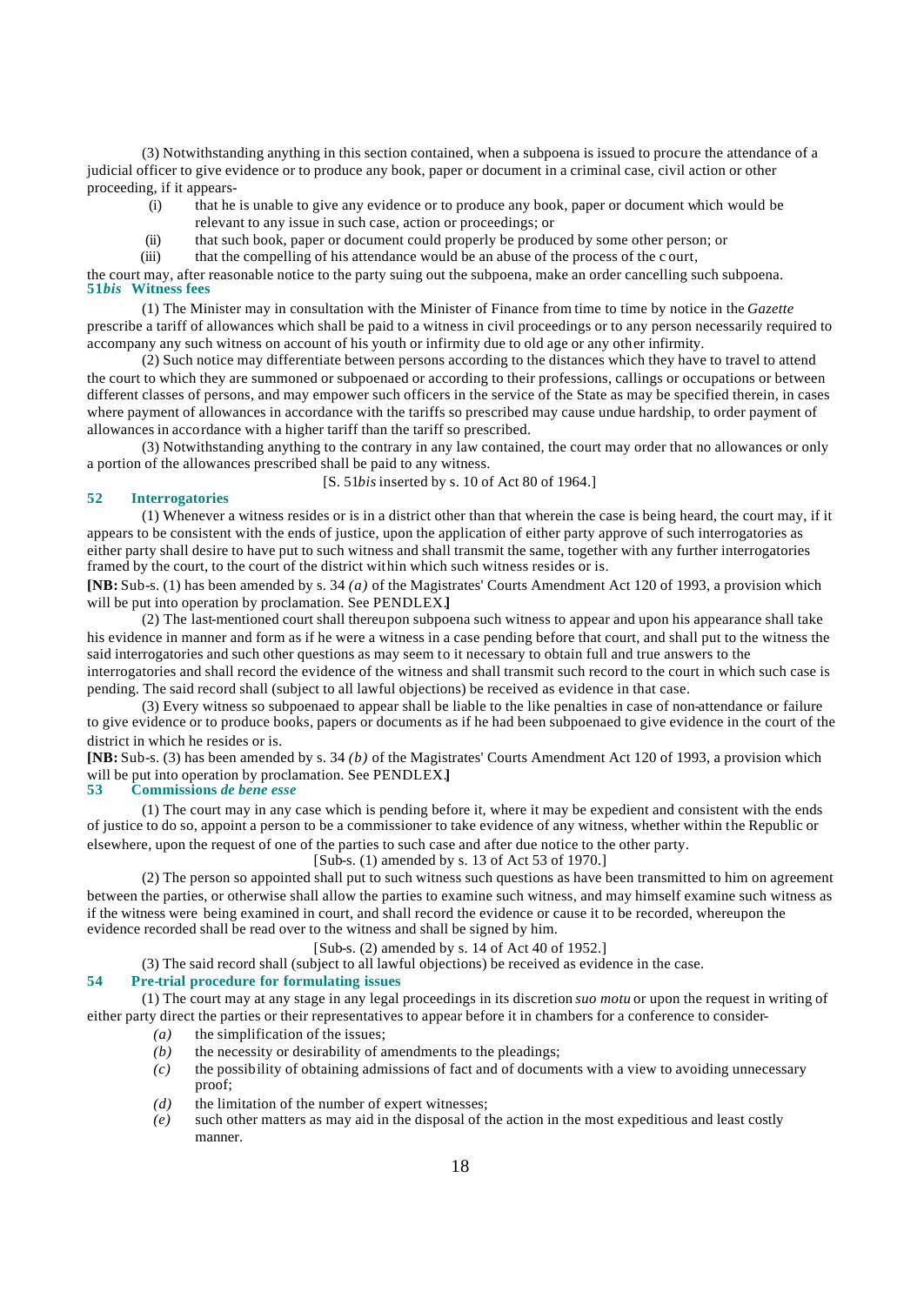(3) Notwithstanding anything in this section contained, when a subpoena is issued to procure the attendance of a judicial officer to give evidence or to produce any book, paper or document in a criminal case, civil action or other proceeding, if it appears-

(i) that he is unable to give any evidence or to produce any book, paper or document which would be relevant to any issue in such case, action or proceedings; or

(ii) that such book, paper or document could properly be produced by some other person; or

(iii) that the compelling of his attendance would be an abuse of the process of the court,

the court may, after reasonable notice to the party suing out the subpoena, make an order cancelling such subpoena.

### 51*bis* Witness fees

(1) The Minister may in consultation with the Minister of Finance from time to time by notice in the *Gazette* prescribe a tariff of allowances which shall be paid to a witness in civil proceedings or to any person necessarily required to accompany any such witness on account of his youth or infirmity due to old age or any other infirmity.

(2) Such notice may differentiate between persons according to the distances which they have to travel to attend the court to which they are summoned or subpoenaed or according to their professions, callings or occupations or between different classes of persons, and may empower such officers in the service of the State as may be specified therein, in cases where payment of allowances in accordance with the tariffs so prescribed may cause undue hardship, to order payment of allowances in accordance with a higher tariff than the tariff so prescribed.

(3) Notwithstanding anything to the contrary in any law contained, the court may order that no allowances or only a portion of the allowances prescribed shall be paid to any witness.

[S. 51*bis* inserted by s. 10 of Act 80 of 1964.]

### 52 Interrogatories

(1) Whenever a witness resides or is in a district other than that wherein the case is being heard, the court may, if it appears to be consistent with the ends of justice, upon the application of either party approve of such interrogatories as either party shall desire to have put to such witness and shall transmit the same, together with any further interrogatories framed by the court, to the court of the district within which such witness resides or is.

**[NB:** Sub-s. (1) has been amended by s. 34 *(a)* of the Magistrates' Courts Amendment Act 120 of 1993, a provision which will be put into operation by proclamation. See PENDLEX.**]**

(2) The last-mentioned court shall thereupon subpoena such witness to appear and upon his appearance shall take his evidence in manner and form as if he were a witness in a case pending before that court, and shall put to the witness the said interrogatories and such other questions as may seem to it necessary to obtain full and true answers to the interrogatories and shall record the evidence of the witness and shall transmit such record to the court in which such case is pending. The said record shall (subject to all lawful objections) be received as evidence in that case.

(3) Every witness so subpoenaed to appear shall be liable to the like penalties in case of non-attendance or failure to give evidence or to produce books, papers or documents as if he had been subpoenaed to give evidence in the court of the district in which he resides or is.

**[NB:** Sub-s. (3) has been amended by s. 34 *(b)* of the Magistrates' Courts Amendment Act 120 of 1993, a provision which will be put into operation by proclamation. See PENDLEX.**]**

### 53 Commissions *de bene esse*

(1) The court may in any case which is pending before it, where it may be expedient and consistent with the ends of justice to do so, appoint a person to be a commissioner to take evidence of any witness, whether within the Republic or elsewhere, upon the request of one of the parties to such case and after due notice to the other party.

[Sub-s. (1) amended by s. 13 of Act 53 of 1970.]

(2) The person so appointed shall put to such witness such questions as have been transmitted to him on agreement between the parties, or otherwise shall allow the parties to examine such witness, and may himself examine such witness as if the witness were being examined in court, and shall record the evidence or cause it to be recorded, whereupon the evidence recorded shall be read over to the witness and shall be signed by him.

[Sub-s. (2) amended by s. 14 of Act 40 of 1952.]

(3) The said record shall (subject to all lawful objections) be received as evidence in the case.

### 54 Pre-trial procedure for formulating issues

(1) The court may at any stage in any legal proceedings in its discretion *suo motu* or upon the request in writing of either party direct the parties or their representatives to appear before it in chambers for a conference to consider-

*(a)* the simplification of the issues;

*(b)* the necessity or desirability of amendments to the pleadings;

*(c)* the possibility of obtaining admissions of fact and of documents with a view to avoiding unnecessary proof;

*(d)* the limitation of the number of expert witnesses;

*(e)* such other matters as may aid in the disposal of the action in the most expeditious and least costly manner.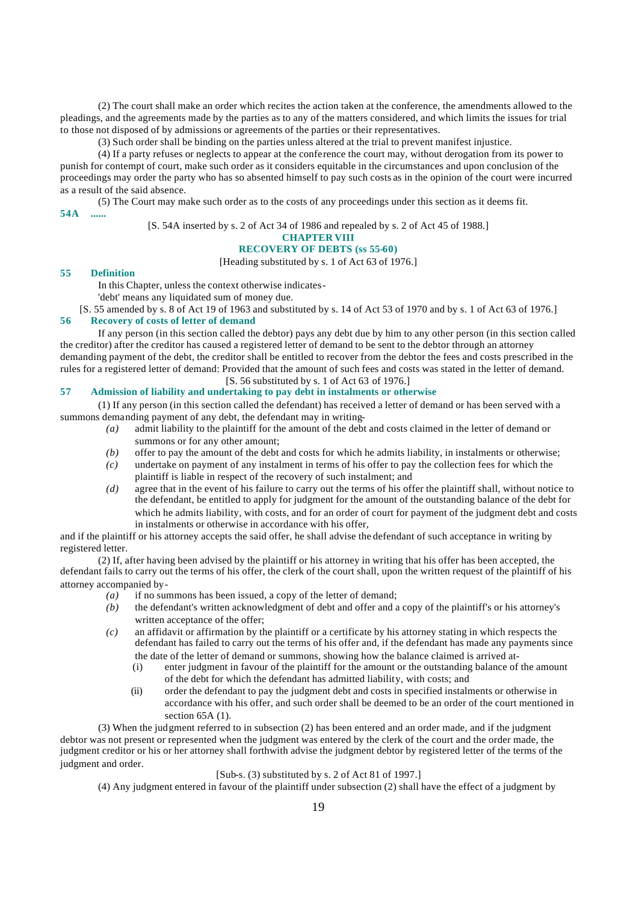(2) The court shall make an order which recites the action taken at the conference, the amendments allowed to the pleadings, and the agreements made by the parties as to any of the matters considered, and which limits the issues for trial to those not disposed of by admissions or agreements of the parties or their representatives.

(3) Such order shall be binding on the parties unless altered at the trial to prevent manifest injustice.

(4) If a party refuses or neglects to appear at the conference the court may, without derogation from its power to punish for contempt of court, make such order as it considers equitable in the circumstances and upon conclusion of the proceedings may order the party who has so absented himself to pay such costs as in the opinion of the court were incurred as a result of the said absence.

(5) The Court may make such order as to the costs of any proceedings under this section as it deems fit.

**54A ......**

[S. 54A inserted by s. 2 of Act 34 of 1986 and repealed by s. 2 of Act 45 of 1988.]

## CHAPTER VIII
## RECOVERY OF DEBTS (ss 55-60)

[Heading substituted by s. 1 of Act 63 of 1976.]

### 55 Definition

In this Chapter, unless the context otherwise indicates-

'debt' means any liquidated sum of money due.

[S. 55 amended by s. 8 of Act 19 of 1963 and substituted by s. 14 of Act 53 of 1970 and by s. 1 of Act 63 of 1976.]

### 56 Recovery of costs of letter of demand

If any person (in this section called the debtor) pays any debt due by him to any other person (in this section called the creditor) after the creditor has caused a registered letter of demand to be sent to the debtor through an attorney demanding payment of the debt, the creditor shall be entitled to recover from the debtor the fees and costs prescribed in the rules for a registered letter of demand: Provided that the amount of such fees and costs was stated in the letter of demand.

[S. 56 substituted by s. 1 of Act 63 of 1976.]

### 57 Admission of liability and undertaking to pay debt in instalments or otherwise

(1) If any person (in this section called the defendant) has received a letter of demand or has been served with a summons demanding payment of any debt, the defendant may in writing-

*(a)* admit liability to the plaintiff for the amount of the debt and costs claimed in the letter of demand or summons or for any other amount;

*(b)* offer to pay the amount of the debt and costs for which he admits liability, in instalments or otherwise;

*(c)* undertake on payment of any instalment in terms of his offer to pay the collection fees for which the plaintiff is liable in respect of such instalment; and

*(d)* agree that in the event of his failure to carry out the terms of his offer the plaintiff shall, without notice to the defendant, be entitled to apply for judgment for the amount of the outstanding balance of the debt for which he admits liability, with costs, and for an order of court for payment of the judgment debt and costs in instalments or otherwise in accordance with his offer,

and if the plaintiff or his attorney accepts the said offer, he shall advise the defendant of such acceptance in writing by registered letter.

(2) If, after having been advised by the plaintiff or his attorney in writing that his offer has been accepted, the defendant fails to carry out the terms of his offer, the clerk of the court shall, upon the written request of the plaintiff of his attorney accompanied by-

*(a)* if no summons has been issued, a copy of the letter of demand;

*(b)* the defendant's written acknowledgment of debt and offer and a copy of the plaintiff's or his attorney's written acceptance of the offer;

*(c)* an affidavit or affirmation by the plaintiff or a certificate by his attorney stating in which respects the defendant has failed to carry out the terms of his offer and, if the defendant has made any payments since the date of the letter of demand or summons, showing how the balance claimed is arrived at-

(i) enter judgment in favour of the plaintiff for the amount or the outstanding balance of the amount of the debt for which the defendant has admitted liability, with costs; and

(ii) order the defendant to pay the judgment debt and costs in specified instalments or otherwise in accordance with his offer, and such order shall be deemed to be an order of the court mentioned in section 65A (1).

(3) When the judgment referred to in subsection (2) has been entered and an order made, and if the judgment debtor was not present or represented when the judgment was entered by the clerk of the court and the order made, the judgment creditor or his or her attorney shall forthwith advise the judgment debtor by registered letter of the terms of the judgment and order.

[Sub-s. (3) substituted by s. 2 of Act 81 of 1997.]

(4) Any judgment entered in favour of the plaintiff under subsection (2) shall have the effect of a judgment by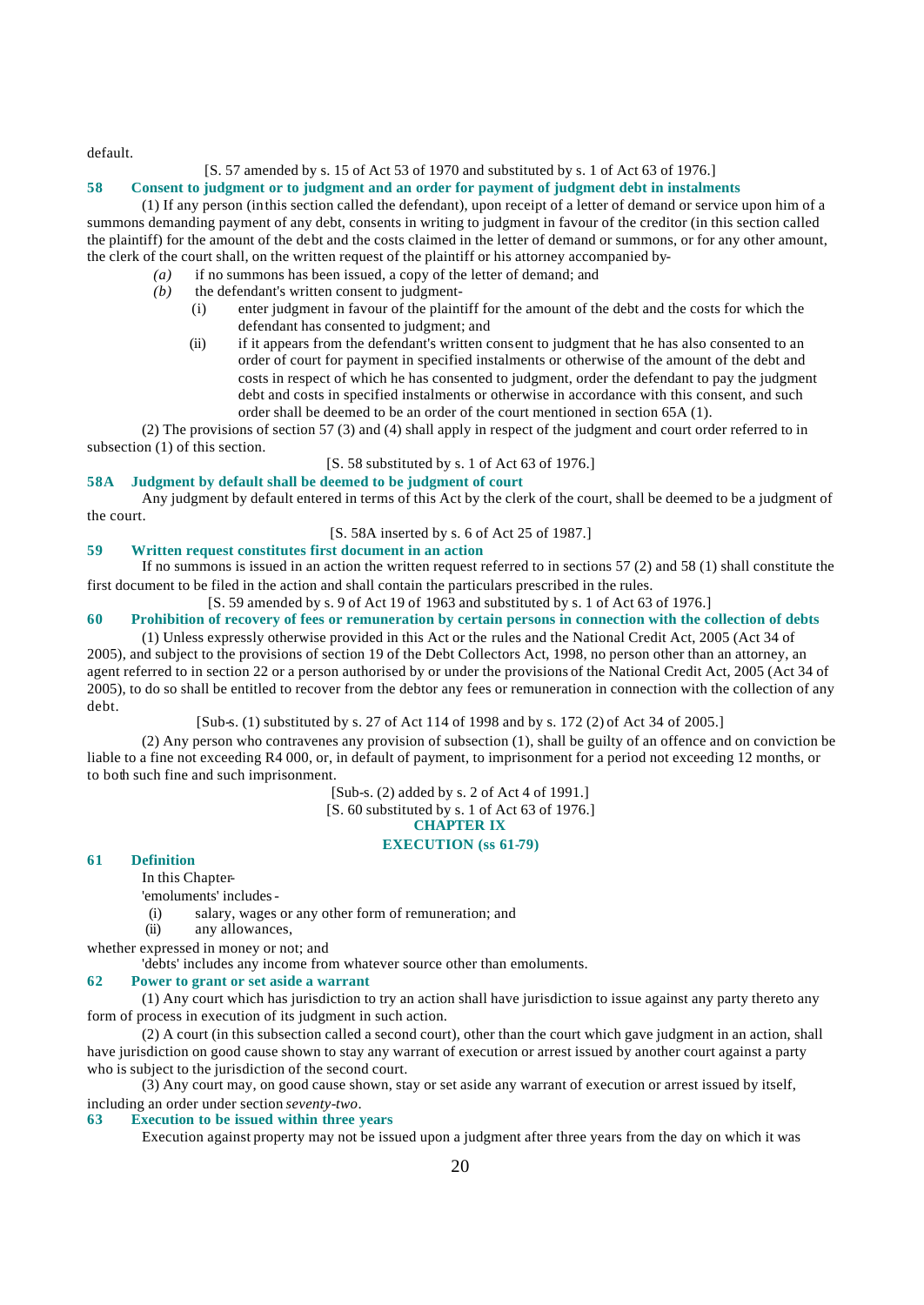default.

[S. 57 amended by s. 15 of Act 53 of 1970 and substituted by s. 1 of Act 63 of 1976.]

**58 Consent to judgment or to judgment and an order for payment of judgment debt in instalments**

(1) If any person (in this section called the defendant), upon receipt of a letter of demand or service upon him of a summons demanding payment of any debt, consents in writing to judgment in favour of the creditor (in this section called the plaintiff) for the amount of the debt and the costs claimed in the letter of demand or summons, or for any other amount, the clerk of the court shall, on the written request of the plaintiff or his attorney accompanied by-

*(a)* if no summons has been issued, a copy of the letter of demand; and

*(b)* the defendant's written consent to judgment-

(i) enter judgment in favour of the plaintiff for the amount of the debt and the costs for which the defendant has consented to judgment; and

(ii) if it appears from the defendant's written consent to judgment that he has also consented to an order of court for payment in specified instalments or otherwise of the amount of the debt and costs in respect of which he has consented to judgment, order the defendant to pay the judgment debt and costs in specified instalments or otherwise in accordance with this consent, and such order shall be deemed to be an order of the court mentioned in section 65A (1).

(2) The provisions of section 57 (3) and (4) shall apply in respect of the judgment and court order referred to in subsection (1) of this section.

[S. 58 substituted by s. 1 of Act 63 of 1976.]

**58A Judgment by default shall be deemed to be judgment of court**

Any judgment by default entered in terms of this Act by the clerk of the court, shall be deemed to be a judgment of the court.

[S. 58A inserted by s. 6 of Act 25 of 1987.]

**59 Written request constitutes first document in an action**

If no summons is issued in an action the written request referred to in sections 57 (2) and 58 (1) shall constitute the first document to be filed in the action and shall contain the particulars prescribed in the rules.

[S. 59 amended by s. 9 of Act 19 of 1963 and substituted by s. 1 of Act 63 of 1976.]

**60 Prohibition of recovery of fees or remuneration by certain persons in connection with the collection of debts**

(1) Unless expressly otherwise provided in this Act or the rules and the National Credit Act, 2005 (Act 34 of 2005), and subject to the provisions of section 19 of the Debt Collectors Act, 1998, no person other than an attorney, an agent referred to in section 22 or a person authorised by or under the provisions of the National Credit Act, 2005 (Act 34 of 2005), to do so shall be entitled to recover from the debtor any fees or remuneration in connection with the collection of any debt.

[Sub-s. (1) substituted by s. 27 of Act 114 of 1998 and by s. 172 (2) of Act 34 of 2005.]

(2) Any person who contravenes any provision of subsection (1), shall be guilty of an offence and on conviction be liable to a fine not exceeding R4 000, or, in default of payment, to imprisonment for a period not exceeding 12 months, or to both such fine and such imprisonment.

[Sub-s. (2) added by s. 2 of Act 4 of 1991.]

[S. 60 substituted by s. 1 of Act 63 of 1976.]

## CHAPTER IX
## EXECUTION (ss 61-79)

**61 Definition**

In this Chapter-

'emoluments' includes -

(i) salary, wages or any other form of remuneration; and

(ii) any allowances,

whether expressed in money or not; and

'debts' includes any income from whatever source other than emoluments.

**62 Power to grant or set aside a warrant**

(1) Any court which has jurisdiction to try an action shall have jurisdiction to issue against any party thereto any form of process in execution of its judgment in such action.

(2) A court (in this subsection called a second court), other than the court which gave judgment in an action, shall have jurisdiction on good cause shown to stay any warrant of execution or arrest issued by another court against a party who is subject to the jurisdiction of the second court.

(3) Any court may, on good cause shown, stay or set aside any warrant of execution or arrest issued by itself, including an order under section *seventy-two*.

**63 Execution to be issued within three years**

Execution against property may not be issued upon a judgment after three years from the day on which it was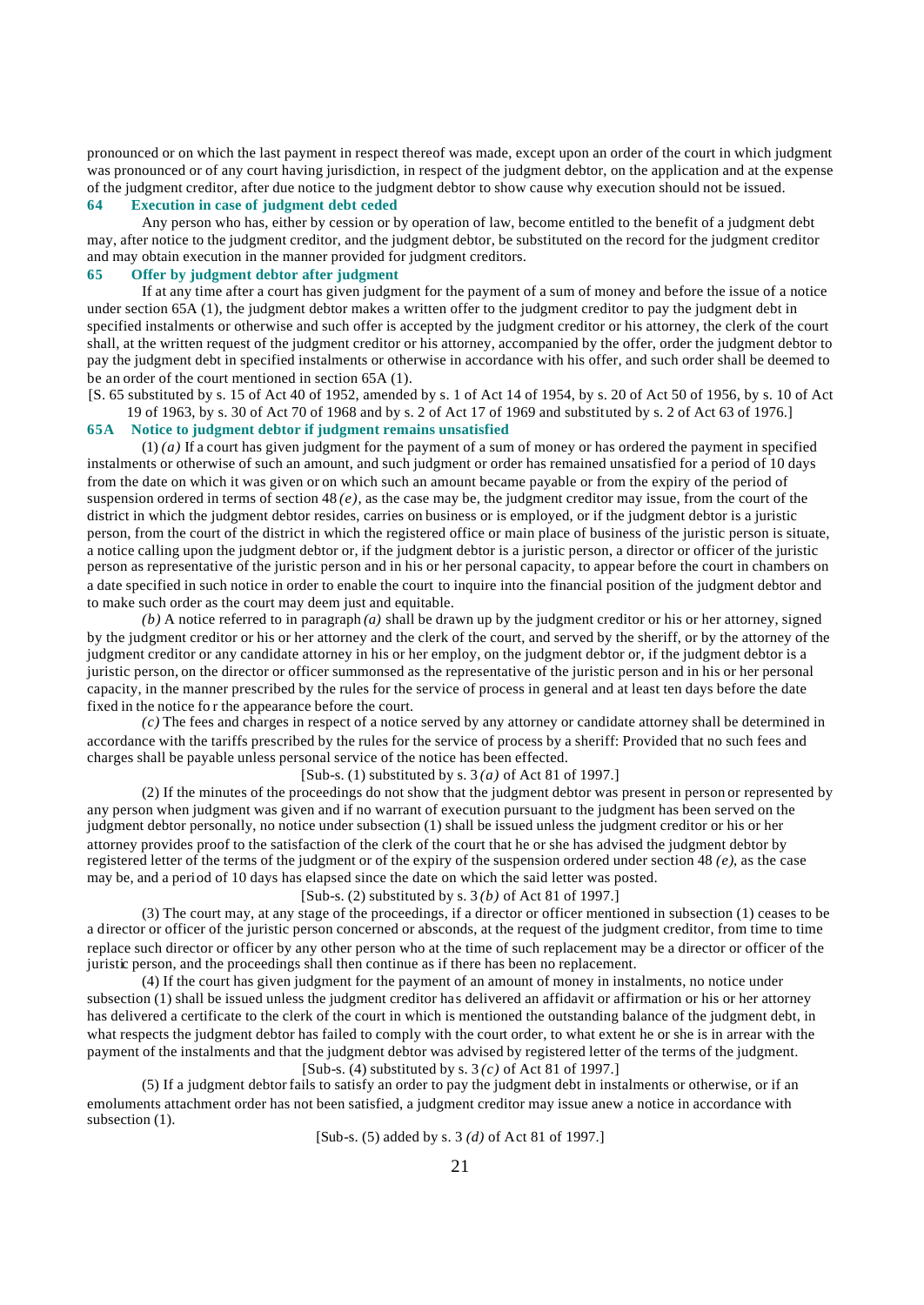pronounced or on which the last payment in respect thereof was made, except upon an order of the court in which judgment was pronounced or of any court having jurisdiction, in respect of the judgment debtor, on the application and at the expense of the judgment creditor, after due notice to the judgment debtor to show cause why execution should not be issued.

**64 Execution in case of judgment debt ceded**

Any person who has, either by cession or by operation of law, become entitled to the benefit of a judgment debt may, after notice to the judgment creditor, and the judgment debtor, be substituted on the record for the judgment creditor and may obtain execution in the manner provided for judgment creditors.

**65 Offer by judgment debtor after judgment**

If at any time after a court has given judgment for the payment of a sum of money and before the issue of a notice under section 65A (1), the judgment debtor makes a written offer to the judgment creditor to pay the judgment debt in specified instalments or otherwise and such offer is accepted by the judgment creditor or his attorney, the clerk of the court shall, at the written request of the judgment creditor or his attorney, accompanied by the offer, order the judgment debtor to pay the judgment debt in specified instalments or otherwise in accordance with his offer, and such order shall be deemed to be an order of the court mentioned in section 65A (1).

[S. 65 substituted by s. 15 of Act 40 of 1952, amended by s. 1 of Act 14 of 1954, by s. 20 of Act 50 of 1956, by s. 10 of Act 19 of 1963, by s. 30 of Act 70 of 1968 and by s. 2 of Act 17 of 1969 and substituted by s. 2 of Act 63 of 1976.]

**65A Notice to judgment debtor if judgment remains unsatisfied**

(1) *(a)* If a court has given judgment for the payment of a sum of money or has ordered the payment in specified instalments or otherwise of such an amount, and such judgment or order has remained unsatisfied for a period of 10 days from the date on which it was given or on which such an amount became payable or from the expiry of the period of suspension ordered in terms of section 48 *(e)*, as the case may be, the judgment creditor may issue, from the court of the district in which the judgment debtor resides, carries on business or is employed, or if the judgment debtor is a juristic person, from the court of the district in which the registered office or main place of business of the juristic person is situate, a notice calling upon the judgment debtor or, if the judgment debtor is a juristic person, a director or officer of the juristic person as representative of the juristic person and in his or her personal capacity, to appear before the court in chambers on a date specified in such notice in order to enable the court to inquire into the financial position of the judgment debtor and to make such order as the court may deem just and equitable.

*(b)* A notice referred to in paragraph *(a)* shall be drawn up by the judgment creditor or his or her attorney, signed by the judgment creditor or his or her attorney and the clerk of the court, and served by the sheriff, or by the attorney of the judgment creditor or any candidate attorney in his or her employ, on the judgment debtor or, if the judgment debtor is a juristic person, on the director or officer summonsed as the representative of the juristic person and in his or her personal capacity, in the manner prescribed by the rules for the service of process in general and at least ten days before the date fixed in the notice for the appearance before the court.

*(c)* The fees and charges in respect of a notice served by any attorney or candidate attorney shall be determined in accordance with the tariffs prescribed by the rules for the service of process by a sheriff: Provided that no such fees and charges shall be payable unless personal service of the notice has been effected.

[Sub-s. (1) substituted by s. 3 *(a)* of Act 81 of 1997.]

(2) If the minutes of the proceedings do not show that the judgment debtor was present in person or represented by any person when judgment was given and if no warrant of execution pursuant to the judgment has been served on the judgment debtor personally, no notice under subsection (1) shall be issued unless the judgment creditor or his or her attorney provides proof to the satisfaction of the clerk of the court that he or she has advised the judgment debtor by registered letter of the terms of the judgment or of the expiry of the suspension ordered under section 48 *(e)*, as the case may be, and a period of 10 days has elapsed since the date on which the said letter was posted.

[Sub-s. (2) substituted by s. 3 *(b)* of Act 81 of 1997.]

(3) The court may, at any stage of the proceedings, if a director or officer mentioned in subsection (1) ceases to be a director or officer of the juristic person concerned or absconds, at the request of the judgment creditor, from time to time replace such director or officer by any other person who at the time of such replacement may be a director or officer of the juristic person, and the proceedings shall then continue as if there has been no replacement.

(4) If the court has given judgment for the payment of an amount of money in instalments, no notice under subsection (1) shall be issued unless the judgment creditor has delivered an affidavit or affirmation or his or her attorney has delivered a certificate to the clerk of the court in which is mentioned the outstanding balance of the judgment debt, in what respects the judgment debtor has failed to comply with the court order, to what extent he or she is in arrear with the payment of the instalments and that the judgment debtor was advised by registered letter of the terms of the judgment.

[Sub-s. (4) substituted by s. 3 *(c)* of Act 81 of 1997.]

(5) If a judgment debtor fails to satisfy an order to pay the judgment debt in instalments or otherwise, or if an emoluments attachment order has not been satisfied, a judgment creditor may issue anew a notice in accordance with subsection (1).

[Sub-s. (5) added by s. 3 *(d)* of Act 81 of 1997.]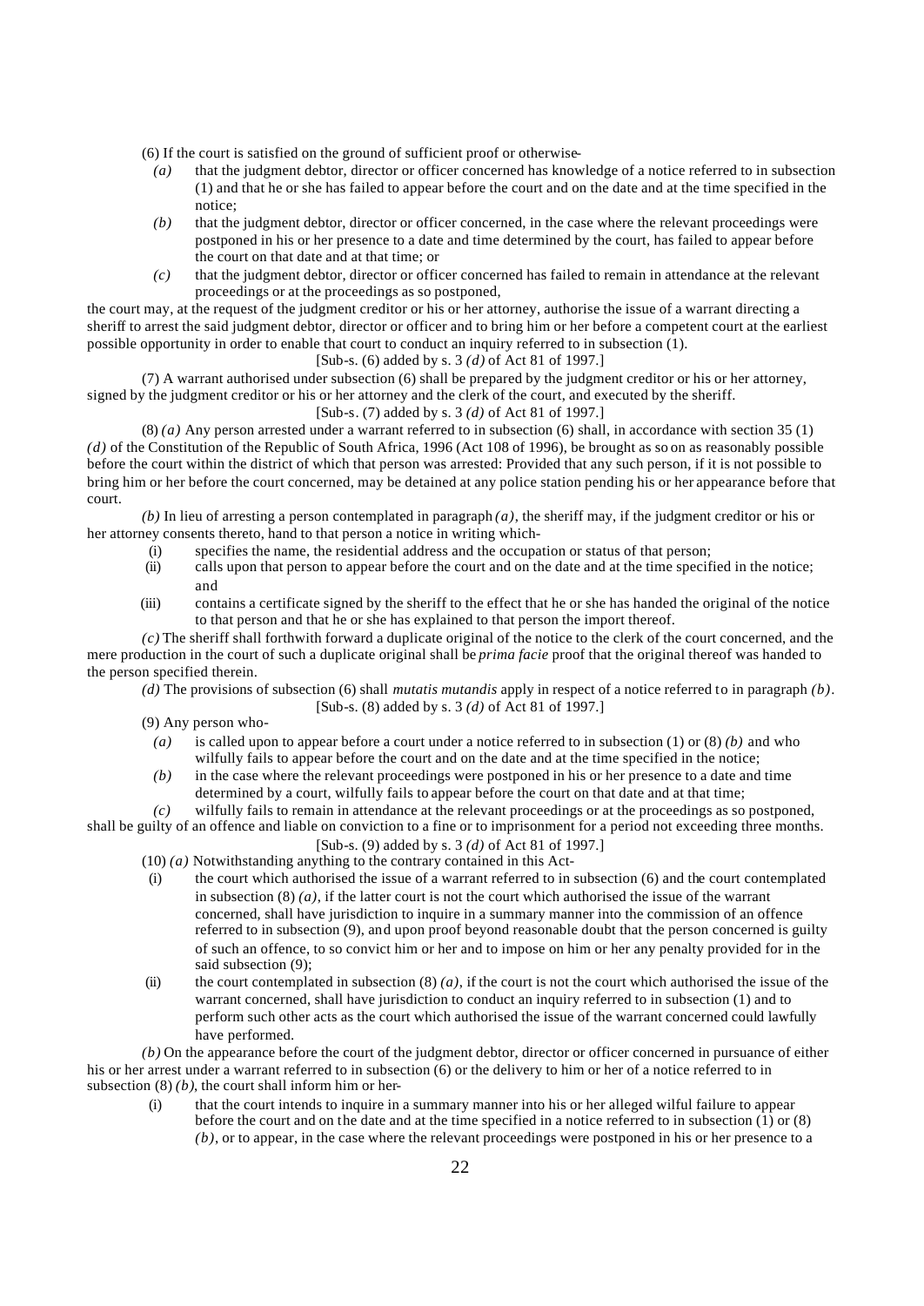(6) If the court is satisfied on the ground of sufficient proof or otherwise-

*(a)* that the judgment debtor, director or officer concerned has knowledge of a notice referred to in subsection (1) and that he or she has failed to appear before the court and on the date and at the time specified in the notice;

*(b)* that the judgment debtor, director or officer concerned, in the case where the relevant proceedings were postponed in his or her presence to a date and time determined by the court, has failed to appear before the court on that date and at that time; or

*(c)* that the judgment debtor, director or officer concerned has failed to remain in attendance at the relevant proceedings or at the proceedings as so postponed,

the court may, at the request of the judgment creditor or his or her attorney, authorise the issue of a warrant directing a sheriff to arrest the said judgment debtor, director or officer and to bring him or her before a competent court at the earliest possible opportunity in order to enable that court to conduct an inquiry referred to in subsection (1).

[Sub-s. (6) added by s. 3 *(d)* of Act 81 of 1997.]

(7) A warrant authorised under subsection (6) shall be prepared by the judgment creditor or his or her attorney, signed by the judgment creditor or his or her attorney and the clerk of the court, and executed by the sheriff.

[Sub-s. (7) added by s. 3 *(d)* of Act 81 of 1997.]

(8) *(a)* Any person arrested under a warrant referred to in subsection (6) shall, in accordance with section 35 (1) *(d)* of the Constitution of the Republic of South Africa, 1996 (Act 108 of 1996), be brought as so on as reasonably possible before the court within the district of which that person was arrested: Provided that any such person, if it is not possible to bring him or her before the court concerned, may be detained at any police station pending his or her appearance before that court.

*(b)* In lieu of arresting a person contemplated in paragraph *(a)*, the sheriff may, if the judgment creditor or his or her attorney consents thereto, hand to that person a notice in writing which-

(i) specifies the name, the residential address and the occupation or status of that person;

(ii) calls upon that person to appear before the court and on the date and at the time specified in the notice; and

(iii) contains a certificate signed by the sheriff to the effect that he or she has handed the original of the notice to that person and that he or she has explained to that person the import thereof.

*(c)* The sheriff shall forthwith forward a duplicate original of the notice to the clerk of the court concerned, and the mere production in the court of such a duplicate original shall be *prima facie* proof that the original thereof was handed to the person specified therein.

*(d)* The provisions of subsection (6) shall *mutatis mutandis* apply in respect of a notice referred to in paragraph *(b)*.

[Sub-s. (8) added by s. 3 *(d)* of Act 81 of 1997.]

(9) Any person who-

*(a)* is called upon to appear before a court under a notice referred to in subsection (1) or (8) *(b)* and who wilfully fails to appear before the court and on the date and at the time specified in the notice;

*(b)* in the case where the relevant proceedings were postponed in his or her presence to a date and time determined by a court, wilfully fails to appear before the court on that date and at that time;

*(c)* wilfully fails to remain in attendance at the relevant proceedings or at the proceedings as so postponed,

shall be guilty of an offence and liable on conviction to a fine or to imprisonment for a period not exceeding three months.

[Sub-s. (9) added by s. 3 *(d)* of Act 81 of 1997.]

(10) *(a)* Notwithstanding anything to the contrary contained in this Act-

(i) the court which authorised the issue of a warrant referred to in subsection (6) and the court contemplated in subsection (8) *(a)*, if the latter court is not the court which authorised the issue of the warrant concerned, shall have jurisdiction to inquire in a summary manner into the commission of an offence referred to in subsection (9), and upon proof beyond reasonable doubt that the person concerned is guilty of such an offence, to so convict him or her and to impose on him or her any penalty provided for in the said subsection (9);

(ii) the court contemplated in subsection (8) *(a)*, if the court is not the court which authorised the issue of the warrant concerned, shall have jurisdiction to conduct an inquiry referred to in subsection (1) and to perform such other acts as the court which authorised the issue of the warrant concerned could lawfully have performed.

*(b)* On the appearance before the court of the judgment debtor, director or officer concerned in pursuance of either his or her arrest under a warrant referred to in subsection (6) or the delivery to him or her of a notice referred to in subsection (8) *(b)*, the court shall inform him or her-

(i) that the court intends to inquire in a summary manner into his or her alleged wilful failure to appear before the court and on the date and at the time specified in a notice referred to in subsection (1) or (8) *(b)*, or to appear, in the case where the relevant proceedings were postponed in his or her presence to a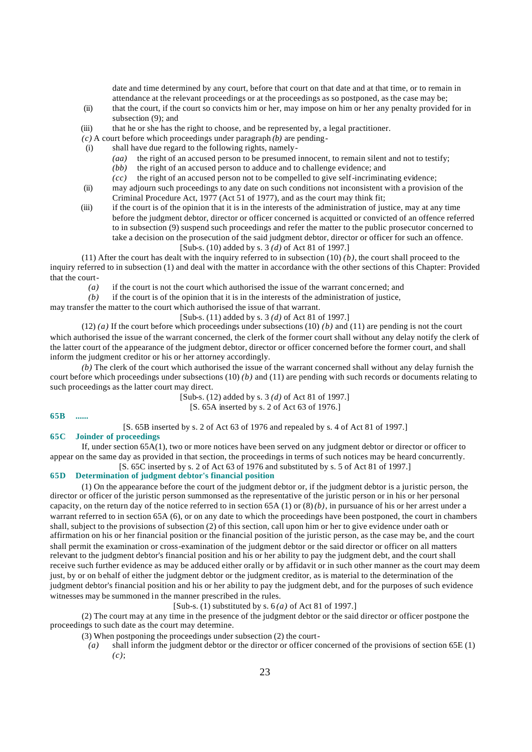date and time determined by any court, before that court on that date and at that time, or to remain in attendance at the relevant proceedings or at the proceedings as so postponed, as the case may be;

(ii) that the court, if the court so convicts him or her, may impose on him or her any penalty provided for in subsection (9); and

(iii) that he or she has the right to choose, and be represented by, a legal practitioner.

*(c)* A court before which proceedings under paragraph *(b)* are pending-

(i) shall have due regard to the following rights, namely-

*(aa)* the right of an accused person to be presumed innocent, to remain silent and not to testify;

*(bb)* the right of an accused person to adduce and to challenge evidence; and

*(cc)* the right of an accused person not to be compelled to give self-incriminating evidence;

(ii) may adjourn such proceedings to any date on such conditions not inconsistent with a provision of the Criminal Procedure Act, 1977 (Act 51 of 1977), and as the court may think fit;

(iii) if the court is of the opinion that it is in the interests of the administration of justice, may at any time before the judgment debtor, director or officer concerned is acquitted or convicted of an offence referred to in subsection (9) suspend such proceedings and refer the matter to the public prosecutor concerned to take a decision on the prosecution of the said judgment debtor, director or officer for such an offence.

[Sub-s. (10) added by s. 3 *(d)* of Act 81 of 1997.]

(11) After the court has dealt with the inquiry referred to in subsection (10) *(b)*, the court shall proceed to the inquiry referred to in subsection (1) and deal with the matter in accordance with the other sections of this Chapter: Provided that the court-

*(a)* if the court is not the court which authorised the issue of the warrant concerned; and

*(b)* if the court is of the opinion that it is in the interests of the administration of justice,

may transfer the matter to the court which authorised the issue of that warrant.

[Sub-s. (11) added by s. 3 *(d)* of Act 81 of 1997.]

(12) *(a)* If the court before which proceedings under subsections (10) *(b)* and (11) are pending is not the court which authorised the issue of the warrant concerned, the clerk of the former court shall without any delay notify the clerk of the latter court of the appearance of the judgment debtor, director or officer concerned before the former court, and shall inform the judgment creditor or his or her attorney accordingly.

*(b)* The clerk of the court which authorised the issue of the warrant concerned shall without any delay furnish the court before which proceedings under subsections (10) *(b)* and (11) are pending with such records or documents relating to such proceedings as the latter court may direct.

[Sub-s. (12) added by s. 3 *(d)* of Act 81 of 1997.]

[S. 65A inserted by s. 2 of Act 63 of 1976.]

**65B ......**

[S. 65B inserted by s. 2 of Act 63 of 1976 and repealed by s. 4 of Act 81 of 1997.]

**65C Joinder of proceedings**

If, under section 65A(1), two or more notices have been served on any judgment debtor or director or officer to appear on the same day as provided in that section, the proceedings in terms of such notices may be heard concurrently.

[S. 65C inserted by s. 2 of Act 63 of 1976 and substituted by s. 5 of Act 81 of 1997.]

**65D Determination of judgment debtor's financial position**

(1) On the appearance before the court of the judgment debtor or, if the judgment debtor is a juristic person, the director or officer of the juristic person summonsed as the representative of the juristic person or in his or her personal capacity, on the return day of the notice referred to in section 65A (1) or (8) *(b)*, in pursuance of his or her arrest under a warrant referred to in section 65A (6), or on any date to which the proceedings have been postponed, the court in chambers shall, subject to the provisions of subsection (2) of this section, call upon him or her to give evidence under oath or affirmation on his or her financial position or the financial position of the juristic person, as the case may be, and the court shall permit the examination or cross-examination of the judgment debtor or the said director or officer on all matters relevant to the judgment debtor's financial position and his or her ability to pay the judgment debt, and the court shall receive such further evidence as may be adduced either orally or by affidavit or in such other manner as the court may deem just, by or on behalf of either the judgment debtor or the judgment creditor, as is material to the determination of the judgment debtor's financial position and his or her ability to pay the judgment debt, and for the purposes of such evidence witnesses may be summoned in the manner prescribed in the rules.

[Sub-s. (1) substituted by s. 6 *(a)* of Act 81 of 1997.]

(2) The court may at any time in the presence of the judgment debtor or the said director or officer postpone the proceedings to such date as the court may determine.

(3) When postponing the proceedings under subsection (2) the court-

*(a)* shall inform the judgment debtor or the director or officer concerned of the provisions of section 65E (1) *(c)*;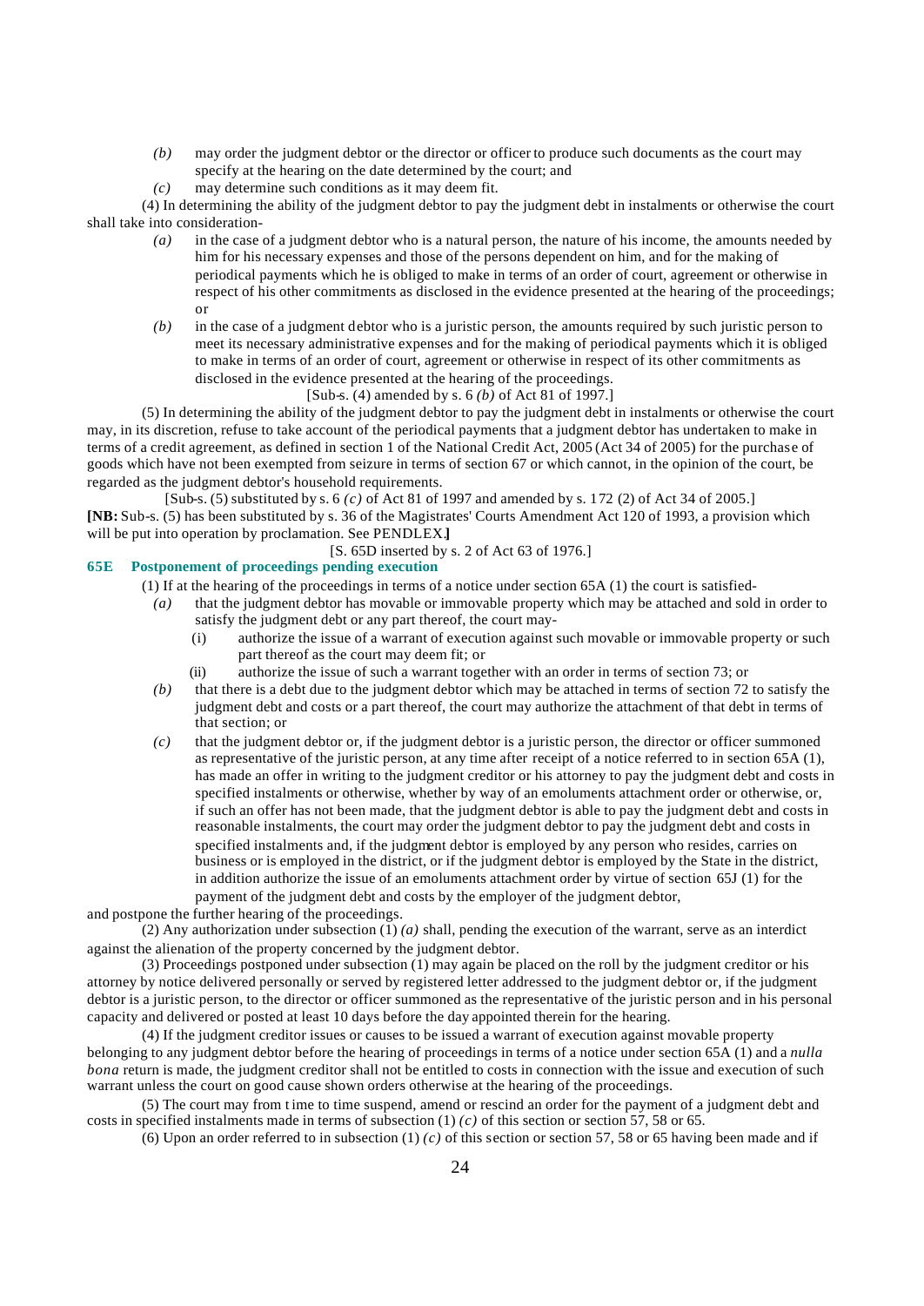*(b)* may order the judgment debtor or the director or officer to produce such documents as the court may specify at the hearing on the date determined by the court; and

*(c)* may determine such conditions as it may deem fit.

(4) In determining the ability of the judgment debtor to pay the judgment debt in instalments or otherwise the court shall take into consideration-

*(a)* in the case of a judgment debtor who is a natural person, the nature of his income, the amounts needed by him for his necessary expenses and those of the persons dependent on him, and for the making of periodical payments which he is obliged to make in terms of an order of court, agreement or otherwise in respect of his other commitments as disclosed in the evidence presented at the hearing of the proceedings; or

*(b)* in the case of a judgment debtor who is a juristic person, the amounts required by such juristic person to meet its necessary administrative expenses and for the making of periodical payments which it is obliged to make in terms of an order of court, agreement or otherwise in respect of its other commitments as disclosed in the evidence presented at the hearing of the proceedings.

[Sub-s. (4) amended by s. 6 *(b)* of Act 81 of 1997.]

(5) In determining the ability of the judgment debtor to pay the judgment debt in instalments or otherwise the court may, in its discretion, refuse to take account of the periodical payments that a judgment debtor has undertaken to make in terms of a credit agreement, as defined in section 1 of the National Credit Act, 2005 (Act 34 of 2005) for the purchase of goods which have not been exempted from seizure in terms of section 67 or which cannot, in the opinion of the court, be regarded as the judgment debtor's household requirements.

[Sub-s. (5) substituted by s. 6 *(c)* of Act 81 of 1997 and amended by s. 172 (2) of Act 34 of 2005.]

**[NB:** Sub-s. (5) has been substituted by s. 36 of the Magistrates' Courts Amendment Act 120 of 1993, a provision which will be put into operation by proclamation. See PENDLEX.**]**

[S. 65D inserted by s. 2 of Act 63 of 1976.]

### 65E Postponement of proceedings pending execution

(1) If at the hearing of the proceedings in terms of a notice under section 65A (1) the court is satisfied-

*(a)* that the judgment debtor has movable or immovable property which may be attached and sold in order to satisfy the judgment debt or any part thereof, the court may-

(i) authorize the issue of a warrant of execution against such movable or immovable property or such part thereof as the court may deem fit; or

(ii) authorize the issue of such a warrant together with an order in terms of section 73; or

*(b)* that there is a debt due to the judgment debtor which may be attached in terms of section 72 to satisfy the judgment debt and costs or a part thereof, the court may authorize the attachment of that debt in terms of that section; or

*(c)* that the judgment debtor or, if the judgment debtor is a juristic person, the director or officer summoned as representative of the juristic person, at any time after receipt of a notice referred to in section 65A (1), has made an offer in writing to the judgment creditor or his attorney to pay the judgment debt and costs in specified instalments or otherwise, whether by way of an emoluments attachment order or otherwise, or, if such an offer has not been made, that the judgment debtor is able to pay the judgment debt and costs in reasonable instalments, the court may order the judgment debtor to pay the judgment debt and costs in specified instalments and, if the judgment debtor is employed by any person who resides, carries on business or is employed in the district, or if the judgment debtor is employed by the State in the district, in addition authorize the issue of an emoluments attachment order by virtue of section 65J (1) for the payment of the judgment debt and costs by the employer of the judgment debtor,

and postpone the further hearing of the proceedings.

(2) Any authorization under subsection (1) *(a)* shall, pending the execution of the warrant, serve as an interdict against the alienation of the property concerned by the judgment debtor.

(3) Proceedings postponed under subsection (1) may again be placed on the roll by the judgment creditor or his attorney by notice delivered personally or served by registered letter addressed to the judgment debtor or, if the judgment debtor is a juristic person, to the director or officer summoned as the representative of the juristic person and in his personal capacity and delivered or posted at least 10 days before the day appointed therein for the hearing.

(4) If the judgment creditor issues or causes to be issued a warrant of execution against movable property belonging to any judgment debtor before the hearing of proceedings in terms of a notice under section 65A (1) and a *nulla bona* return is made, the judgment creditor shall not be entitled to costs in connection with the issue and execution of such warrant unless the court on good cause shown orders otherwise at the hearing of the proceedings.

(5) The court may from time to time suspend, amend or rescind an order for the payment of a judgment debt and costs in specified instalments made in terms of subsection (1) *(c)* of this section or section 57, 58 or 65.

(6) Upon an order referred to in subsection (1) *(c)* of this section or section 57, 58 or 65 having been made and if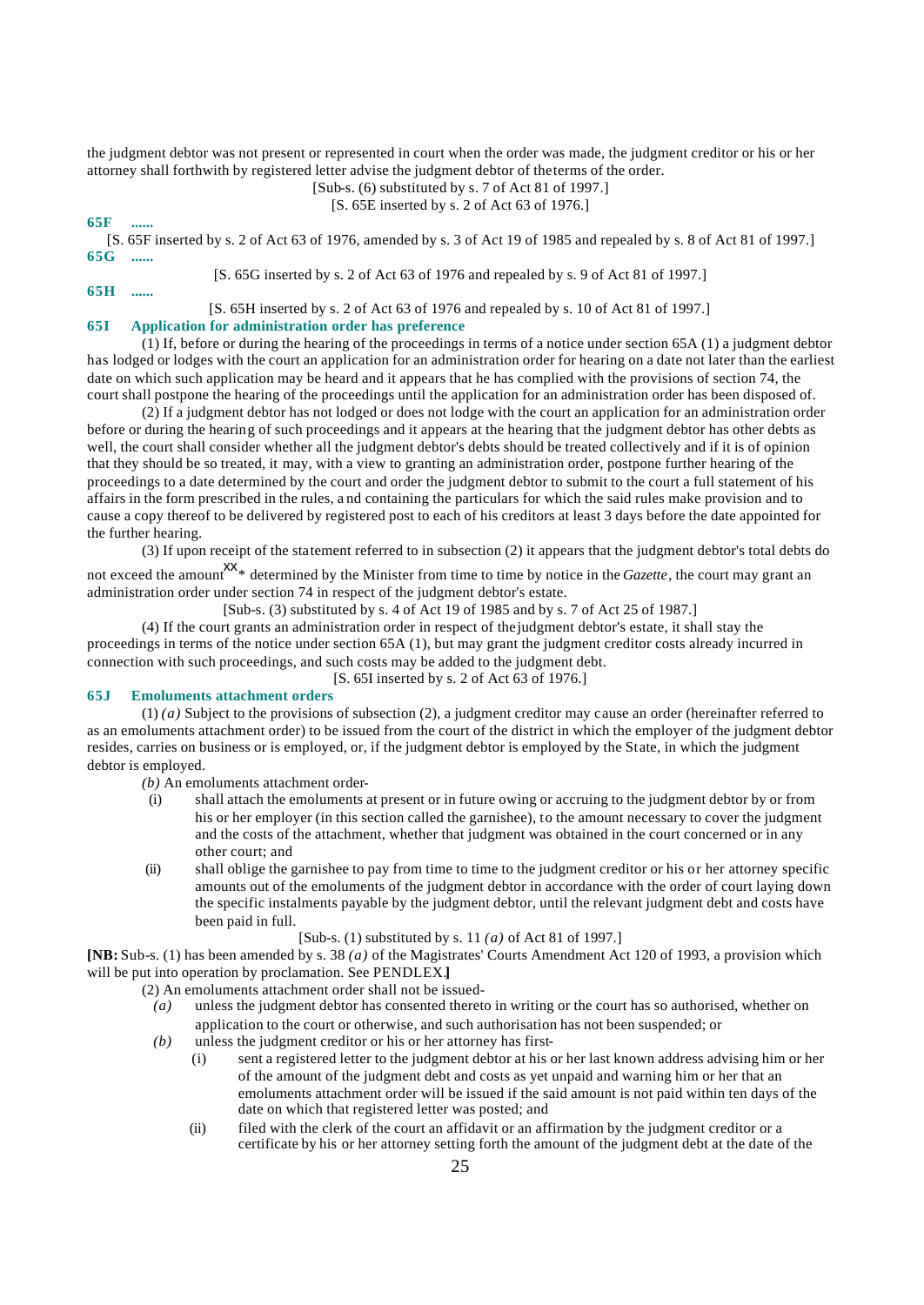the judgment debtor was not present or represented in court when the order was made, the judgment creditor or his or her attorney shall forthwith by registered letter advise the judgment debtor of the terms of the order.

[Sub-s. (6) substituted by s. 7 of Act 81 of 1997.]

[S. 65E inserted by s. 2 of Act 63 of 1976.]

### 65F ......

[S. 65F inserted by s. 2 of Act 63 of 1976, amended by s. 3 of Act 19 of 1985 and repealed by s. 8 of Act 81 of 1997.]

### 65G ......

[S. 65G inserted by s. 2 of Act 63 of 1976 and repealed by s. 9 of Act 81 of 1997.]

### 65H ......

[S. 65H inserted by s. 2 of Act 63 of 1976 and repealed by s. 10 of Act 81 of 1997.]

### 65I Application for administration order has preference

(1) If, before or during the hearing of the proceedings in terms of a notice under section 65A (1) a judgment debtor has lodged or lodges with the court an application for an administration order for hearing on a date not later than the earliest date on which such application may be heard and it appears that he has complied with the provisions of section 74, the court shall postpone the hearing of the proceedings until the application for an administration order has been disposed of.

(2) If a judgment debtor has not lodged or does not lodge with the court an application for an administration order before or during the hearing of such proceedings and it appears at the hearing that the judgment debtor has other debts as well, the court shall consider whether all the judgment debtor's debts should be treated collectively and if it is of opinion that they should be so treated, it may, with a view to granting an administration order, postpone further hearing of the proceedings to a date determined by the court and order the judgment debtor to submit to the court a full statement of his affairs in the form prescribed in the rules, and containing the particulars for which the said rules make provision and to cause a copy thereof to be delivered by registered post to each of his creditors at least 3 days before the date appointed for the further hearing.

(3) If upon receipt of the statement referred to in subsection (2) it appears that the judgment debtor's total debts do not exceed the amount[xx]* determined by the Minister from time to time by notice in the *Gazette*, the court may grant an administration order under section 74 in respect of the judgment debtor's estate.

[Sub-s. (3) substituted by s. 4 of Act 19 of 1985 and by s. 7 of Act 25 of 1987.]

(4) If the court grants an administration order in respect of the judgment debtor's estate, it shall stay the proceedings in terms of the notice under section 65A (1), but may grant the judgment creditor costs already incurred in connection with such proceedings, and such costs may be added to the judgment debt.

[S. 65I inserted by s. 2 of Act 63 of 1976.]

### 65J Emoluments attachment orders

(1) *(a)* Subject to the provisions of subsection (2), a judgment creditor may cause an order (hereinafter referred to as an emoluments attachment order) to be issued from the court of the district in which the employer of the judgment debtor resides, carries on business or is employed, or, if the judgment debtor is employed by the State, in which the judgment debtor is employed.

*(b)* An emoluments attachment order-

- (i) shall attach the emoluments at present or in future owing or accruing to the judgment debtor by or from his or her employer (in this section called the garnishee), to the amount necessary to cover the judgment and the costs of the attachment, whether that judgment was obtained in the court concerned or in any other court; and
- (ii) shall oblige the garnishee to pay from time to time to the judgment creditor or his or her attorney specific amounts out of the emoluments of the judgment debtor in accordance with the order of court laying down the specific instalments payable by the judgment debtor, until the relevant judgment debt and costs have been paid in full.

[Sub-s. (1) substituted by s. 11 *(a)* of Act 81 of 1997.]

**[NB:** Sub-s. (1) has been amended by s. 38 *(a)* of the Magistrates' Courts Amendment Act 120 of 1993, a provision which will be put into operation by proclamation. See PENDLEX.**]**

(2) An emoluments attachment order shall not be issued-

- *(a)* unless the judgment debtor has consented thereto in writing or the court has so authorised, whether on application to the court or otherwise, and such authorisation has not been suspended; or
- *(b)* unless the judgment creditor or his or her attorney has first-
  - (i) sent a registered letter to the judgment debtor at his or her last known address advising him or her of the amount of the judgment debt and costs as yet unpaid and warning him or her that an emoluments attachment order will be issued if the said amount is not paid within ten days of the date on which that registered letter was posted; and
  - (ii) filed with the clerk of the court an affidavit or an affirmation by the judgment creditor or a certificate by his or her attorney setting forth the amount of the judgment debt at the date of the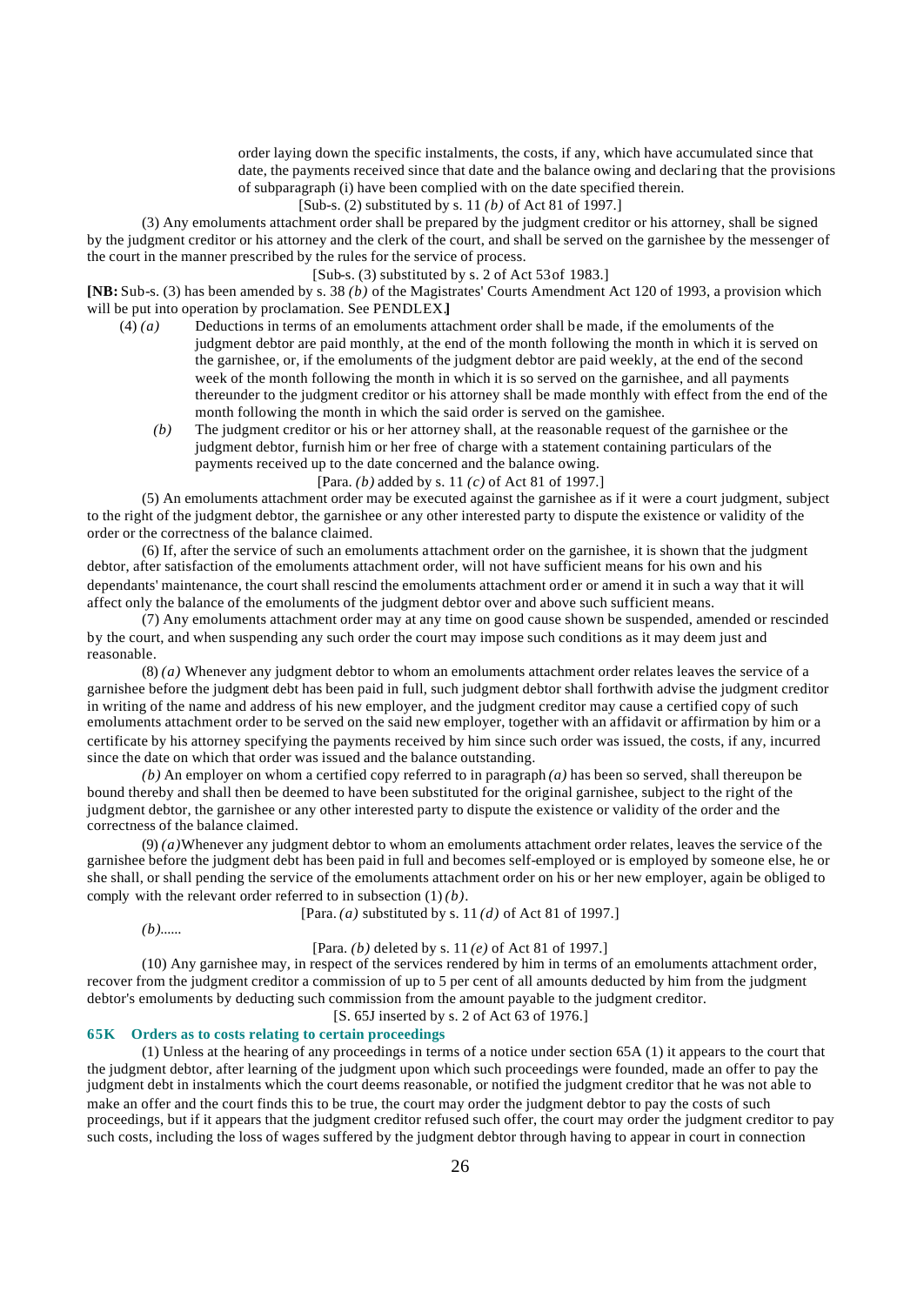order laying down the specific instalments, the costs, if any, which have accumulated since that date, the payments received since that date and the balance owing and declaring that the provisions of subparagraph (i) have been complied with on the date specified therein.

[Sub-s. (2) substituted by s. 11 *(b)* of Act 81 of 1997.]

(3) Any emoluments attachment order shall be prepared by the judgment creditor or his attorney, shall be signed by the judgment creditor or his attorney and the clerk of the court, and shall be served on the garnishee by the messenger of the court in the manner prescribed by the rules for the service of process.

[Sub-s. (3) substituted by s. 2 of Act 53 of 1983.]

**[NB:** Sub-s. (3) has been amended by s. 38 *(b)* of the Magistrates' Courts Amendment Act 120 of 1993, a provision which will be put into operation by proclamation. See PENDLEX.**]**

(4) *(a)* Deductions in terms of an emoluments attachment order shall be made, if the emoluments of the judgment debtor are paid monthly, at the end of the month following the month in which it is served on the garnishee, or, if the emoluments of the judgment debtor are paid weekly, at the end of the second week of the month following the month in which it is so served on the garnishee, and all payments thereunder to the judgment creditor or his attorney shall be made monthly with effect from the end of the month following the month in which the said order is served on the gamishee.

*(b)* The judgment creditor or his or her attorney shall, at the reasonable request of the garnishee or the judgment debtor, furnish him or her free of charge with a statement containing particulars of the payments received up to the date concerned and the balance owing.

[Para. *(b)* added by s. 11 *(c)* of Act 81 of 1997.]

(5) An emoluments attachment order may be executed against the garnishee as if it were a court judgment, subject to the right of the judgment debtor, the garnishee or any other interested party to dispute the existence or validity of the order or the correctness of the balance claimed.

(6) If, after the service of such an emoluments attachment order on the garnishee, it is shown that the judgment debtor, after satisfaction of the emoluments attachment order, will not have sufficient means for his own and his dependants' maintenance, the court shall rescind the emoluments attachment order or amend it in such a way that it will affect only the balance of the emoluments of the judgment debtor over and above such sufficient means.

(7) Any emoluments attachment order may at any time on good cause shown be suspended, amended or rescinded by the court, and when suspending any such order the court may impose such conditions as it may deem just and reasonable.

(8) *(a)* Whenever any judgment debtor to whom an emoluments attachment order relates leaves the service of a garnishee before the judgment debt has been paid in full, such judgment debtor shall forthwith advise the judgment creditor in writing of the name and address of his new employer, and the judgment creditor may cause a certified copy of such emoluments attachment order to be served on the said new employer, together with an affidavit or affirmation by him or a certificate by his attorney specifying the payments received by him since such order was issued, the costs, if any, incurred since the date on which that order was issued and the balance outstanding.

*(b)* An employer on whom a certified copy referred to in paragraph *(a)* has been so served, shall thereupon be bound thereby and shall then be deemed to have been substituted for the original garnishee, subject to the right of the judgment debtor, the garnishee or any other interested party to dispute the existence or validity of the order and the correctness of the balance claimed.

(9) *(a)* Whenever any judgment debtor to whom an emoluments attachment order relates, leaves the service of the garnishee before the judgment debt has been paid in full and becomes self-employed or is employed by someone else, he or she shall, or shall pending the service of the emoluments attachment order on his or her new employer, again be obliged to comply with the relevant order referred to in subsection (1) *(b)*.

[Para. *(a)* substituted by s. 11 *(d)* of Act 81 of 1997.]

*(b)*......

[Para. *(b)* deleted by s. 11 *(e)* of Act 81 of 1997.]

(10) Any garnishee may, in respect of the services rendered by him in terms of an emoluments attachment order, recover from the judgment creditor a commission of up to 5 per cent of all amounts deducted by him from the judgment debtor's emoluments by deducting such commission from the amount payable to the judgment creditor.

[S. 65J inserted by s. 2 of Act 63 of 1976.]

### 65K Orders as to costs relating to certain proceedings

(1) Unless at the hearing of any proceedings in terms of a notice under section 65A (1) it appears to the court that the judgment debtor, after learning of the judgment upon which such proceedings were founded, made an offer to pay the judgment debt in instalments which the court deems reasonable, or notified the judgment creditor that he was not able to make an offer and the court finds this to be true, the court may order the judgment debtor to pay the costs of such proceedings, but if it appears that the judgment creditor refused such offer, the court may order the judgment creditor to pay such costs, including the loss of wages suffered by the judgment debtor through having to appear in court in connection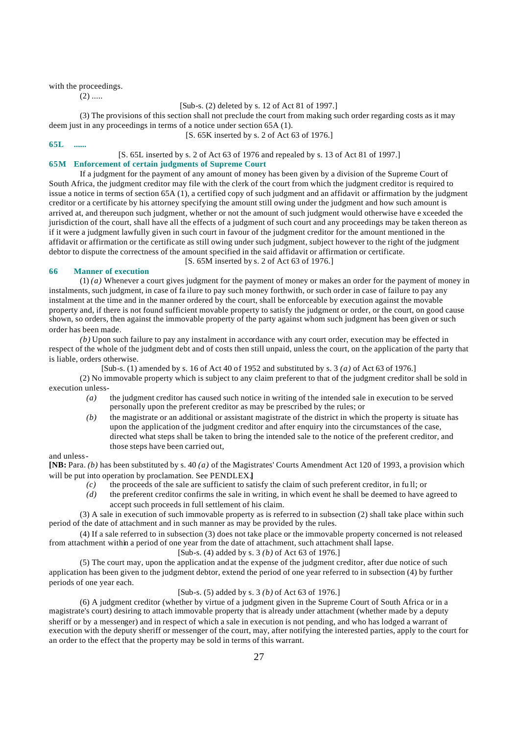with the proceedings.

(2) .....

[Sub-s. (2) deleted by s. 12 of Act 81 of 1997.]

(3) The provisions of this section shall not preclude the court from making such order regarding costs as it may deem just in any proceedings in terms of a notice under section 65A (1).

[S. 65K inserted by s. 2 of Act 63 of 1976.]

### 65L ......

[S. 65L inserted by s. 2 of Act 63 of 1976 and repealed by s. 13 of Act 81 of 1997.]

### 65M Enforcement of certain judgments of Supreme Court

If a judgment for the payment of any amount of money has been given by a division of the Supreme Court of South Africa, the judgment creditor may file with the clerk of the court from which the judgment creditor is required to issue a notice in terms of section 65A (1), a certified copy of such judgment and an affidavit or affirmation by the judgment creditor or a certificate by his attorney specifying the amount still owing under the judgment and how such amount is arrived at, and thereupon such judgment, whether or not the amount of such judgment would otherwise have exceeded the jurisdiction of the court, shall have all the effects of a judgment of such court and any proceedings may be taken thereon as if it were a judgment lawfully given in such court in favour of the judgment creditor for the amount mentioned in the affidavit or affirmation or the certificate as still owing under such judgment, subject however to the right of the judgment debtor to dispute the correctness of the amount specified in the said affidavit or affirmation or certificate.

[S. 65M inserted by s. 2 of Act 63 of 1976.]

### 66 Manner of execution

(1) *(a)* Whenever a court gives judgment for the payment of money or makes an order for the payment of money in instalments, such judgment, in case of failure to pay such money forthwith, or such order in case of failure to pay any instalment at the time and in the manner ordered by the court, shall be enforceable by execution against the movable property and, if there is not found sufficient movable property to satisfy the judgment or order, or the court, on good cause shown, so orders, then against the immovable property of the party against whom such judgment has been given or such order has been made.

*(b)* Upon such failure to pay any instalment in accordance with any court order, execution may be effected in respect of the whole of the judgment debt and of costs then still unpaid, unless the court, on the application of the party that is liable, orders otherwise.

[Sub-s. (1) amended by s. 16 of Act 40 of 1952 and substituted by s. 3 *(a)* of Act 63 of 1976.]

(2) No immovable property which is subject to any claim preferent to that of the judgment creditor shall be sold in execution unless-

*(a)* the judgment creditor has caused such notice in writing of the intended sale in execution to be served personally upon the preferent creditor as may be prescribed by the rules; or

*(b)* the magistrate or an additional or assistant magistrate of the district in which the property is situate has upon the application of the judgment creditor and after enquiry into the circumstances of the case, directed what steps shall be taken to bring the intended sale to the notice of the preferent creditor, and those steps have been carried out,

and unless-

**[NB:** Para. *(b)* has been substituted by s. 40 *(a)* of the Magistrates' Courts Amendment Act 120 of 1993, a provision which will be put into operation by proclamation. See PENDLEX.**]**

*(c)* the proceeds of the sale are sufficient to satisfy the claim of such preferent creditor, in full; or

*(d)* the preferent creditor confirms the sale in writing, in which event he shall be deemed to have agreed to accept such proceeds in full settlement of his claim.

(3) A sale in execution of such immovable property as is referred to in subsection (2) shall take place within such period of the date of attachment and in such manner as may be provided by the rules.

(4) If a sale referred to in subsection (3) does not take place or the immovable property concerned is not released from attachment within a period of one year from the date of attachment, such attachment shall lapse.

[Sub-s. (4) added by s. 3 *(b)* of Act 63 of 1976.]

(5) The court may, upon the application and at the expense of the judgment creditor, after due notice of such application has been given to the judgment debtor, extend the period of one year referred to in subsection (4) by further periods of one year each.

[Sub-s. (5) added by s. 3 *(b)* of Act 63 of 1976.]

(6) A judgment creditor (whether by virtue of a judgment given in the Supreme Court of South Africa or in a magistrate's court) desiring to attach immovable property that is already under attachment (whether made by a deputy sheriff or by a messenger) and in respect of which a sale in execution is not pending, and who has lodged a warrant of execution with the deputy sheriff or messenger of the court, may, after notifying the interested parties, apply to the court for an order to the effect that the property may be sold in terms of this warrant.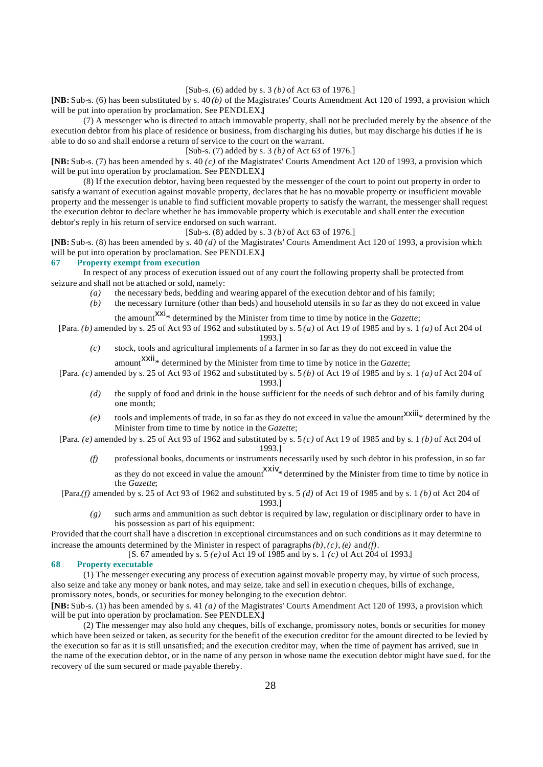[Sub-s. (6) added by s. 3 *(b)* of Act 63 of 1976.]

**[NB:** Sub-s. (6) has been substituted by s. 40 *(b)* of the Magistrates' Courts Amendment Act 120 of 1993, a provision which will be put into operation by proclamation. See PENDLEX.**]**

(7) A messenger who is directed to attach immovable property, shall not be precluded merely by the absence of the execution debtor from his place of residence or business, from discharging his duties, but may discharge his duties if he is able to do so and shall endorse a return of service to the court on the warrant.

[Sub-s. (7) added by s. 3 *(b)* of Act 63 of 1976.]

**[NB:** Sub-s. (7) has been amended by s. 40 *(c)* of the Magistrates' Courts Amendment Act 120 of 1993, a provision which will be put into operation by proclamation. See PENDLEX.**]**

(8) If the execution debtor, having been requested by the messenger of the court to point out property in order to satisfy a warrant of execution against movable property, declares that he has no movable property or insufficient movable property and the messenger is unable to find sufficient movable property to satisfy the warrant, the messenger shall request the execution debtor to declare whether he has immovable property which is executable and shall enter the execution debtor's reply in his return of service endorsed on such warrant.

[Sub-s. (8) added by s. 3 *(b)* of Act 63 of 1976.]

**[NB:** Sub-s. (8) has been amended by s. 40 *(d)* of the Magistrates' Courts Amendment Act 120 of 1993, a provision which will be put into operation by proclamation. See PENDLEX.**]**

### 67 Property exempt from execution

In respect of any process of execution issued out of any court the following property shall be protected from seizure and shall not be attached or sold, namely:

*(a)* the necessary beds, bedding and wearing apparel of the execution debtor and of his family;

*(b)* the necessary furniture (other than beds) and household utensils in so far as they do not exceed in value the amount[xxi]* determined by the Minister from time to time by notice in the *Gazette*;

[Para. *(b)* amended by s. 25 of Act 93 of 1962 and substituted by s. 5 *(a)* of Act 19 of 1985 and by s. 1 *(a)* of Act 204 of 1993.]

*(c)* stock, tools and agricultural implements of a farmer in so far as they do not exceed in value the amount[xxii]* determined by the Minister from time to time by notice in the *Gazette*;

[Para. *(c)* amended by s. 25 of Act 93 of 1962 and substituted by s. 5 *(b)* of Act 19 of 1985 and by s. 1 *(a)* of Act 204 of 1993.]

*(d)* the supply of food and drink in the house sufficient for the needs of such debtor and of his family during one month;

*(e)* tools and implements of trade, in so far as they do not exceed in value the amount[xxiii]* determined by the Minister from time to time by notice in the *Gazette*;

[Para. *(e)* amended by s. 25 of Act 93 of 1962 and substituted by s. 5 *(c)* of Act 19 of 1985 and by s. 1 *(b)* of Act 204 of 1993.]

*(f)* professional books, documents or instruments necessarily used by such debtor in his profession, in so far as they do not exceed in value the amount[xxiv]* determined by the Minister from time to time by notice in the *Gazette*;

[Para. *(f)* amended by s. 25 of Act 93 of 1962 and substituted by s. 5 *(d)* of Act 19 of 1985 and by s. 1 *(b)* of Act 204 of 1993.]

*(g)* such arms and ammunition as such debtor is required by law, regulation or disciplinary order to have in his possession as part of his equipment:

Provided that the court shall have a discretion in exceptional circumstances and on such conditions as it may determine to increase the amounts determined by the Minister in respect of paragraphs *(b)*, *(c)*, *(e)* and *(f)*.

[S. 67 amended by s. 5 *(e)* of Act 19 of 1985 and by s. 1 *(c)* of Act 204 of 1993.]

### 68 Property executable

(1) The messenger executing any process of execution against movable property may, by virtue of such process, also seize and take any money or bank notes, and may seize, take and sell in execution cheques, bills of exchange, promissory notes, bonds, or securities for money belonging to the execution debtor.

**[NB:** Sub-s. (1) has been amended by s. 41 *(a)* of the Magistrates' Courts Amendment Act 120 of 1993, a provision which will be put into operation by proclamation. See PENDLEX.**]**

(2) The messenger may also hold any cheques, bills of exchange, promissory notes, bonds or securities for money which have been seized or taken, as security for the benefit of the execution creditor for the amount directed to be levied by the execution so far as it is still unsatisfied; and the execution creditor may, when the time of payment has arrived, sue in the name of the execution debtor, or in the name of any person in whose name the execution debtor might have sued, for the recovery of the sum secured or made payable thereby.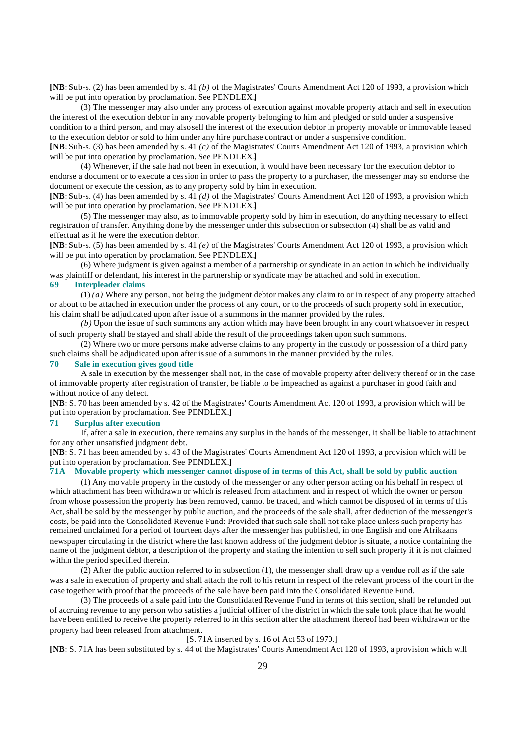**[NB:** Sub-s. (2) has been amended by s. 41 *(b)* of the Magistrates' Courts Amendment Act 120 of 1993, a provision which will be put into operation by proclamation. See PENDLEX.**]**

(3) The messenger may also under any process of execution against movable property attach and sell in execution the interest of the execution debtor in any movable property belonging to him and pledged or sold under a suspensive condition to a third person, and may also sell the interest of the execution debtor in property movable or immovable leased to the execution debtor or sold to him under any hire purchase contract or under a suspensive condition.

**[NB:** Sub-s. (3) has been amended by s. 41 *(c)* of the Magistrates' Courts Amendment Act 120 of 1993, a provision which will be put into operation by proclamation. See PENDLEX.**]**

(4) Whenever, if the sale had not been in execution, it would have been necessary for the execution debtor to endorse a document or to execute a cession in order to pass the property to a purchaser, the messenger may so endorse the document or execute the cession, as to any property sold by him in execution.

**[NB:** Sub-s. (4) has been amended by s. 41 *(d)* of the Magistrates' Courts Amendment Act 120 of 1993, a provision which will be put into operation by proclamation. See PENDLEX.**]**

(5) The messenger may also, as to immovable property sold by him in execution, do anything necessary to effect registration of transfer. Anything done by the messenger under this subsection or subsection (4) shall be as valid and effectual as if he were the execution debtor.

**[NB:** Sub-s. (5) has been amended by s. 41 *(e)* of the Magistrates' Courts Amendment Act 120 of 1993, a provision which will be put into operation by proclamation. See PENDLEX.**]**

(6) Where judgment is given against a member of a partnership or syndicate in an action in which he individually was plaintiff or defendant, his interest in the partnership or syndicate may be attached and sold in execution.

### 69 Interpleader claims

(1) *(a)* Where any person, not being the judgment debtor makes any claim to or in respect of any property attached or about to be attached in execution under the process of any court, or to the proceeds of such property sold in execution, his claim shall be adjudicated upon after issue of a summons in the manner provided by the rules.

*(b)* Upon the issue of such summons any action which may have been brought in any court whatsoever in respect of such property shall be stayed and shall abide the result of the proceedings taken upon such summons.

(2) Where two or more persons make adverse claims to any property in the custody or possession of a third party such claims shall be adjudicated upon after issue of a summons in the manner provided by the rules.

### 70 Sale in execution gives good title

A sale in execution by the messenger shall not, in the case of movable property after delivery thereof or in the case of immovable property after registration of transfer, be liable to be impeached as against a purchaser in good faith and without notice of any defect.

**[NB:** S. 70 has been amended by s. 42 of the Magistrates' Courts Amendment Act 120 of 1993, a provision which will be put into operation by proclamation. See PENDLEX.**]**

### 71 Surplus after execution

If, after a sale in execution, there remains any surplus in the hands of the messenger, it shall be liable to attachment for any other unsatisfied judgment debt.

**[NB:** S. 71 has been amended by s. 43 of the Magistrates' Courts Amendment Act 120 of 1993, a provision which will be put into operation by proclamation. See PENDLEX.**]**

### 71A Movable property which messenger cannot dispose of in terms of this Act, shall be sold by public auction

(1) Any movable property in the custody of the messenger or any other person acting on his behalf in respect of which attachment has been withdrawn or which is released from attachment and in respect of which the owner or person from whose possession the property has been removed, cannot be traced, and which cannot be disposed of in terms of this Act, shall be sold by the messenger by public auction, and the proceeds of the sale shall, after deduction of the messenger's costs, be paid into the Consolidated Revenue Fund: Provided that such sale shall not take place unless such property has remained unclaimed for a period of fourteen days after the messenger has published, in one English and one Afrikaans newspaper circulating in the district where the last known address of the judgment debtor is situate, a notice containing the name of the judgment debtor, a description of the property and stating the intention to sell such property if it is not claimed within the period specified therein.

(2) After the public auction referred to in subsection (1), the messenger shall draw up a vendue roll as if the sale was a sale in execution of property and shall attach the roll to his return in respect of the relevant process of the court in the case together with proof that the proceeds of the sale have been paid into the Consolidated Revenue Fund.

(3) The proceeds of a sale paid into the Consolidated Revenue Fund in terms of this section, shall be refunded out of accruing revenue to any person who satisfies a judicial officer of the district in which the sale took place that he would have been entitled to receive the property referred to in this section after the attachment thereof had been withdrawn or the property had been released from attachment.

[S. 71A inserted by s. 16 of Act 53 of 1970.]

**[NB:** S. 71A has been substituted by s. 44 of the Magistrates' Courts Amendment Act 120 of 1993, a provision which will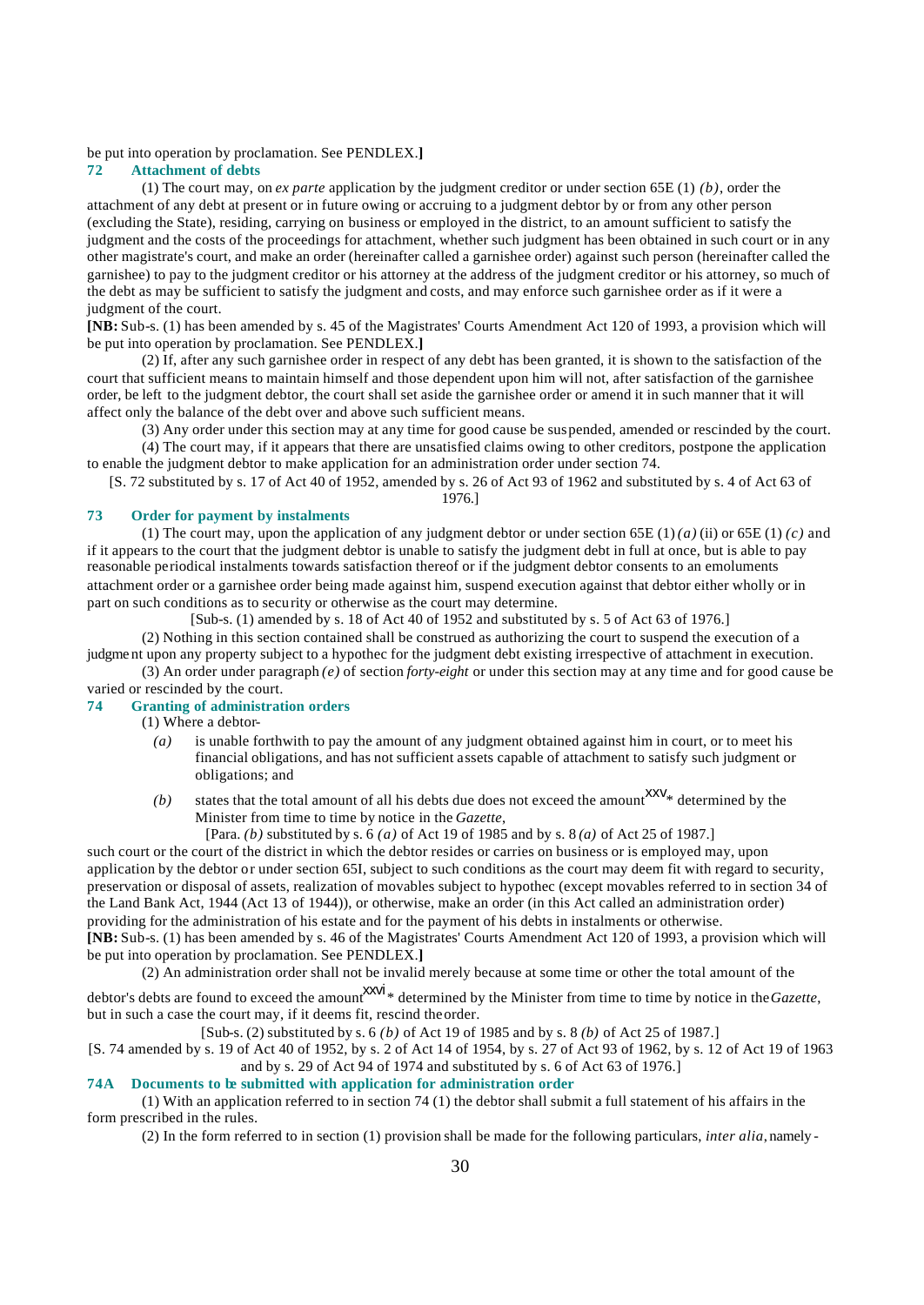be put into operation by proclamation. See PENDLEX.**]**

### 72 Attachment of debts

(1) The court may, on *ex parte* application by the judgment creditor or under section 65E (1) *(b)*, order the attachment of any debt at present or in future owing or accruing to a judgment debtor by or from any other person (excluding the State), residing, carrying on business or employed in the district, to an amount sufficient to satisfy the judgment and the costs of the proceedings for attachment, whether such judgment has been obtained in such court or in any other magistrate's court, and make an order (hereinafter called a garnishee order) against such person (hereinafter called the garnishee) to pay to the judgment creditor or his attorney at the address of the judgment creditor or his attorney, so much of the debt as may be sufficient to satisfy the judgment and costs, and may enforce such garnishee order as if it were a judgment of the court.

**[NB:** Sub-s. (1) has been amended by s. 45 of the Magistrates' Courts Amendment Act 120 of 1993, a provision which will be put into operation by proclamation. See PENDLEX.**]**

(2) If, after any such garnishee order in respect of any debt has been granted, it is shown to the satisfaction of the court that sufficient means to maintain himself and those dependent upon him will not, after satisfaction of the garnishee order, be left to the judgment debtor, the court shall set aside the garnishee order or amend it in such manner that it will affect only the balance of the debt over and above such sufficient means.

(3) Any order under this section may at any time for good cause be suspended, amended or rescinded by the court.

(4) The court may, if it appears that there are unsatisfied claims owing to other creditors, postpone the application to enable the judgment debtor to make application for an administration order under section 74.

[S. 72 substituted by s. 17 of Act 40 of 1952, amended by s. 26 of Act 93 of 1962 and substituted by s. 4 of Act 63 of 1976.]

### 73 Order for payment by instalments

(1) The court may, upon the application of any judgment debtor or under section 65E (1) *(a)* (ii) or 65E (1) *(c)* and if it appears to the court that the judgment debtor is unable to satisfy the judgment debt in full at once, but is able to pay reasonable periodical instalments towards satisfaction thereof or if the judgment debtor consents to an emoluments attachment order or a garnishee order being made against him, suspend execution against that debtor either wholly or in part on such conditions as to security or otherwise as the court may determine.

[Sub-s. (1) amended by s. 18 of Act 40 of 1952 and substituted by s. 5 of Act 63 of 1976.]

(2) Nothing in this section contained shall be construed as authorizing the court to suspend the execution of a judgment upon any property subject to a hypothec for the judgment debt existing irrespective of attachment in execution.

(3) An order under paragraph *(e)* of section *forty-eight* or under this section may at any time and for good cause be varied or rescinded by the court.

### 74 Granting of administration orders

(1) Where a debtor-

*(a)* is unable forthwith to pay the amount of any judgment obtained against him in court, or to meet his financial obligations, and has not sufficient assets capable of attachment to satisfy such judgment or obligations; and

*(b)* states that the total amount of all his debts due does not exceed the amount[xxv]* determined by the Minister from time to time by notice in the *Gazette*,

[Para. *(b)* substituted by s. 6 *(a)* of Act 19 of 1985 and by s. 8 *(a)* of Act 25 of 1987.]

such court or the court of the district in which the debtor resides or carries on business or is employed may, upon application by the debtor or under section 65I, subject to such conditions as the court may deem fit with regard to security, preservation or disposal of assets, realization of movables subject to hypothec (except movables referred to in section 34 of the Land Bank Act, 1944 (Act 13 of 1944)), or otherwise, make an order (in this Act called an administration order) providing for the administration of his estate and for the payment of his debts in instalments or otherwise.

**[NB:** Sub-s. (1) has been amended by s. 46 of the Magistrates' Courts Amendment Act 120 of 1993, a provision which will be put into operation by proclamation. See PENDLEX.**]**

(2) An administration order shall not be invalid merely because at some time or other the total amount of the debtor's debts are found to exceed the amount[xxvi]* determined by the Minister from time to time by notice in the *Gazette*, but in such a case the court may, if it deems fit, rescind the order.

[Sub-s. (2) substituted by s. 6 *(b)* of Act 19 of 1985 and by s. 8 *(b)* of Act 25 of 1987.]

[S. 74 amended by s. 19 of Act 40 of 1952, by s. 2 of Act 14 of 1954, by s. 27 of Act 93 of 1962, by s. 12 of Act 19 of 1963 and by s. 29 of Act 94 of 1974 and substituted by s. 6 of Act 63 of 1976.]

### 74A Documents to be submitted with application for administration order

(1) With an application referred to in section 74 (1) the debtor shall submit a full statement of his affairs in the form prescribed in the rules.

(2) In the form referred to in section (1) provision shall be made for the following particulars, *inter alia*, namely -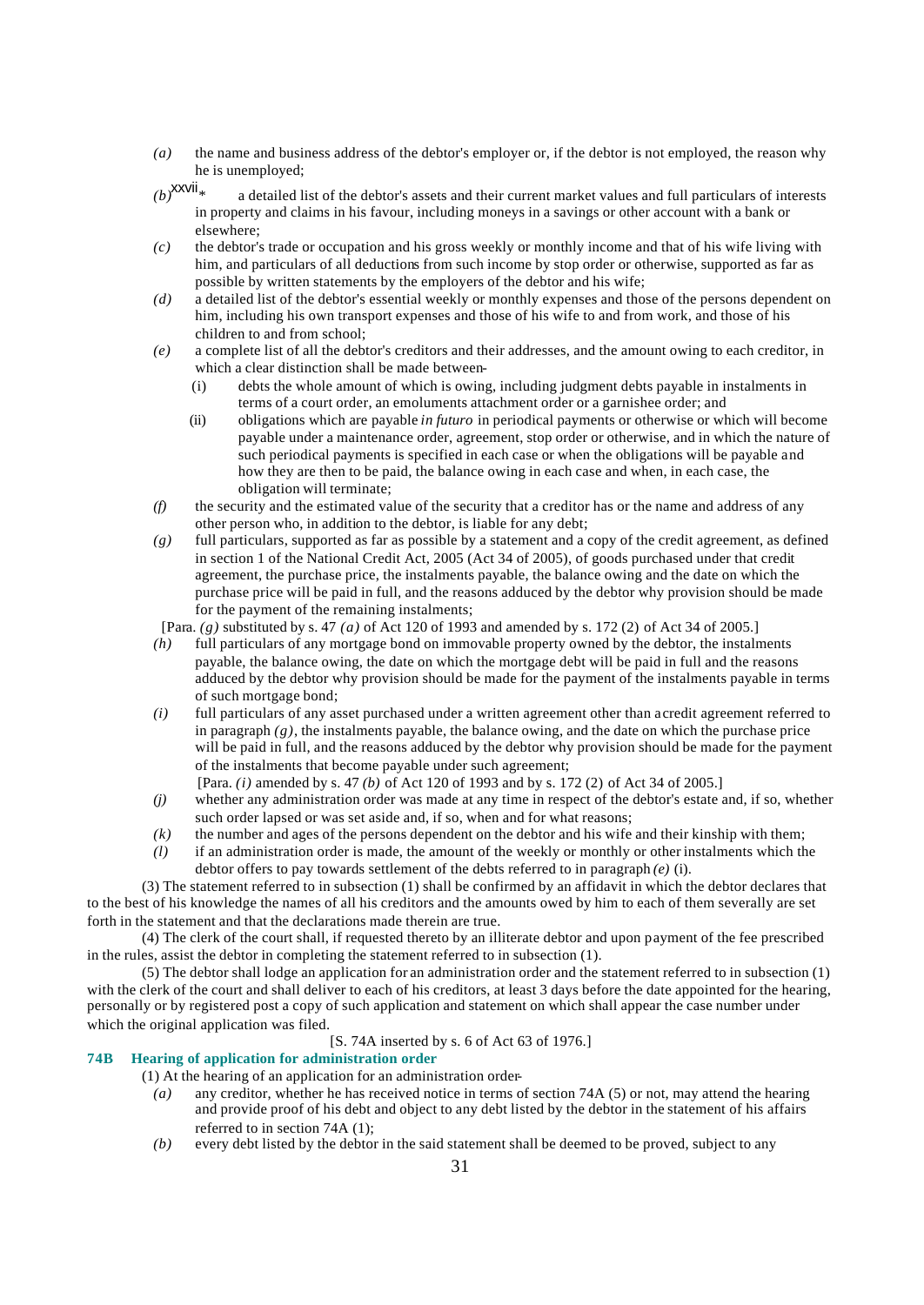*(a)* the name and business address of the debtor's employer or, if the debtor is not employed, the reason why he is unemployed;

*(b)*[xxvii]* a detailed list of the debtor's assets and their current market values and full particulars of interests in property and claims in his favour, including moneys in a savings or other account with a bank or elsewhere;

*(c)* the debtor's trade or occupation and his gross weekly or monthly income and that of his wife living with him, and particulars of all deductions from such income by stop order or otherwise, supported as far as possible by written statements by the employers of the debtor and his wife;

*(d)* a detailed list of the debtor's essential weekly or monthly expenses and those of the persons dependent on him, including his own transport expenses and those of his wife to and from work, and those of his children to and from school;

*(e)* a complete list of all the debtor's creditors and their addresses, and the amount owing to each creditor, in which a clear distinction shall be made between-

(i) debts the whole amount of which is owing, including judgment debts payable in instalments in terms of a court order, an emoluments attachment order or a garnishee order; and

(ii) obligations which are payable *in futuro* in periodical payments or otherwise or which will become payable under a maintenance order, agreement, stop order or otherwise, and in which the nature of such periodical payments is specified in each case or when the obligations will be payable and how they are then to be paid, the balance owing in each case and when, in each case, the obligation will terminate;

*(f)* the security and the estimated value of the security that a creditor has or the name and address of any other person who, in addition to the debtor, is liable for any debt;

*(g)* full particulars, supported as far as possible by a statement and a copy of the credit agreement, as defined in section 1 of the National Credit Act, 2005 (Act 34 of 2005), of goods purchased under that credit agreement, the purchase price, the instalments payable, the balance owing and the date on which the purchase price will be paid in full, and the reasons adduced by the debtor why provision should be made for the payment of the remaining instalments;

[Para. *(g)* substituted by s. 47 *(a)* of Act 120 of 1993 and amended by s. 172 (2) of Act 34 of 2005.]

*(h)* full particulars of any mortgage bond on immovable property owned by the debtor, the instalments payable, the balance owing, the date on which the mortgage debt will be paid in full and the reasons adduced by the debtor why provision should be made for the payment of the instalments payable in terms of such mortgage bond;

*(i)* full particulars of any asset purchased under a written agreement other than a credit agreement referred to in paragraph *(g)*, the instalments payable, the balance owing, and the date on which the purchase price will be paid in full, and the reasons adduced by the debtor why provision should be made for the payment of the instalments that become payable under such agreement;

[Para. *(i)* amended by s. 47 *(b)* of Act 120 of 1993 and by s. 172 (2) of Act 34 of 2005.]

*(j)* whether any administration order was made at any time in respect of the debtor's estate and, if so, whether such order lapsed or was set aside and, if so, when and for what reasons;

*(k)* the number and ages of the persons dependent on the debtor and his wife and their kinship with them;

*(l)* if an administration order is made, the amount of the weekly or monthly or other instalments which the debtor offers to pay towards settlement of the debts referred to in paragraph *(e)* (i).

(3) The statement referred to in subsection (1) shall be confirmed by an affidavit in which the debtor declares that to the best of his knowledge the names of all his creditors and the amounts owed by him to each of them severally are set forth in the statement and that the declarations made therein are true.

(4) The clerk of the court shall, if requested thereto by an illiterate debtor and upon payment of the fee prescribed in the rules, assist the debtor in completing the statement referred to in subsection (1).

(5) The debtor shall lodge an application for an administration order and the statement referred to in subsection (1) with the clerk of the court and shall deliver to each of his creditors, at least 3 days before the date appointed for the hearing, personally or by registered post a copy of such application and statement on which shall appear the case number under which the original application was filed.

[S. 74A inserted by s. 6 of Act 63 of 1976.]

### 74B Hearing of application for administration order

(1) At the hearing of an application for an administration order-

*(a)* any creditor, whether he has received notice in terms of section 74A (5) or not, may attend the hearing and provide proof of his debt and object to any debt listed by the debtor in the statement of his affairs referred to in section 74A (1);

*(b)* every debt listed by the debtor in the said statement shall be deemed to be proved, subject to any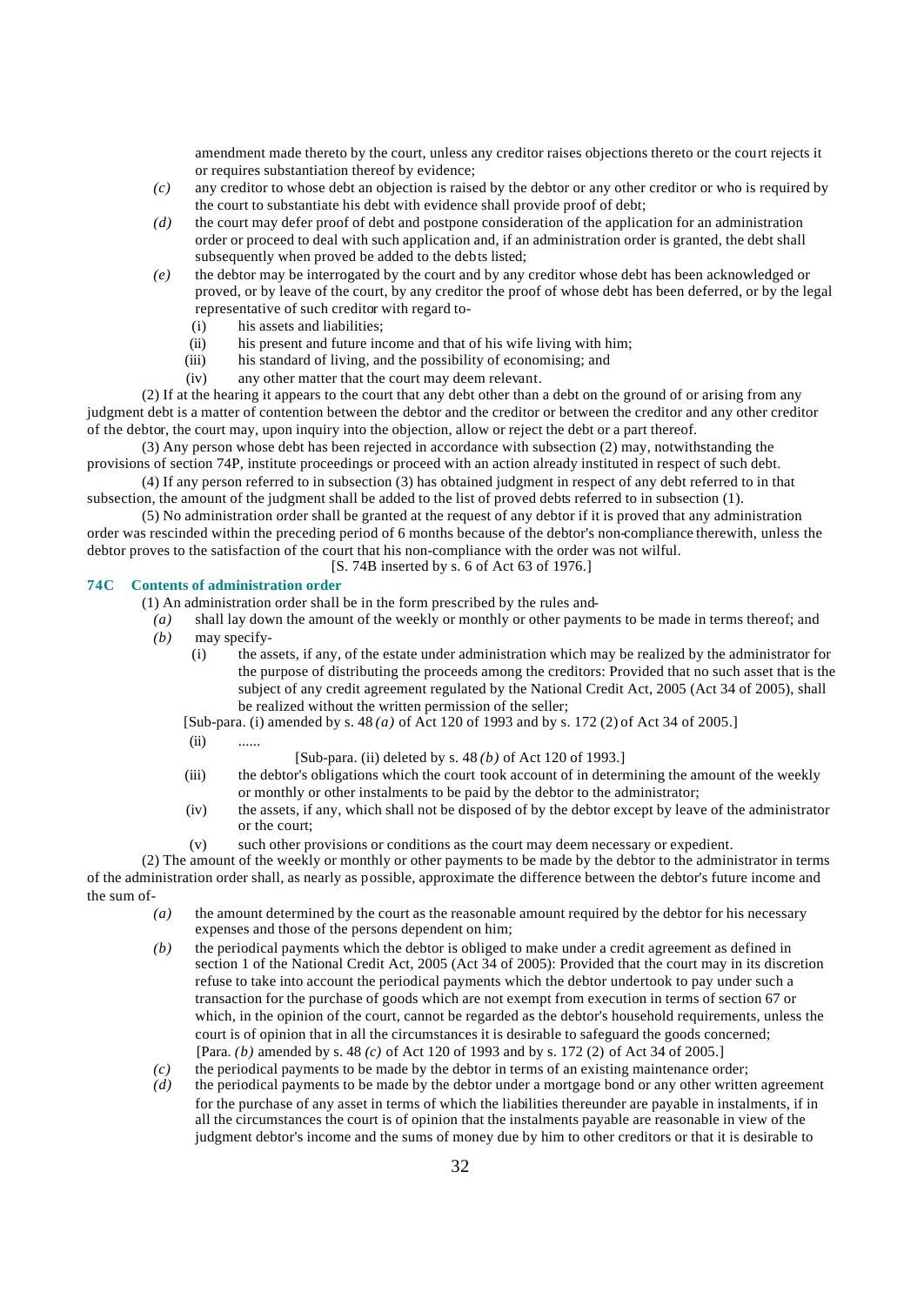amendment made thereto by the court, unless any creditor raises objections thereto or the court rejects it or requires substantiation thereof by evidence;

*(c)* any creditor to whose debt an objection is raised by the debtor or any other creditor or who is required by the court to substantiate his debt with evidence shall provide proof of debt;

*(d)* the court may defer proof of debt and postpone consideration of the application for an administration order or proceed to deal with such application and, if an administration order is granted, the debt shall subsequently when proved be added to the debts listed;

*(e)* the debtor may be interrogated by the court and by any creditor whose debt has been acknowledged or proved, or by leave of the court, by any creditor the proof of whose debt has been deferred, or by the legal representative of such creditor with regard to-

(i) his assets and liabilities;

(ii) his present and future income and that of his wife living with him;

(iii) his standard of living, and the possibility of economising; and

(iv) any other matter that the court may deem relevant.

(2) If at the hearing it appears to the court that any debt other than a debt on the ground of or arising from any judgment debt is a matter of contention between the debtor and the creditor or between the creditor and any other creditor of the debtor, the court may, upon inquiry into the objection, allow or reject the debt or a part thereof.

(3) Any person whose debt has been rejected in accordance with subsection (2) may, notwithstanding the provisions of section 74P, institute proceedings or proceed with an action already instituted in respect of such debt.

(4) If any person referred to in subsection (3) has obtained judgment in respect of any debt referred to in that subsection, the amount of the judgment shall be added to the list of proved debts referred to in subsection (1).

(5) No administration order shall be granted at the request of any debtor if it is proved that any administration order was rescinded within the preceding period of 6 months because of the debtor's non-compliance therewith, unless the debtor proves to the satisfaction of the court that his non-compliance with the order was not wilful.

[S. 74B inserted by s. 6 of Act 63 of 1976.]

### 74C Contents of administration order

(1) An administration order shall be in the form prescribed by the rules and-

*(a)* shall lay down the amount of the weekly or monthly or other payments to be made in terms thereof; and

*(b)* may specify-

(i) the assets, if any, of the estate under administration which may be realized by the administrator for the purpose of distributing the proceeds among the creditors: Provided that no such asset that is the subject of any credit agreement regulated by the National Credit Act, 2005 (Act 34 of 2005), shall be realized without the written permission of the seller;

[Sub-para. (i) amended by s. 48 *(a)* of Act 120 of 1993 and by s. 172 (2) of Act 34 of 2005.]

(ii) ......

[Sub-para. (ii) deleted by s. 48 *(b)* of Act 120 of 1993.]

(iii) the debtor's obligations which the court took account of in determining the amount of the weekly or monthly or other instalments to be paid by the debtor to the administrator;

(iv) the assets, if any, which shall not be disposed of by the debtor except by leave of the administrator or the court;

(v) such other provisions or conditions as the court may deem necessary or expedient.

(2) The amount of the weekly or monthly or other payments to be made by the debtor to the administrator in terms of the administration order shall, as nearly as possible, approximate the difference between the debtor's future income and the sum of-

*(a)* the amount determined by the court as the reasonable amount required by the debtor for his necessary expenses and those of the persons dependent on him;

*(b)* the periodical payments which the debtor is obliged to make under a credit agreement as defined in section 1 of the National Credit Act, 2005 (Act 34 of 2005): Provided that the court may in its discretion refuse to take into account the periodical payments which the debtor undertook to pay under such a transaction for the purchase of goods which are not exempt from execution in terms of section 67 or which, in the opinion of the court, cannot be regarded as the debtor's household requirements, unless the court is of opinion that in all the circumstances it is desirable to safeguard the goods concerned;

[Para. *(b)* amended by s. 48 *(c)* of Act 120 of 1993 and by s. 172 (2) of Act 34 of 2005.]

*(c)* the periodical payments to be made by the debtor in terms of an existing maintenance order;

*(d)* the periodical payments to be made by the debtor under a mortgage bond or any other written agreement for the purchase of any asset in terms of which the liabilities thereunder are payable in instalments, if in all the circumstances the court is of opinion that the instalments payable are reasonable in view of the judgment debtor's income and the sums of money due by him to other creditors or that it is desirable to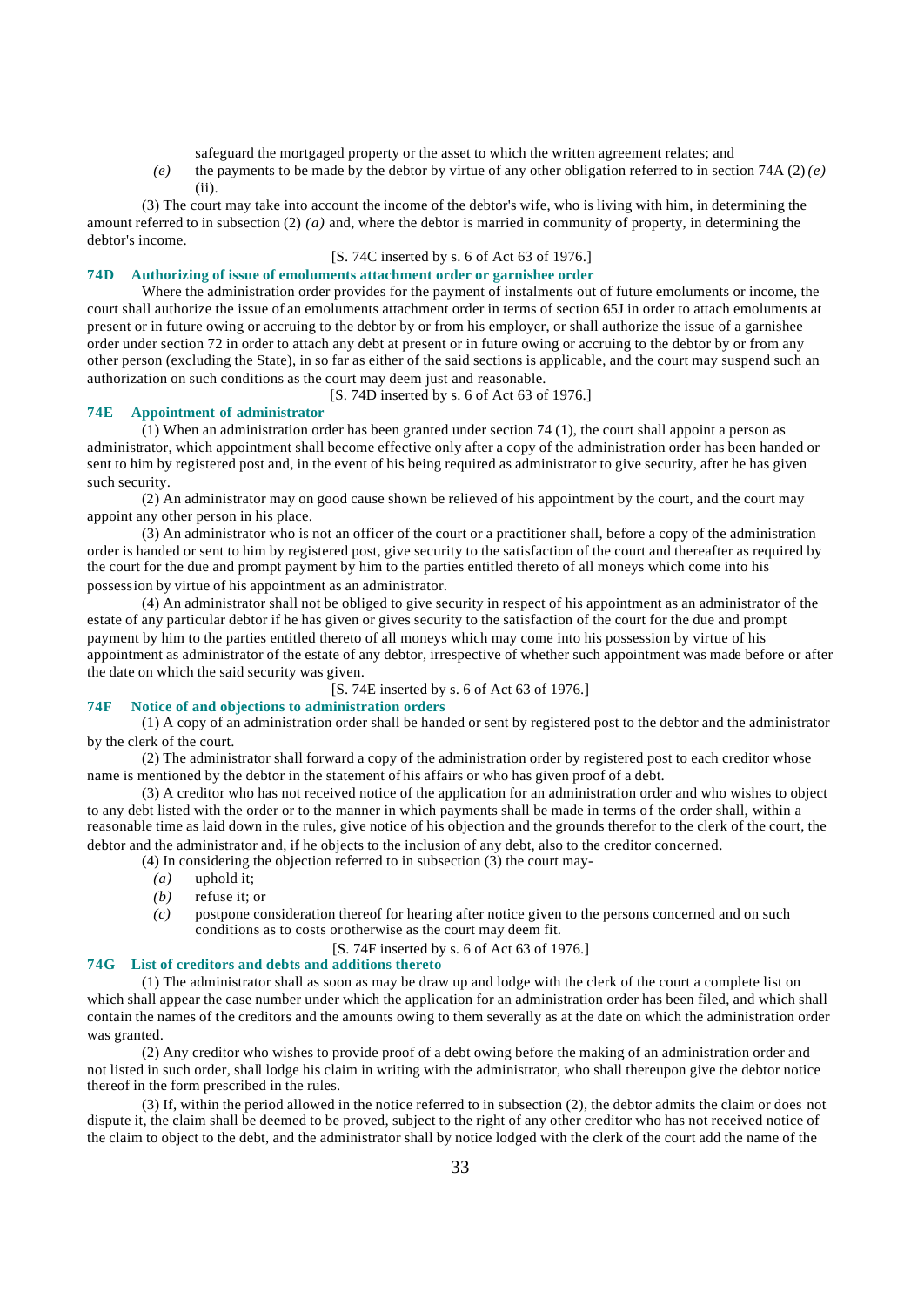safeguard the mortgaged property or the asset to which the written agreement relates; and

*(e)* the payments to be made by the debtor by virtue of any other obligation referred to in section 74A (2) *(e)* (ii).

(3) The court may take into account the income of the debtor's wife, who is living with him, in determining the amount referred to in subsection (2) *(a)* and, where the debtor is married in community of property, in determining the debtor's income.

[S. 74C inserted by s. 6 of Act 63 of 1976.]

### 74D Authorizing of issue of emoluments attachment order or garnishee order

Where the administration order provides for the payment of instalments out of future emoluments or income, the court shall authorize the issue of an emoluments attachment order in terms of section 65J in order to attach emoluments at present or in future owing or accruing to the debtor by or from his employer, or shall authorize the issue of a garnishee order under section 72 in order to attach any debt at present or in future owing or accruing to the debtor by or from any other person (excluding the State), in so far as either of the said sections is applicable, and the court may suspend such an authorization on such conditions as the court may deem just and reasonable.

[S. 74D inserted by s. 6 of Act 63 of 1976.]

### 74E Appointment of administrator

(1) When an administration order has been granted under section 74 (1), the court shall appoint a person as administrator, which appointment shall become effective only after a copy of the administration order has been handed or sent to him by registered post and, in the event of his being required as administrator to give security, after he has given such security.

(2) An administrator may on good cause shown be relieved of his appointment by the court, and the court may appoint any other person in his place.

(3) An administrator who is not an officer of the court or a practitioner shall, before a copy of the administration order is handed or sent to him by registered post, give security to the satisfaction of the court and thereafter as required by the court for the due and prompt payment by him to the parties entitled thereto of all moneys which come into his possession by virtue of his appointment as an administrator.

(4) An administrator shall not be obliged to give security in respect of his appointment as an administrator of the estate of any particular debtor if he has given or gives security to the satisfaction of the court for the due and prompt payment by him to the parties entitled thereto of all moneys which may come into his possession by virtue of his appointment as administrator of the estate of any debtor, irrespective of whether such appointment was made before or after the date on which the said security was given.

[S. 74E inserted by s. 6 of Act 63 of 1976.]

### 74F Notice of and objections to administration orders

(1) A copy of an administration order shall be handed or sent by registered post to the debtor and the administrator by the clerk of the court.

(2) The administrator shall forward a copy of the administration order by registered post to each creditor whose name is mentioned by the debtor in the statement of his affairs or who has given proof of a debt.

(3) A creditor who has not received notice of the application for an administration order and who wishes to object to any debt listed with the order or to the manner in which payments shall be made in terms of the order shall, within a reasonable time as laid down in the rules, give notice of his objection and the grounds therefor to the clerk of the court, the debtor and the administrator and, if he objects to the inclusion of any debt, also to the creditor concerned.

(4) In considering the objection referred to in subsection (3) the court may-

*(a)* uphold it;

*(b)* refuse it; or

*(c)* postpone consideration thereof for hearing after notice given to the persons concerned and on such conditions as to costs or otherwise as the court may deem fit.

[S. 74F inserted by s. 6 of Act 63 of 1976.]

### 74G List of creditors and debts and additions thereto

(1) The administrator shall as soon as may be draw up and lodge with the clerk of the court a complete list on which shall appear the case number under which the application for an administration order has been filed, and which shall contain the names of the creditors and the amounts owing to them severally as at the date on which the administration order was granted.

(2) Any creditor who wishes to provide proof of a debt owing before the making of an administration order and not listed in such order, shall lodge his claim in writing with the administrator, who shall thereupon give the debtor notice thereof in the form prescribed in the rules.

(3) If, within the period allowed in the notice referred to in subsection (2), the debtor admits the claim or does not dispute it, the claim shall be deemed to be proved, subject to the right of any other creditor who has not received notice of the claim to object to the debt, and the administrator shall by notice lodged with the clerk of the court add the name of the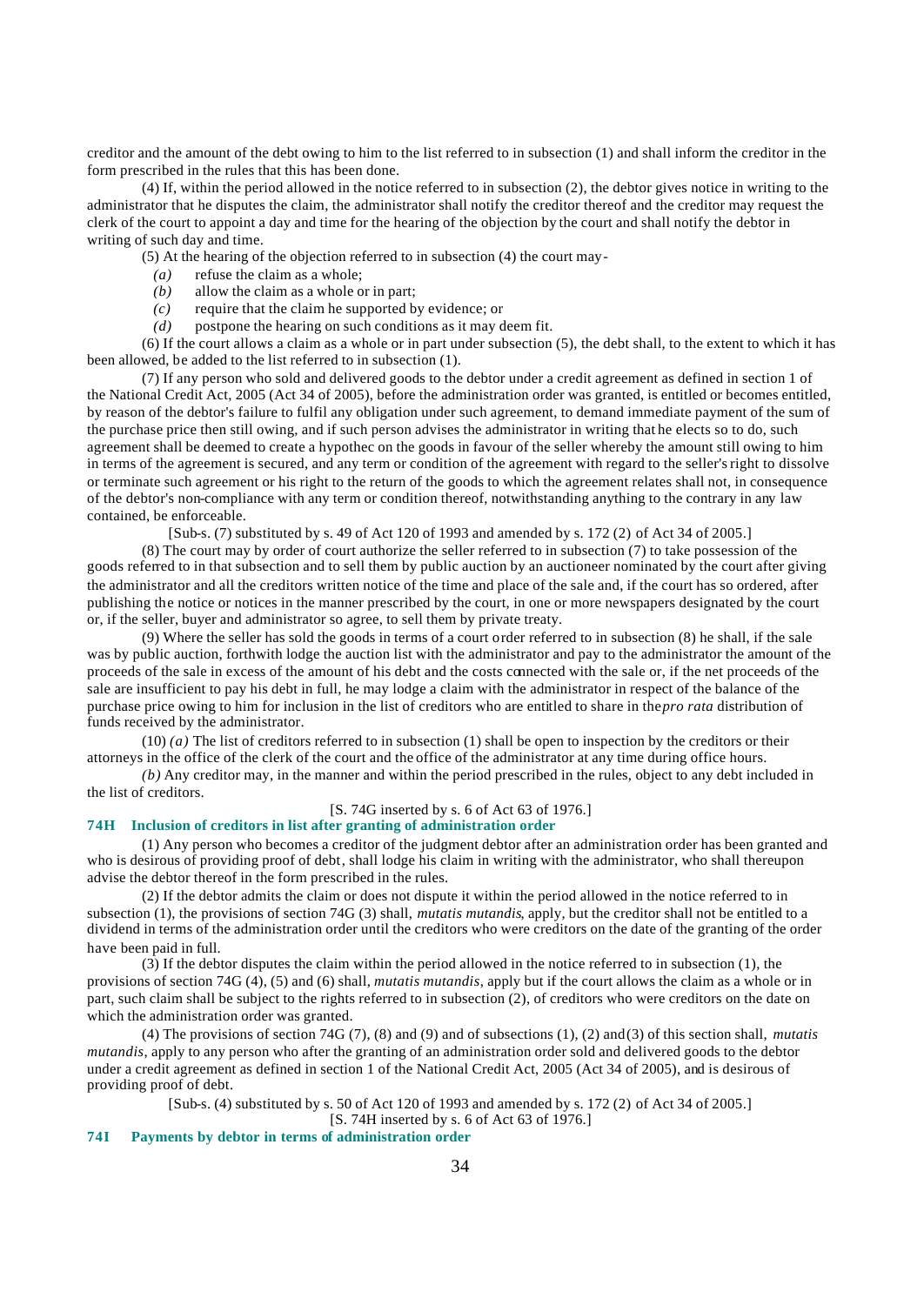creditor and the amount of the debt owing to him to the list referred to in subsection (1) and shall inform the creditor in the form prescribed in the rules that this has been done.

(4) If, within the period allowed in the notice referred to in subsection (2), the debtor gives notice in writing to the administrator that he disputes the claim, the administrator shall notify the creditor thereof and the creditor may request the clerk of the court to appoint a day and time for the hearing of the objection by the court and shall notify the debtor in writing of such day and time.

(5) At the hearing of the objection referred to in subsection (4) the court may-

*(a)* refuse the claim as a whole;

*(b)* allow the claim as a whole or in part;

*(c)* require that the claim he supported by evidence; or

*(d)* postpone the hearing on such conditions as it may deem fit.

(6) If the court allows a claim as a whole or in part under subsection (5), the debt shall, to the extent to which it has been allowed, be added to the list referred to in subsection (1).

(7) If any person who sold and delivered goods to the debtor under a credit agreement as defined in section 1 of the National Credit Act, 2005 (Act 34 of 2005), before the administration order was granted, is entitled or becomes entitled, by reason of the debtor's failure to fulfil any obligation under such agreement, to demand immediate payment of the sum of the purchase price then still owing, and if such person advises the administrator in writing that he elects so to do, such agreement shall be deemed to create a hypothec on the goods in favour of the seller whereby the amount still owing to him in terms of the agreement is secured, and any term or condition of the agreement with regard to the seller's right to dissolve or terminate such agreement or his right to the return of the goods to which the agreement relates shall not, in consequence of the debtor's non-compliance with any term or condition thereof, notwithstanding anything to the contrary in any law contained, be enforceable.

[Sub-s. (7) substituted by s. 49 of Act 120 of 1993 and amended by s. 172 (2) of Act 34 of 2005.]

(8) The court may by order of court authorize the seller referred to in subsection (7) to take possession of the goods referred to in that subsection and to sell them by public auction by an auctioneer nominated by the court after giving the administrator and all the creditors written notice of the time and place of the sale and, if the court has so ordered, after publishing the notice or notices in the manner prescribed by the court, in one or more newspapers designated by the court or, if the seller, buyer and administrator so agree, to sell them by private treaty.

(9) Where the seller has sold the goods in terms of a court order referred to in subsection (8) he shall, if the sale was by public auction, forthwith lodge the auction list with the administrator and pay to the administrator the amount of the proceeds of the sale in excess of the amount of his debt and the costs connected with the sale or, if the net proceeds of the sale are insufficient to pay his debt in full, he may lodge a claim with the administrator in respect of the balance of the purchase price owing to him for inclusion in the list of creditors who are entitled to share in the *pro rata* distribution of funds received by the administrator.

(10) *(a)* The list of creditors referred to in subsection (1) shall be open to inspection by the creditors or their attorneys in the office of the clerk of the court and the office of the administrator at any time during office hours.

*(b)* Any creditor may, in the manner and within the period prescribed in the rules, object to any debt included in the list of creditors.

[S. 74G inserted by s. 6 of Act 63 of 1976.]

### 74H Inclusion of creditors in list after granting of administration order

(1) Any person who becomes a creditor of the judgment debtor after an administration order has been granted and who is desirous of providing proof of debt, shall lodge his claim in writing with the administrator, who shall thereupon advise the debtor thereof in the form prescribed in the rules.

(2) If the debtor admits the claim or does not dispute it within the period allowed in the notice referred to in subsection (1), the provisions of section 74G (3) shall, *mutatis mutandis*, apply, but the creditor shall not be entitled to a dividend in terms of the administration order until the creditors who were creditors on the date of the granting of the order have been paid in full.

(3) If the debtor disputes the claim within the period allowed in the notice referred to in subsection (1), the provisions of section 74G (4), (5) and (6) shall, *mutatis mutandis*, apply but if the court allows the claim as a whole or in part, such claim shall be subject to the rights referred to in subsection (2), of creditors who were creditors on the date on which the administration order was granted.

(4) The provisions of section 74G (7), (8) and (9) and of subsections (1), (2) and (3) of this section shall, *mutatis mutandis*, apply to any person who after the granting of an administration order sold and delivered goods to the debtor under a credit agreement as defined in section 1 of the National Credit Act, 2005 (Act 34 of 2005), and is desirous of providing proof of debt.

[Sub-s. (4) substituted by s. 50 of Act 120 of 1993 and amended by s. 172 (2) of Act 34 of 2005.]

[S. 74H inserted by s. 6 of Act 63 of 1976.]

### 74I Payments by debtor in terms of administration order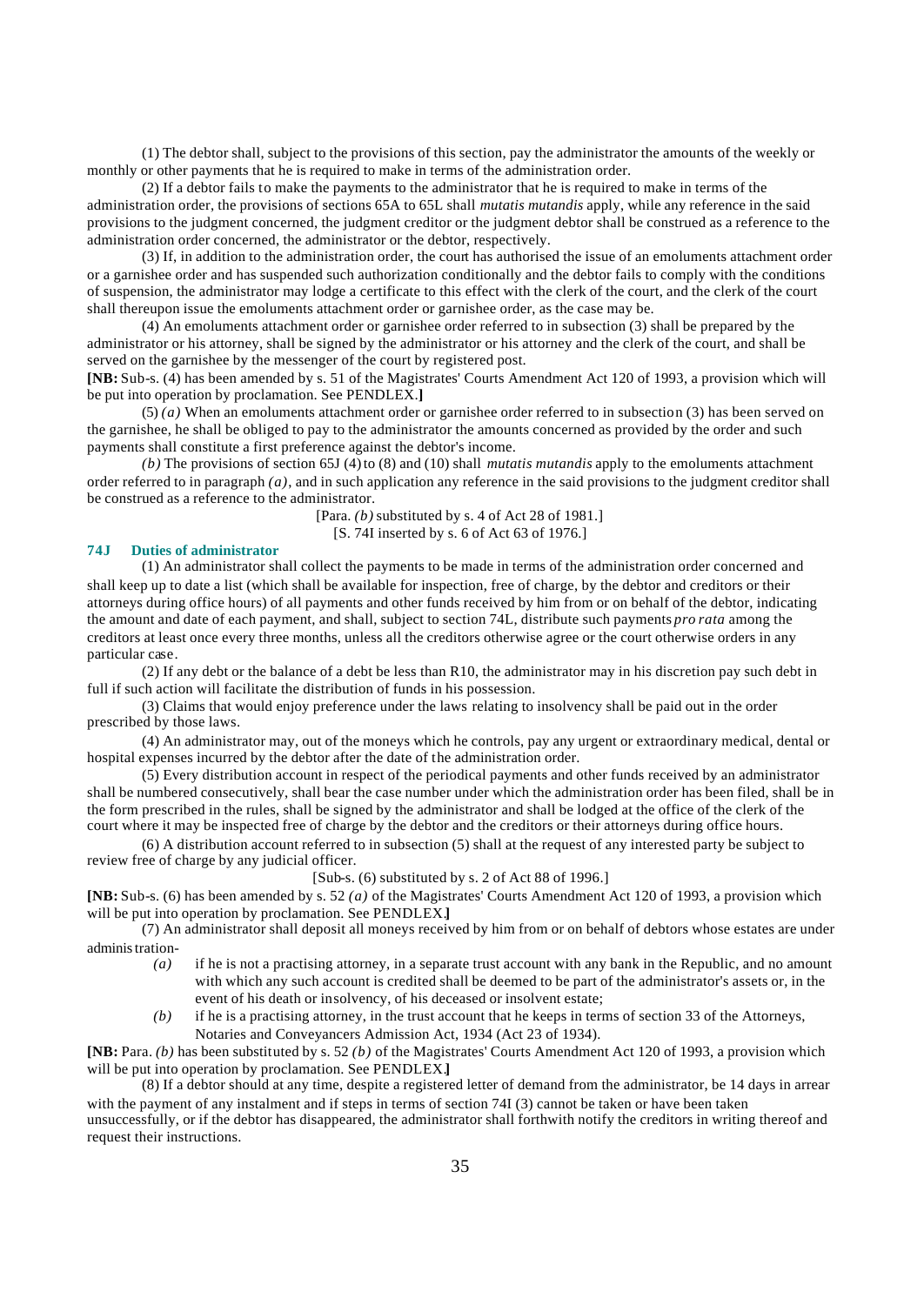(1) The debtor shall, subject to the provisions of this section, pay the administrator the amounts of the weekly or monthly or other payments that he is required to make in terms of the administration order.

(2) If a debtor fails to make the payments to the administrator that he is required to make in terms of the administration order, the provisions of sections 65A to 65L shall *mutatis mutandis* apply, while any reference in the said provisions to the judgment concerned, the judgment creditor or the judgment debtor shall be construed as a reference to the administration order concerned, the administrator or the debtor, respectively.

(3) If, in addition to the administration order, the court has authorised the issue of an emoluments attachment order or a garnishee order and has suspended such authorization conditionally and the debtor fails to comply with the conditions of suspension, the administrator may lodge a certificate to this effect with the clerk of the court, and the clerk of the court shall thereupon issue the emoluments attachment order or garnishee order, as the case may be.

(4) An emoluments attachment order or garnishee order referred to in subsection (3) shall be prepared by the administrator or his attorney, shall be signed by the administrator or his attorney and the clerk of the court, and shall be served on the garnishee by the messenger of the court by registered post.

**[NB:** Sub-s. (4) has been amended by s. 51 of the Magistrates' Courts Amendment Act 120 of 1993, a provision which will be put into operation by proclamation. See PENDLEX.**]**

(5) *(a)* When an emoluments attachment order or garnishee order referred to in subsection (3) has been served on the garnishee, he shall be obliged to pay to the administrator the amounts concerned as provided by the order and such payments shall constitute a first preference against the debtor's income.

*(b)* The provisions of section 65J (4) to (8) and (10) shall *mutatis mutandis* apply to the emoluments attachment order referred to in paragraph *(a)*, and in such application any reference in the said provisions to the judgment creditor shall be construed as a reference to the administrator.

[Para. *(b)* substituted by s. 4 of Act 28 of 1981.]

[S. 74I inserted by s. 6 of Act 63 of 1976.]

### 74J Duties of administrator

(1) An administrator shall collect the payments to be made in terms of the administration order concerned and shall keep up to date a list (which shall be available for inspection, free of charge, by the debtor and creditors or their attorneys during office hours) of all payments and other funds received by him from or on behalf of the debtor, indicating the amount and date of each payment, and shall, subject to section 74L, distribute such payments *pro rata* among the creditors at least once every three months, unless all the creditors otherwise agree or the court otherwise orders in any particular case.

(2) If any debt or the balance of a debt be less than R10, the administrator may in his discretion pay such debt in full if such action will facilitate the distribution of funds in his possession.

(3) Claims that would enjoy preference under the laws relating to insolvency shall be paid out in the order prescribed by those laws.

(4) An administrator may, out of the moneys which he controls, pay any urgent or extraordinary medical, dental or hospital expenses incurred by the debtor after the date of the administration order.

(5) Every distribution account in respect of the periodical payments and other funds received by an administrator shall be numbered consecutively, shall bear the case number under which the administration order has been filed, shall be in the form prescribed in the rules, shall be signed by the administrator and shall be lodged at the office of the clerk of the court where it may be inspected free of charge by the debtor and the creditors or their attorneys during office hours.

(6) A distribution account referred to in subsection (5) shall at the request of any interested party be subject to review free of charge by any judicial officer.

[Sub-s. (6) substituted by s. 2 of Act 88 of 1996.]

**[NB:** Sub-s. (6) has been amended by s. 52 *(a)* of the Magistrates' Courts Amendment Act 120 of 1993, a provision which will be put into operation by proclamation. See PENDLEX.**]**

(7) An administrator shall deposit all moneys received by him from or on behalf of debtors whose estates are under administration-

*(a)* if he is not a practising attorney, in a separate trust account with any bank in the Republic, and no amount with which any such account is credited shall be deemed to be part of the administrator's assets or, in the event of his death or insolvency, of his deceased or insolvent estate;

*(b)* if he is a practising attorney, in the trust account that he keeps in terms of section 33 of the Attorneys, Notaries and Conveyancers Admission Act, 1934 (Act 23 of 1934).

**[NB:** Para. *(b)* has been substituted by s. 52 *(b)* of the Magistrates' Courts Amendment Act 120 of 1993, a provision which will be put into operation by proclamation. See PENDLEX.**]**

(8) If a debtor should at any time, despite a registered letter of demand from the administrator, be 14 days in arrear with the payment of any instalment and if steps in terms of section 74I (3) cannot be taken or have been taken unsuccessfully, or if the debtor has disappeared, the administrator shall forthwith notify the creditors in writing thereof and request their instructions.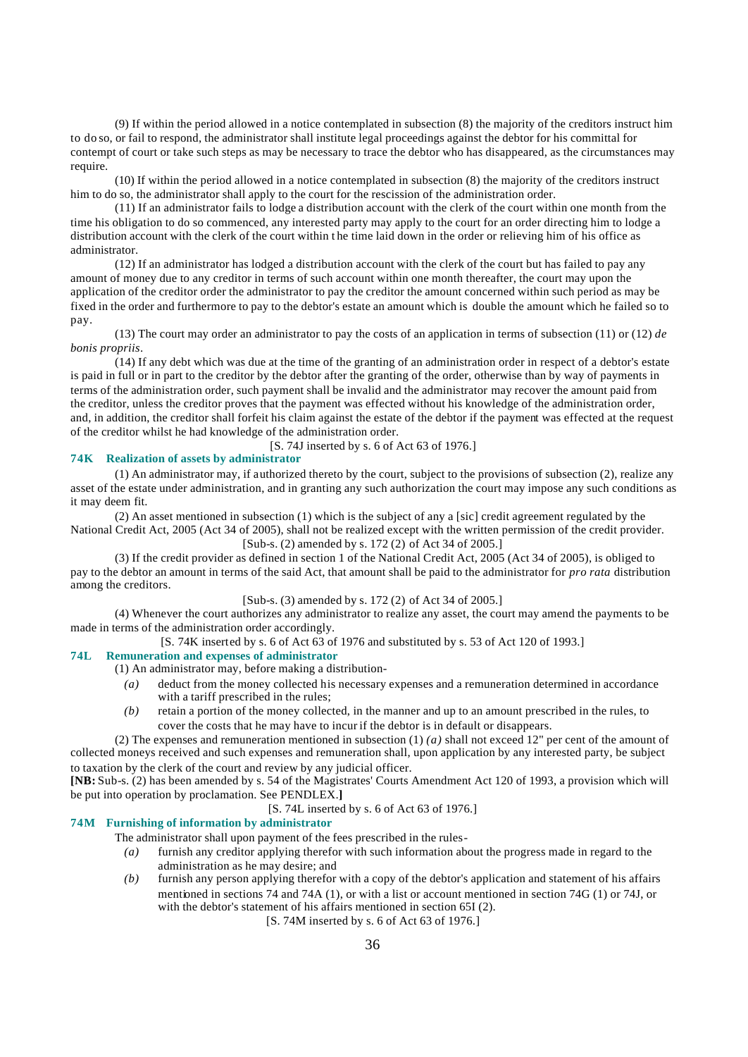(9) If within the period allowed in a notice contemplated in subsection (8) the majority of the creditors instruct him to do so, or fail to respond, the administrator shall institute legal proceedings against the debtor for his committal for contempt of court or take such steps as may be necessary to trace the debtor who has disappeared, as the circumstances may require.

(10) If within the period allowed in a notice contemplated in subsection (8) the majority of the creditors instruct him to do so, the administrator shall apply to the court for the rescission of the administration order.

(11) If an administrator fails to lodge a distribution account with the clerk of the court within one month from the time his obligation to do so commenced, any interested party may apply to the court for an order directing him to lodge a distribution account with the clerk of the court within the time laid down in the order or relieving him of his office as administrator.

(12) If an administrator has lodged a distribution account with the clerk of the court but has failed to pay any amount of money due to any creditor in terms of such account within one month thereafter, the court may upon the application of the creditor order the administrator to pay the creditor the amount concerned within such period as may be fixed in the order and furthermore to pay to the debtor's estate an amount which is double the amount which he failed so to pay.

(13) The court may order an administrator to pay the costs of an application in terms of subsection (11) or (12) *de bonis propriis*.

(14) If any debt which was due at the time of the granting of an administration order in respect of a debtor's estate is paid in full or in part to the creditor by the debtor after the granting of the order, otherwise than by way of payments in terms of the administration order, such payment shall be invalid and the administrator may recover the amount paid from the creditor, unless the creditor proves that the payment was effected without his knowledge of the administration order, and, in addition, the creditor shall forfeit his claim against the estate of the debtor if the payment was effected at the request of the creditor whilst he had knowledge of the administration order.

[S. 74J inserted by s. 6 of Act 63 of 1976.]

### 74K Realization of assets by administrator

(1) An administrator may, if authorized thereto by the court, subject to the provisions of subsection (2), realize any asset of the estate under administration, and in granting any such authorization the court may impose any such conditions as it may deem fit.

(2) An asset mentioned in subsection (1) which is the subject of any a [sic] credit agreement regulated by the National Credit Act, 2005 (Act 34 of 2005), shall not be realized except with the written permission of the credit provider.

[Sub-s. (2) amended by s. 172 (2) of Act 34 of 2005.]

(3) If the credit provider as defined in section 1 of the National Credit Act, 2005 (Act 34 of 2005), is obliged to pay to the debtor an amount in terms of the said Act, that amount shall be paid to the administrator for *pro rata* distribution among the creditors.

[Sub-s. (3) amended by s. 172 (2) of Act 34 of 2005.]

(4) Whenever the court authorizes any administrator to realize any asset, the court may amend the payments to be made in terms of the administration order accordingly.

[S. 74K inserted by s. 6 of Act 63 of 1976 and substituted by s. 53 of Act 120 of 1993.]

### 74L Remuneration and expenses of administrator

(1) An administrator may, before making a distribution-

*(a)* deduct from the money collected his necessary expenses and a remuneration determined in accordance with a tariff prescribed in the rules;

*(b)* retain a portion of the money collected, in the manner and up to an amount prescribed in the rules, to cover the costs that he may have to incur if the debtor is in default or disappears.

(2) The expenses and remuneration mentioned in subsection (1) *(a)* shall not exceed 12" per cent of the amount of collected moneys received and such expenses and remuneration shall, upon application by any interested party, be subject to taxation by the clerk of the court and review by any judicial officer.

**[NB:** Sub-s. (2) has been amended by s. 54 of the Magistrates' Courts Amendment Act 120 of 1993, a provision which will be put into operation by proclamation. See PENDLEX.**]**

[S. 74L inserted by s. 6 of Act 63 of 1976.]

### 74M Furnishing of information by administrator

The administrator shall upon payment of the fees prescribed in the rules-

*(a)* furnish any creditor applying therefor with such information about the progress made in regard to the administration as he may desire; and

*(b)* furnish any person applying therefor with a copy of the debtor's application and statement of his affairs mentioned in sections 74 and 74A (1), or with a list or account mentioned in section 74G (1) or 74J, or with the debtor's statement of his affairs mentioned in section 65I (2).

[S. 74M inserted by s. 6 of Act 63 of 1976.]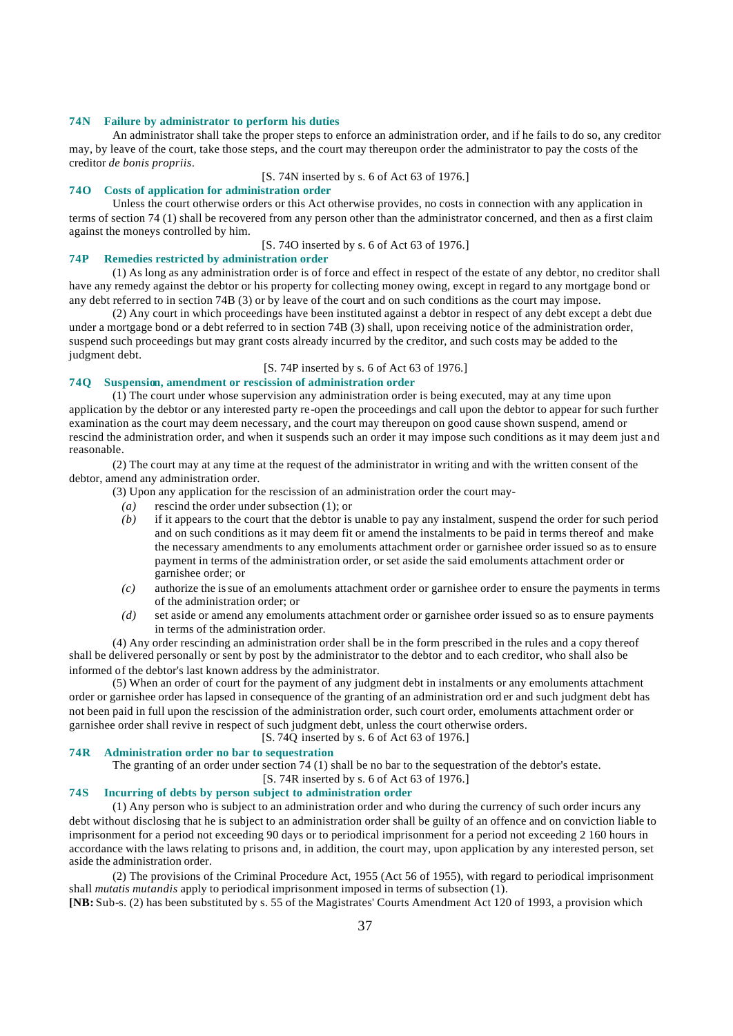### 74N Failure by administrator to perform his duties

An administrator shall take the proper steps to enforce an administration order, and if he fails to do so, any creditor may, by leave of the court, take those steps, and the court may thereupon order the administrator to pay the costs of the creditor *de bonis propriis*.

[S. 74N inserted by s. 6 of Act 63 of 1976.]

### 74O Costs of application for administration order

Unless the court otherwise orders or this Act otherwise provides, no costs in connection with any application in terms of section 74 (1) shall be recovered from any person other than the administrator concerned, and then as a first claim against the moneys controlled by him.

[S. 74O inserted by s. 6 of Act 63 of 1976.]

### 74P Remedies restricted by administration order

(1) As long as any administration order is of force and effect in respect of the estate of any debtor, no creditor shall have any remedy against the debtor or his property for collecting money owing, except in regard to any mortgage bond or any debt referred to in section 74B (3) or by leave of the court and on such conditions as the court may impose.

(2) Any court in which proceedings have been instituted against a debtor in respect of any debt except a debt due under a mortgage bond or a debt referred to in section 74B (3) shall, upon receiving notice of the administration order, suspend such proceedings but may grant costs already incurred by the creditor, and such costs may be added to the judgment debt.

[S. 74P inserted by s. 6 of Act 63 of 1976.]

### 74Q Suspension, amendment or rescission of administration order

(1) The court under whose supervision any administration order is being executed, may at any time upon application by the debtor or any interested party re-open the proceedings and call upon the debtor to appear for such further examination as the court may deem necessary, and the court may thereupon on good cause shown suspend, amend or rescind the administration order, and when it suspends such an order it may impose such conditions as it may deem just and reasonable.

(2) The court may at any time at the request of the administrator in writing and with the written consent of the debtor, amend any administration order.

(3) Upon any application for the rescission of an administration order the court may-

*(a)* rescind the order under subsection (1); or

*(b)* if it appears to the court that the debtor is unable to pay any instalment, suspend the order for such period and on such conditions as it may deem fit or amend the instalments to be paid in terms thereof and make the necessary amendments to any emoluments attachment order or garnishee order issued so as to ensure payment in terms of the administration order, or set aside the said emoluments attachment order or garnishee order; or

*(c)* authorize the issue of an emoluments attachment order or garnishee order to ensure the payments in terms of the administration order; or

*(d)* set aside or amend any emoluments attachment order or garnishee order issued so as to ensure payments in terms of the administration order.

(4) Any order rescinding an administration order shall be in the form prescribed in the rules and a copy thereof shall be delivered personally or sent by post by the administrator to the debtor and to each creditor, who shall also be informed of the debtor's last known address by the administrator.

(5) When an order of court for the payment of any judgment debt in instalments or any emoluments attachment order or garnishee order has lapsed in consequence of the granting of an administration order and such judgment debt has not been paid in full upon the rescission of the administration order, such court order, emoluments attachment order or garnishee order shall revive in respect of such judgment debt, unless the court otherwise orders.

[S. 74Q inserted by s. 6 of Act 63 of 1976.]

### 74R Administration order no bar to sequestration

The granting of an order under section 74 (1) shall be no bar to the sequestration of the debtor's estate.

[S. 74R inserted by s. 6 of Act 63 of 1976.]

### 74S Incurring of debts by person subject to administration order

(1) Any person who is subject to an administration order and who during the currency of such order incurs any debt without disclosing that he is subject to an administration order shall be guilty of an offence and on conviction liable to imprisonment for a period not exceeding 90 days or to periodical imprisonment for a period not exceeding 2 160 hours in accordance with the laws relating to prisons and, in addition, the court may, upon application by any interested person, set aside the administration order.

(2) The provisions of the Criminal Procedure Act, 1955 (Act 56 of 1955), with regard to periodical imprisonment shall *mutatis mutandis* apply to periodical imprisonment imposed in terms of subsection (1).

**[NB:** Sub-s. (2) has been substituted by s. 55 of the Magistrates' Courts Amendment Act 120 of 1993, a provision which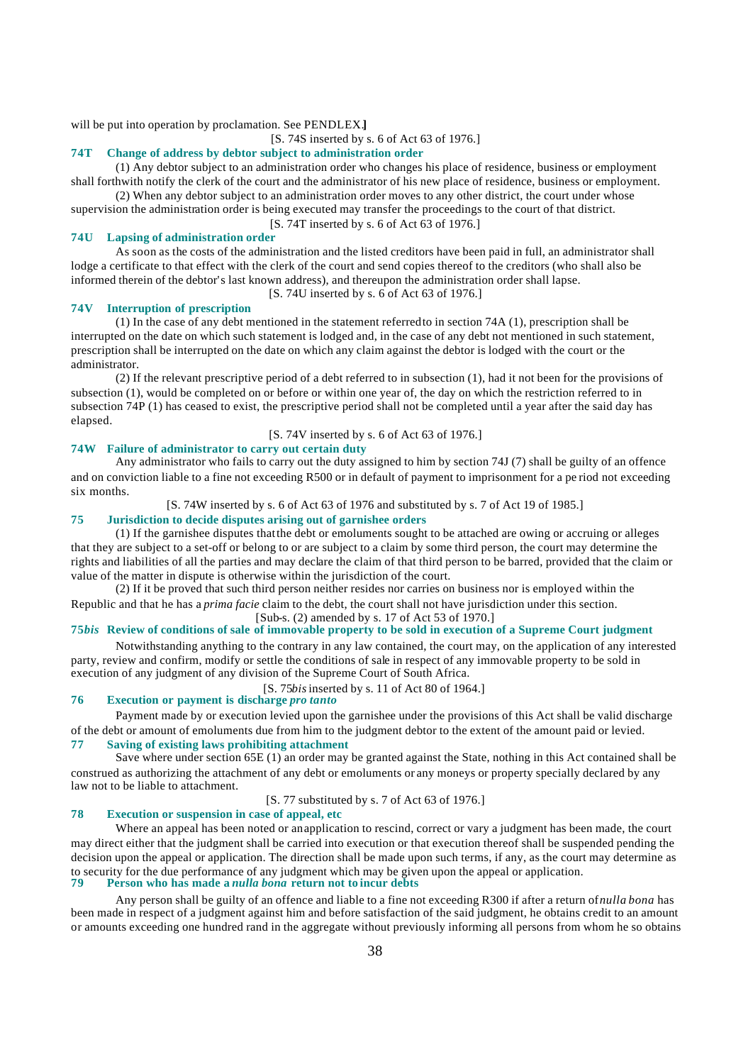will be put into operation by proclamation. See PENDLEX.]

[S. 74S inserted by s. 6 of Act 63 of 1976.]

### 74T Change of address by debtor subject to administration order

(1) Any debtor subject to an administration order who changes his place of residence, business or employment shall forthwith notify the clerk of the court and the administrator of his new place of residence, business or employment.

(2) When any debtor subject to an administration order moves to any other district, the court under whose supervision the administration order is being executed may transfer the proceedings to the court of that district.

[S. 74T inserted by s. 6 of Act 63 of 1976.]

### 74U Lapsing of administration order

As soon as the costs of the administration and the listed creditors have been paid in full, an administrator shall lodge a certificate to that effect with the clerk of the court and send copies thereof to the creditors (who shall also be informed therein of the debtor's last known address), and thereupon the administration order shall lapse.

[S. 74U inserted by s. 6 of Act 63 of 1976.]

### 74V Interruption of prescription

(1) In the case of any debt mentioned in the statement referred to in section 74A (1), prescription shall be interrupted on the date on which such statement is lodged and, in the case of any debt not mentioned in such statement, prescription shall be interrupted on the date on which any claim against the debtor is lodged with the court or the administrator.

(2) If the relevant prescriptive period of a debt referred to in subsection (1), had it not been for the provisions of subsection (1), would be completed on or before or within one year of, the day on which the restriction referred to in subsection 74P (1) has ceased to exist, the prescriptive period shall not be completed until a year after the said day has elapsed.

[S. 74V inserted by s. 6 of Act 63 of 1976.]

### 74W Failure of administrator to carry out certain duty

Any administrator who fails to carry out the duty assigned to him by section 74J (7) shall be guilty of an offence and on conviction liable to a fine not exceeding R500 or in default of payment to imprisonment for a period not exceeding six months.

[S. 74W inserted by s. 6 of Act 63 of 1976 and substituted by s. 7 of Act 19 of 1985.]

### 75 Jurisdiction to decide disputes arising out of garnishee orders

(1) If the garnishee disputes that the debt or emoluments sought to be attached are owing or accruing or alleges that they are subject to a set-off or belong to or are subject to a claim by some third person, the court may determine the rights and liabilities of all the parties and may declare the claim of that third person to be barred, provided that the claim or value of the matter in dispute is otherwise within the jurisdiction of the court.

(2) If it be proved that such third person neither resides nor carries on business nor is employed within the Republic and that he has a *prima facie* claim to the debt, the court shall not have jurisdiction under this section.

[Sub-s. (2) amended by s. 17 of Act 53 of 1970.]

### 75*bis* Review of conditions of sale of immovable property to be sold in execution of a Supreme Court judgment

Notwithstanding anything to the contrary in any law contained, the court may, on the application of any interested party, review and confirm, modify or settle the conditions of sale in respect of any immovable property to be sold in execution of any judgment of any division of the Supreme Court of South Africa.

[S. 75*bis* inserted by s. 11 of Act 80 of 1964.]

### 76 Execution or payment is discharge *pro tanto*

Payment made by or execution levied upon the garnishee under the provisions of this Act shall be valid discharge of the debt or amount of emoluments due from him to the judgment debtor to the extent of the amount paid or levied.

### 77 Saving of existing laws prohibiting attachment

Save where under section 65E (1) an order may be granted against the State, nothing in this Act contained shall be construed as authorizing the attachment of any debt or emoluments or any moneys or property specially declared by any law not to be liable to attachment.

[S. 77 substituted by s. 7 of Act 63 of 1976.]

### 78 Execution or suspension in case of appeal, etc

Where an appeal has been noted or an application to rescind, correct or vary a judgment has been made, the court may direct either that the judgment shall be carried into execution or that execution thereof shall be suspended pending the decision upon the appeal or application. The direction shall be made upon such terms, if any, as the court may determine as to security for the due performance of any judgment which may be given upon the appeal or application.

### 79 Person who has made a *nulla bona* return not to incur debts

Any person shall be guilty of an offence and liable to a fine not exceeding R300 if after a return of *nulla bona* has been made in respect of a judgment against him and before satisfaction of the said judgment, he obtains credit to an amount or amounts exceeding one hundred rand in the aggregate without previously informing all persons from whom he so obtains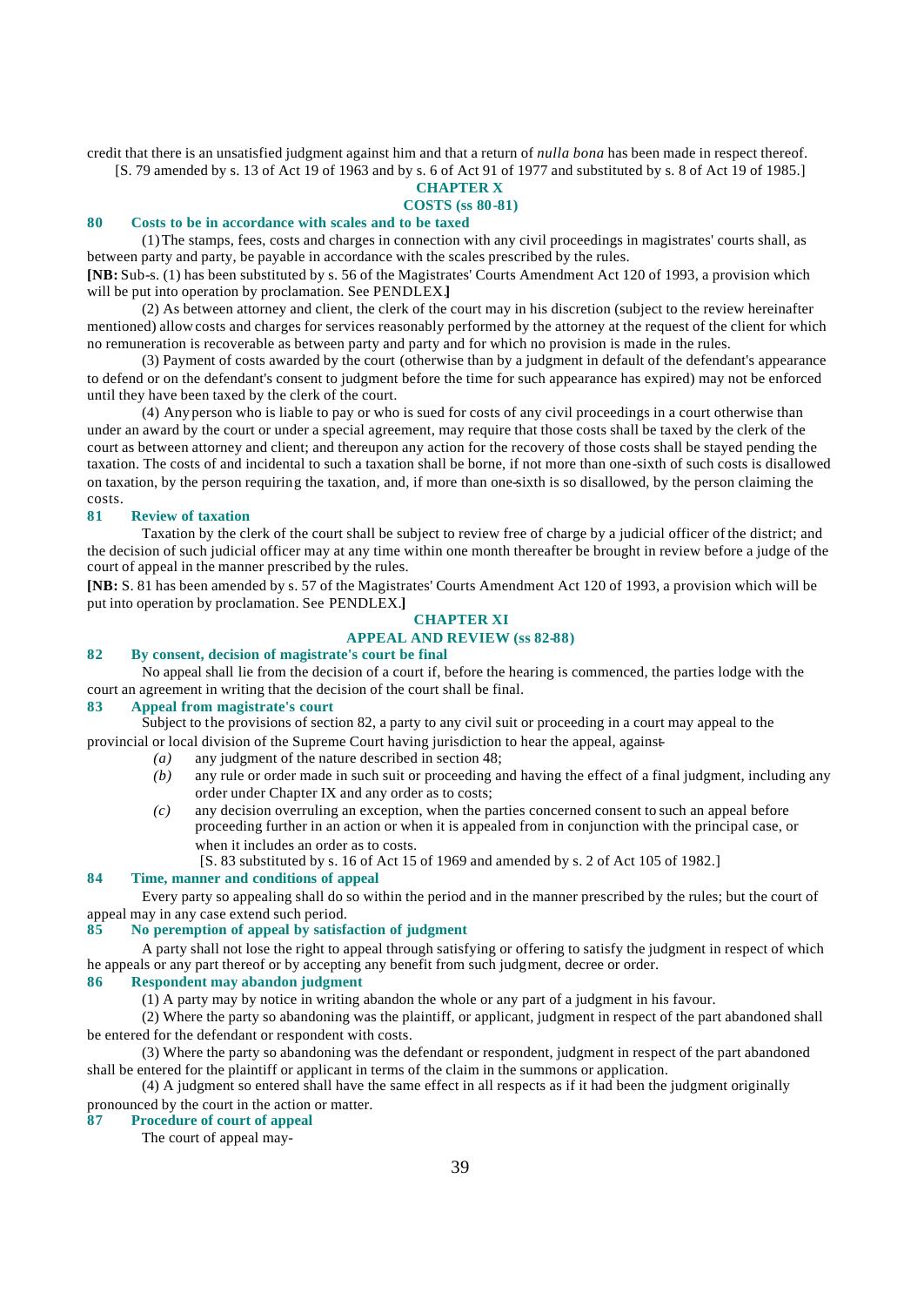credit that there is an unsatisfied judgment against him and that a return of *nulla bona* has been made in respect thereof.

[S. 79 amended by s. 13 of Act 19 of 1963 and by s. 6 of Act 91 of 1977 and substituted by s. 8 of Act 19 of 1985.]

## CHAPTER X
## COSTS (ss 80-81)

### 80 Costs to be in accordance with scales and to be taxed

(1) The stamps, fees, costs and charges in connection with any civil proceedings in magistrates' courts shall, as between party and party, be payable in accordance with the scales prescribed by the rules.

**[NB:** Sub-s. (1) has been substituted by s. 56 of the Magistrates' Courts Amendment Act 120 of 1993, a provision which will be put into operation by proclamation. See PENDLEX.**]**

(2) As between attorney and client, the clerk of the court may in his discretion (subject to the review hereinafter mentioned) allow costs and charges for services reasonably performed by the attorney at the request of the client for which no remuneration is recoverable as between party and party and for which no provision is made in the rules.

(3) Payment of costs awarded by the court (otherwise than by a judgment in default of the defendant's appearance to defend or on the defendant's consent to judgment before the time for such appearance has expired) may not be enforced until they have been taxed by the clerk of the court.

(4) Any person who is liable to pay or who is sued for costs of any civil proceedings in a court otherwise than under an award by the court or under a special agreement, may require that those costs shall be taxed by the clerk of the court as between attorney and client; and thereupon any action for the recovery of those costs shall be stayed pending the taxation. The costs of and incidental to such a taxation shall be borne, if not more than one-sixth of such costs is disallowed on taxation, by the person requiring the taxation, and, if more than one-sixth is so disallowed, by the person claiming the costs.

### 81 Review of taxation

Taxation by the clerk of the court shall be subject to review free of charge by a judicial officer of the district; and the decision of such judicial officer may at any time within one month thereafter be brought in review before a judge of the court of appeal in the manner prescribed by the rules.

**[NB:** S. 81 has been amended by s. 57 of the Magistrates' Courts Amendment Act 120 of 1993, a provision which will be put into operation by proclamation. See PENDLEX.**]**

## CHAPTER XI
## APPEAL AND REVIEW (ss 82-88)

### 82 By consent, decision of magistrate's court be final

No appeal shall lie from the decision of a court if, before the hearing is commenced, the parties lodge with the court an agreement in writing that the decision of the court shall be final.

### 83 Appeal from magistrate's court

Subject to the provisions of section 82, a party to any civil suit or proceeding in a court may appeal to the provincial or local division of the Supreme Court having jurisdiction to hear the appeal, against-

*(a)* any judgment of the nature described in section 48;

*(b)* any rule or order made in such suit or proceeding and having the effect of a final judgment, including any order under Chapter IX and any order as to costs;

*(c)* any decision overruling an exception, when the parties concerned consent to such an appeal before proceeding further in an action or when it is appealed from in conjunction with the principal case, or when it includes an order as to costs.

[S. 83 substituted by s. 16 of Act 15 of 1969 and amended by s. 2 of Act 105 of 1982.]

### 84 Time, manner and conditions of appeal

Every party so appealing shall do so within the period and in the manner prescribed by the rules; but the court of appeal may in any case extend such period.

### 85 No peremption of appeal by satisfaction of judgment

A party shall not lose the right to appeal through satisfying or offering to satisfy the judgment in respect of which he appeals or any part thereof or by accepting any benefit from such judgment, decree or order.

### 86 Respondent may abandon judgment

(1) A party may by notice in writing abandon the whole or any part of a judgment in his favour.

(2) Where the party so abandoning was the plaintiff, or applicant, judgment in respect of the part abandoned shall be entered for the defendant or respondent with costs.

(3) Where the party so abandoning was the defendant or respondent, judgment in respect of the part abandoned shall be entered for the plaintiff or applicant in terms of the claim in the summons or application.

(4) A judgment so entered shall have the same effect in all respects as if it had been the judgment originally pronounced by the court in the action or matter.

### 87 Procedure of court of appeal

The court of appeal may-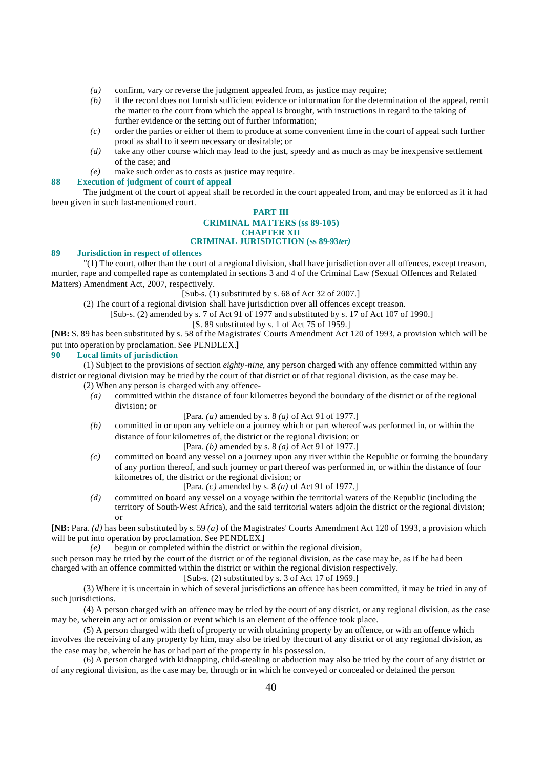*(a)* confirm, vary or reverse the judgment appealed from, as justice may require;

*(b)* if the record does not furnish sufficient evidence or information for the determination of the appeal, remit the matter to the court from which the appeal is brought, with instructions in regard to the taking of further evidence or the setting out of further information;

*(c)* order the parties or either of them to produce at some convenient time in the court of appeal such further proof as shall to it seem necessary or desirable; or

*(d)* take any other course which may lead to the just, speedy and as much as may be inexpensive settlement of the case; and

*(e)* make such order as to costs as justice may require.

**88 Execution of judgment of court of appeal**

The judgment of the court of appeal shall be recorded in the court appealed from, and may be enforced as if it had been given in such last-mentioned court.

## PART III
## CRIMINAL MATTERS (ss 89-105)
### CHAPTER XII
### CRIMINAL JURISDICTION (ss 89-93*ter*)

**89 Jurisdiction in respect of offences**

"(1) The court, other than the court of a regional division, shall have jurisdiction over all offences, except treason, murder, rape and compelled rape as contemplated in sections 3 and 4 of the Criminal Law (Sexual Offences and Related Matters) Amendment Act, 2007, respectively.

[Sub-s. (1) substituted by s. 68 of Act 32 of 2007.]

(2) The court of a regional division shall have jurisdiction over all offences except treason.

[Sub-s. (2) amended by s. 7 of Act 91 of 1977 and substituted by s. 17 of Act 107 of 1990.]

[S. 89 substituted by s. 1 of Act 75 of 1959.]

**[NB:** S. 89 has been substituted by s. 58 of the Magistrates' Courts Amendment Act 120 of 1993, a provision which will be put into operation by proclamation. See PENDLEX.**]**

**90 Local limits of jurisdiction**

(1) Subject to the provisions of section *eighty-nine*, any person charged with any offence committed within any district or regional division may be tried by the court of that district or of that regional division, as the case may be.

(2) When any person is charged with any offence-

*(a)* committed within the distance of four kilometres beyond the boundary of the district or of the regional division; or

[Para. *(a)* amended by s. 8 *(a)* of Act 91 of 1977.]

*(b)* committed in or upon any vehicle on a journey which or part whereof was performed in, or within the distance of four kilometres of, the district or the regional division; or

[Para. *(b)* amended by s. 8 *(a)* of Act 91 of 1977.]

*(c)* committed on board any vessel on a journey upon any river within the Republic or forming the boundary of any portion thereof, and such journey or part thereof was performed in, or within the distance of four kilometres of, the district or the regional division; or

[Para. *(c)* amended by s. 8 *(a)* of Act 91 of 1977.]

*(d)* committed on board any vessel on a voyage within the territorial waters of the Republic (including the territory of South-West Africa), and the said territorial waters adjoin the district or the regional division; or

**[NB:** Para. *(d)* has been substituted by s. 59 *(a)* of the Magistrates' Courts Amendment Act 120 of 1993, a provision which will be put into operation by proclamation. See PENDLEX.**]**

*(e)* begun or completed within the district or within the regional division,

such person may be tried by the court of the district or of the regional division, as the case may be, as if he had been charged with an offence committed within the district or within the regional division respectively.

[Sub-s. (2) substituted by s. 3 of Act 17 of 1969.]

(3) Where it is uncertain in which of several jurisdictions an offence has been committed, it may be tried in any of such jurisdictions.

(4) A person charged with an offence may be tried by the court of any district, or any regional division, as the case may be, wherein any act or omission or event which is an element of the offence took place.

(5) A person charged with theft of property or with obtaining property by an offence, or with an offence which involves the receiving of any property by him, may also be tried by the court of any district or of any regional division, as the case may be, wherein he has or had part of the property in his possession.

(6) A person charged with kidnapping, child-stealing or abduction may also be tried by the court of any district or of any regional division, as the case may be, through or in which he conveyed or concealed or detained the person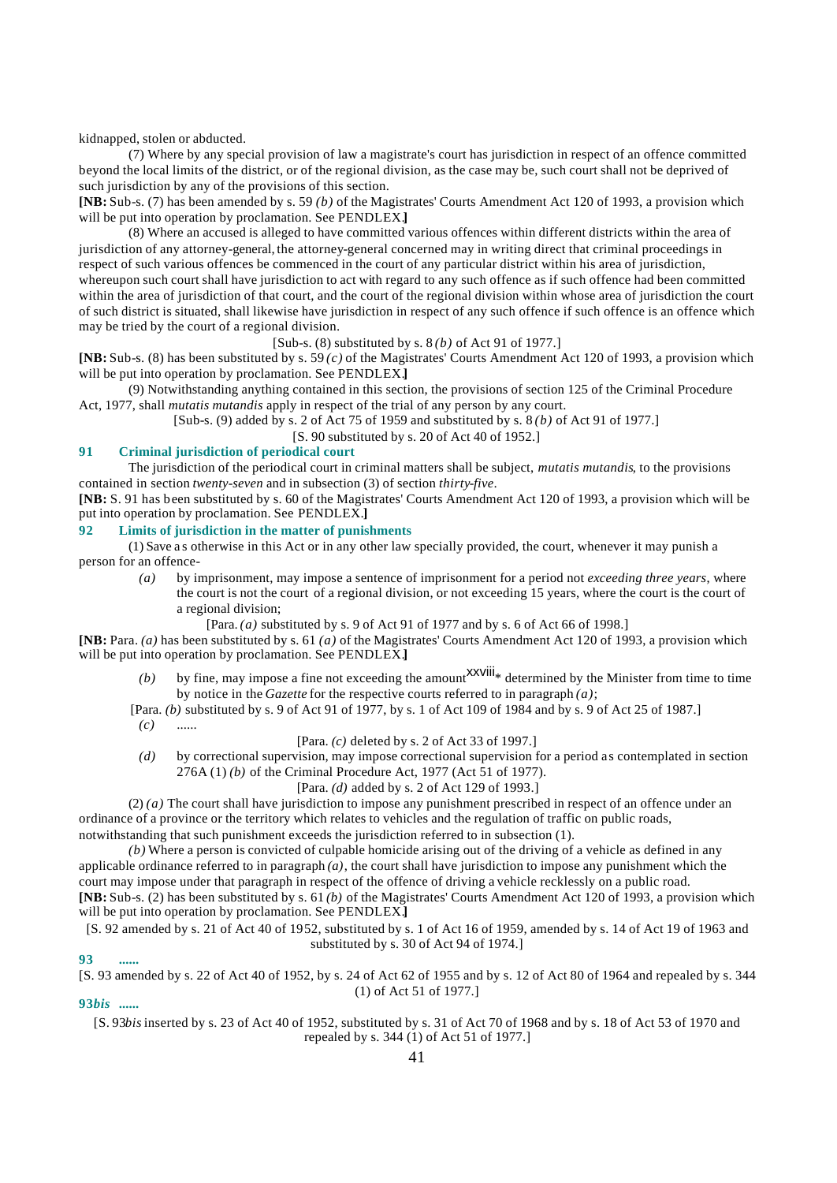kidnapped, stolen or abducted.

(7) Where by any special provision of law a magistrate's court has jurisdiction in respect of an offence committed beyond the local limits of the district, or of the regional division, as the case may be, such court shall not be deprived of such jurisdiction by any of the provisions of this section.

**[NB:** Sub-s. (7) has been amended by s. 59 *(b)* of the Magistrates' Courts Amendment Act 120 of 1993, a provision which will be put into operation by proclamation. See PENDLEX.**]**

(8) Where an accused is alleged to have committed various offences within different districts within the area of jurisdiction of any attorney-general, the attorney-general concerned may in writing direct that criminal proceedings in respect of such various offences be commenced in the court of any particular district within his area of jurisdiction, whereupon such court shall have jurisdiction to act with regard to any such offence as if such offence had been committed within the area of jurisdiction of that court, and the court of the regional division within whose area of jurisdiction the court of such district is situated, shall likewise have jurisdiction in respect of any such offence if such offence is an offence which may be tried by the court of a regional division.

[Sub-s. (8) substituted by s. 8 *(b)* of Act 91 of 1977.]

**[NB:** Sub-s. (8) has been substituted by s. 59 *(c)* of the Magistrates' Courts Amendment Act 120 of 1993, a provision which will be put into operation by proclamation. See PENDLEX.**]**

(9) Notwithstanding anything contained in this section, the provisions of section 125 of the Criminal Procedure Act, 1977, shall *mutatis mutandis* apply in respect of the trial of any person by any court.

[Sub-s. (9) added by s. 2 of Act 75 of 1959 and substituted by s. 8 *(b)* of Act 91 of 1977.]

[S. 90 substituted by s. 20 of Act 40 of 1952.]

### 91 Criminal jurisdiction of periodical court

The jurisdiction of the periodical court in criminal matters shall be subject, *mutatis mutandis*, to the provisions contained in section *twenty-seven* and in subsection (3) of section *thirty-five*.

**[NB:** S. 91 has been substituted by s. 60 of the Magistrates' Courts Amendment Act 120 of 1993, a provision which will be put into operation by proclamation. See PENDLEX.**]**

### 92 Limits of jurisdiction in the matter of punishments

(1) Save as otherwise in this Act or in any other law specially provided, the court, whenever it may punish a person for an offence-

*(a)* by imprisonment, may impose a sentence of imprisonment for a period not *exceeding three years*, where the court is not the court of a regional division, or not exceeding 15 years, where the court is the court of a regional division;

[Para. *(a)* substituted by s. 9 of Act 91 of 1977 and by s. 6 of Act 66 of 1998.]

**[NB:** Para. *(a)* has been substituted by s. 61 *(a)* of the Magistrates' Courts Amendment Act 120 of 1993, a provision which will be put into operation by proclamation. See PENDLEX.**]**

*(b)* by fine, may impose a fine not exceeding the amount[xxviii]* determined by the Minister from time to time by notice in the *Gazette* for the respective courts referred to in paragraph *(a)*;

[Para. *(b)* substituted by s. 9 of Act 91 of 1977, by s. 1 of Act 109 of 1984 and by s. 9 of Act 25 of 1987.]

*(c)* ......

[Para. *(c)* deleted by s. 2 of Act 33 of 1997.]

*(d)* by correctional supervision, may impose correctional supervision for a period as contemplated in section 276A (1) *(b)* of the Criminal Procedure Act, 1977 (Act 51 of 1977).

[Para. *(d)* added by s. 2 of Act 129 of 1993.]

(2) *(a)* The court shall have jurisdiction to impose any punishment prescribed in respect of an offence under an ordinance of a province or the territory which relates to vehicles and the regulation of traffic on public roads, notwithstanding that such punishment exceeds the jurisdiction referred to in subsection (1).

*(b)* Where a person is convicted of culpable homicide arising out of the driving of a vehicle as defined in any applicable ordinance referred to in paragraph *(a)*, the court shall have jurisdiction to impose any punishment which the court may impose under that paragraph in respect of the offence of driving a vehicle recklessly on a public road.

**[NB:** Sub-s. (2) has been substituted by s. 61 *(b)* of the Magistrates' Courts Amendment Act 120 of 1993, a provision which will be put into operation by proclamation. See PENDLEX.**]**

[S. 92 amended by s. 21 of Act 40 of 1952, substituted by s. 1 of Act 16 of 1959, amended by s. 14 of Act 19 of 1963 and substituted by s. 30 of Act 94 of 1974.]

### 93 ......

[S. 93 amended by s. 22 of Act 40 of 1952, by s. 24 of Act 62 of 1955 and by s. 12 of Act 80 of 1964 and repealed by s. 344 (1) of Act 51 of 1977.]

### 93*bis* ......

[S. 93*bis* inserted by s. 23 of Act 40 of 1952, substituted by s. 31 of Act 70 of 1968 and by s. 18 of Act 53 of 1970 and repealed by s. 344 (1) of Act 51 of 1977.]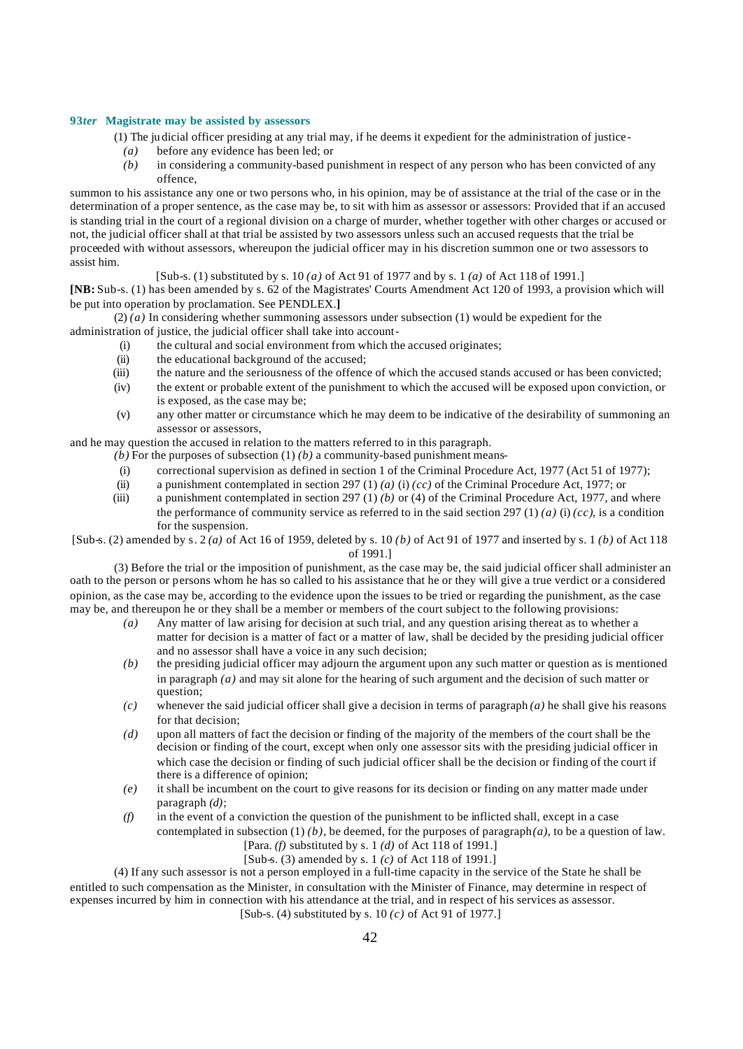**93*ter* Magistrate may be assisted by assessors**

(1) The judicial officer presiding at any trial may, if he deems it expedient for the administration of justice-

*(a)* before any evidence has been led; or

*(b)* in considering a community-based punishment in respect of any person who has been convicted of any offence,

summon to his assistance any one or two persons who, in his opinion, may be of assistance at the trial of the case or in the determination of a proper sentence, as the case may be, to sit with him as assessor or assessors: Provided that if an accused is standing trial in the court of a regional division on a charge of murder, whether together with other charges or accused or not, the judicial officer shall at that trial be assisted by two assessors unless such an accused requests that the trial be proceeded with without assessors, whereupon the judicial officer may in his discretion summon one or two assessors to assist him.

[Sub-s. (1) substituted by s. 10 *(a)* of Act 91 of 1977 and by s. 1 *(a)* of Act 118 of 1991.]

**[NB:** Sub-s. (1) has been amended by s. 62 of the Magistrates' Courts Amendment Act 120 of 1993, a provision which will be put into operation by proclamation. See PENDLEX.**]**

(2) *(a)* In considering whether summoning assessors under subsection (1) would be expedient for the administration of justice, the judicial officer shall take into account-

(i) the cultural and social environment from which the accused originates;

(ii) the educational background of the accused;

(iii) the nature and the seriousness of the offence of which the accused stands accused or has been convicted;

(iv) the extent or probable extent of the punishment to which the accused will be exposed upon conviction, or is exposed, as the case may be;

(v) any other matter or circumstance which he may deem to be indicative of the desirability of summoning an assessor or assessors,

and he may question the accused in relation to the matters referred to in this paragraph.

*(b)* For the purposes of subsection (1) *(b)* a community-based punishment means-

(i) correctional supervision as defined in section 1 of the Criminal Procedure Act, 1977 (Act 51 of 1977);

(ii) a punishment contemplated in section 297 (1) *(a)* (i) *(cc)* of the Criminal Procedure Act, 1977; or

(iii) a punishment contemplated in section 297 (1) *(b)* or (4) of the Criminal Procedure Act, 1977, and where the performance of community service as referred to in the said section 297 (1) *(a)* (i) *(cc)*, is a condition for the suspension.

[Sub-s. (2) amended by s. 2 *(a)* of Act 16 of 1959, deleted by s. 10 *(b)* of Act 91 of 1977 and inserted by s. 1 *(b)* of Act 118 of 1991.]

(3) Before the trial or the imposition of punishment, as the case may be, the said judicial officer shall administer an oath to the person or persons whom he has so called to his assistance that he or they will give a true verdict or a considered opinion, as the case may be, according to the evidence upon the issues to be tried or regarding the punishment, as the case may be, and thereupon he or they shall be a member or members of the court subject to the following provisions:

*(a)* Any matter of law arising for decision at such trial, and any question arising thereat as to whether a matter for decision is a matter of fact or a matter of law, shall be decided by the presiding judicial officer and no assessor shall have a voice in any such decision;

*(b)* the presiding judicial officer may adjourn the argument upon any such matter or question as is mentioned in paragraph *(a)* and may sit alone for the hearing of such argument and the decision of such matter or question;

*(c)* whenever the said judicial officer shall give a decision in terms of paragraph *(a)* he shall give his reasons for that decision;

*(d)* upon all matters of fact the decision or finding of the majority of the members of the court shall be the decision or finding of the court, except when only one assessor sits with the presiding judicial officer in which case the decision or finding of such judicial officer shall be the decision or finding of the court if there is a difference of opinion;

*(e)* it shall be incumbent on the court to give reasons for its decision or finding on any matter made under paragraph *(d)*;

*(f)* in the event of a conviction the question of the punishment to be inflicted shall, except in a case contemplated in subsection (1) *(b)*, be deemed, for the purposes of paragraph *(a)*, to be a question of law.

[Para. *(f)* substituted by s. 1 *(d)* of Act 118 of 1991.]

[Sub-s. (3) amended by s. 1 *(c)* of Act 118 of 1991.]

(4) If any such assessor is not a person employed in a full-time capacity in the service of the State he shall be entitled to such compensation as the Minister, in consultation with the Minister of Finance, may determine in respect of expenses incurred by him in connection with his attendance at the trial, and in respect of his services as assessor.

[Sub-s. (4) substituted by s. 10 *(c)* of Act 91 of 1977.]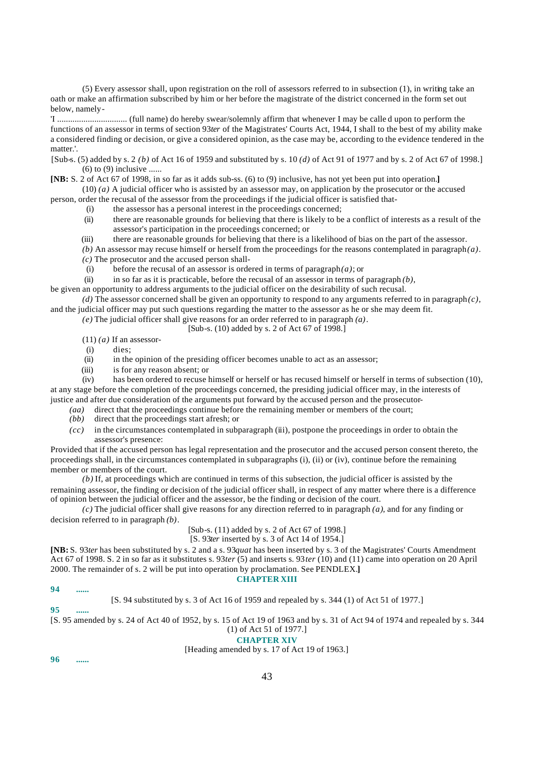(5) Every assessor shall, upon registration on the roll of assessors referred to in subsection (1), in writing take an oath or make an affirmation subscribed by him or her before the magistrate of the district concerned in the form set out below, namely-

'I ................................ (full name) do hereby swear/solemnly affirm that whenever I may be called upon to perform the functions of an assessor in terms of section 93*ter* of the Magistrates' Courts Act, 1944, I shall to the best of my ability make a considered finding or decision, or give a considered opinion, as the case may be, according to the evidence tendered in the matter.'.

[Sub-s. (5) added by s. 2 *(b)* of Act 16 of 1959 and substituted by s. 10 *(d)* of Act 91 of 1977 and by s. 2 of Act 67 of 1998.]

(6) to (9) inclusive ......

**[NB:** S. 2 of Act 67 of 1998, in so far as it adds sub-ss. (6) to (9) inclusive, has not yet been put into operation.**]**

(10) *(a)* A judicial officer who is assisted by an assessor may, on application by the prosecutor or the accused person, order the recusal of the assessor from the proceedings if the judicial officer is satisfied that-

(i) the assessor has a personal interest in the proceedings concerned;

(ii) there are reasonable grounds for believing that there is likely to be a conflict of interests as a result of the assessor's participation in the proceedings concerned; or

(iii) there are reasonable grounds for believing that there is a likelihood of bias on the part of the assessor.

*(b)* An assessor may recuse himself or herself from the proceedings for the reasons contemplated in paragraph *(a)*.

*(c)* The prosecutor and the accused person shall-

(i) before the recusal of an assessor is ordered in terms of paragraph *(a)*; or

(ii) in so far as it is practicable, before the recusal of an assessor in terms of paragraph *(b)*,

be given an opportunity to address arguments to the judicial officer on the desirability of such recusal.

*(d)* The assessor concerned shall be given an opportunity to respond to any arguments referred to in paragraph *(c)*, and the judicial officer may put such questions regarding the matter to the assessor as he or she may deem fit.

*(e)* The judicial officer shall give reasons for an order referred to in paragraph *(a)*.

[Sub-s. (10) added by s. 2 of Act 67 of 1998.]

(11) *(a)* If an assessor-

(i) dies;

(ii) in the opinion of the presiding officer becomes unable to act as an assessor;

(iii) is for any reason absent; or

(iv) has been ordered to recuse himself or herself or has recused himself or herself in terms of subsection (10),

at any stage before the completion of the proceedings concerned, the presiding judicial officer may, in the interests of justice and after due consideration of the arguments put forward by the accused person and the prosecutor-

*(aa)* direct that the proceedings continue before the remaining member or members of the court;

*(bb)* direct that the proceedings start afresh; or

*(cc)* in the circumstances contemplated in subparagraph (iii), postpone the proceedings in order to obtain the assessor's presence:

Provided that if the accused person has legal representation and the prosecutor and the accused person consent thereto, the proceedings shall, in the circumstances contemplated in subparagraphs (i), (ii) or (iv), continue before the remaining member or members of the court.

*(b)* If, at proceedings which are continued in terms of this subsection, the judicial officer is assisted by the remaining assessor, the finding or decision of the judicial officer shall, in respect of any matter where there is a difference of opinion between the judicial officer and the assessor, be the finding or decision of the court.

*(c)* The judicial officer shall give reasons for any direction referred to in paragraph *(a)*, and for any finding or decision referred to in paragraph *(b)*.

[Sub-s. (11) added by s. 2 of Act 67 of 1998.]

[S. 93*ter* inserted by s. 3 of Act 14 of 1954.]

**[NB:** S. 93*ter* has been substituted by s. 2 and a s. 93*quat* has been inserted by s. 3 of the Magistrates' Courts Amendment Act 67 of 1998. S. 2 in so far as it substitutes s. 93*ter* (5) and inserts s. 93*ter* (10) and (11) came into operation on 20 April 2000. The remainder of s. 2 will be put into operation by proclamation. See PENDLEX.**]**

## CHAPTER XIII

**94** ......

[S. 94 substituted by s. 3 of Act 16 of 1959 and repealed by s. 344 (1) of Act 51 of 1977.]

**95** ......

[S. 95 amended by s. 24 of Act 40 of 1952, by s. 15 of Act 19 of 1963 and by s. 31 of Act 94 of 1974 and repealed by s. 344 (1) of Act 51 of 1977.]

## CHAPTER XIV

[Heading amended by s. 17 of Act 19 of 1963.]

**96** ......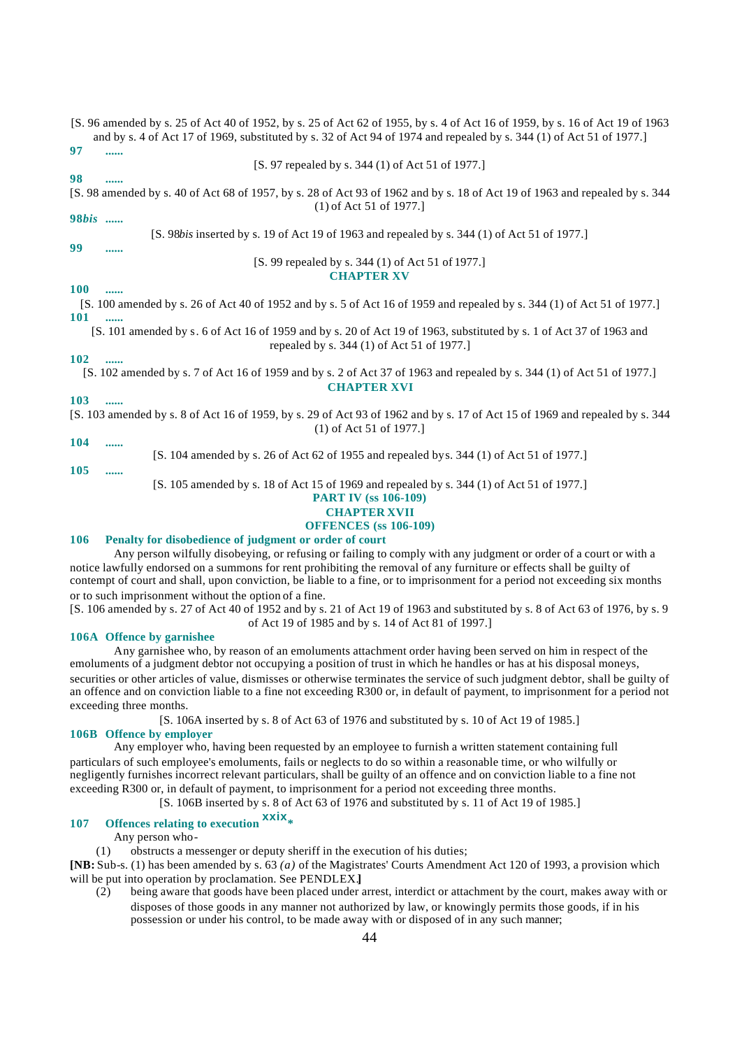[S. 96 amended by s. 25 of Act 40 of 1952, by s. 25 of Act 62 of 1955, by s. 4 of Act 16 of 1959, by s. 16 of Act 19 of 1963 and by s. 4 of Act 17 of 1969, substituted by s. 32 of Act 94 of 1974 and repealed by s. 344 (1) of Act 51 of 1977.]

**97 ......**

[S. 97 repealed by s. 344 (1) of Act 51 of 1977.]

**98 ......**

[S. 98 amended by s. 40 of Act 68 of 1957, by s. 28 of Act 93 of 1962 and by s. 18 of Act 19 of 1963 and repealed by s. 344 (1) of Act 51 of 1977.]

**98*bis* ......**

[S. 98*bis* inserted by s. 19 of Act 19 of 1963 and repealed by s. 344 (1) of Act 51 of 1977.]

**99 ......**

[S. 99 repealed by s. 344 (1) of Act 51 of 1977.]

## CHAPTER XV

**100 ......**

[S. 100 amended by s. 26 of Act 40 of 1952 and by s. 5 of Act 16 of 1959 and repealed by s. 344 (1) of Act 51 of 1977.]

**101 ......**

[S. 101 amended by s. 6 of Act 16 of 1959 and by s. 20 of Act 19 of 1963, substituted by s. 1 of Act 37 of 1963 and repealed by s. 344 (1) of Act 51 of 1977.]

**102 ......**

[S. 102 amended by s. 7 of Act 16 of 1959 and by s. 2 of Act 37 of 1963 and repealed by s. 344 (1) of Act 51 of 1977.]

## CHAPTER XVI

**103 ......**

[S. 103 amended by s. 8 of Act 16 of 1959, by s. 29 of Act 93 of 1962 and by s. 17 of Act 15 of 1969 and repealed by s. 344 (1) of Act 51 of 1977.]

**104 ......**

[S. 104 amended by s. 26 of Act 62 of 1955 and repealed by s. 344 (1) of Act 51 of 1977.]

**105 ......**

[S. 105 amended by s. 18 of Act 15 of 1969 and repealed by s. 344 (1) of Act 51 of 1977.]

# PART IV (ss 106-109)

## CHAPTER XVII

## OFFENCES (ss 106-109)

### 106 Penalty for disobedience of judgment or order of court

Any person wilfully disobeying, or refusing or failing to comply with any judgment or order of a court or with a notice lawfully endorsed on a summons for rent prohibiting the removal of any furniture or effects shall be guilty of contempt of court and shall, upon conviction, be liable to a fine, or to imprisonment for a period not exceeding six months or to such imprisonment without the option of a fine.

[S. 106 amended by s. 27 of Act 40 of 1952 and by s. 21 of Act 19 of 1963 and substituted by s. 8 of Act 63 of 1976, by s. 9 of Act 19 of 1985 and by s. 14 of Act 81 of 1997.]

### 106A Offence by garnishee

Any garnishee who, by reason of an emoluments attachment order having been served on him in respect of the emoluments of a judgment debtor not occupying a position of trust in which he handles or has at his disposal moneys, securities or other articles of value, dismisses or otherwise terminates the service of such judgment debtor, shall be guilty of an offence and on conviction liable to a fine not exceeding R300 or, in default of payment, to imprisonment for a period not exceeding three months.

[S. 106A inserted by s. 8 of Act 63 of 1976 and substituted by s. 10 of Act 19 of 1985.]

### 106B Offence by employer

Any employer who, having been requested by an employee to furnish a written statement containing full particulars of such employee's emoluments, fails or neglects to do so within a reasonable time, or who wilfully or negligently furnishes incorrect relevant particulars, shall be guilty of an offence and on conviction liable to a fine not exceeding R300 or, in default of payment, to imprisonment for a period not exceeding three months.

[S. 106B inserted by s. 8 of Act 63 of 1976 and substituted by s. 11 of Act 19 of 1985.]

### 107 Offences relating to execution [xxix]*

Any person who-

(1) obstructs a messenger or deputy sheriff in the execution of his duties;

**[NB:** Sub-s. (1) has been amended by s. 63 *(a)* of the Magistrates' Courts Amendment Act 120 of 1993, a provision which will be put into operation by proclamation. See PENDLEX.**]**

(2) being aware that goods have been placed under arrest, interdict or attachment by the court, makes away with or disposes of those goods in any manner not authorized by law, or knowingly permits those goods, if in his possession or under his control, to be made away with or disposed of in any such manner;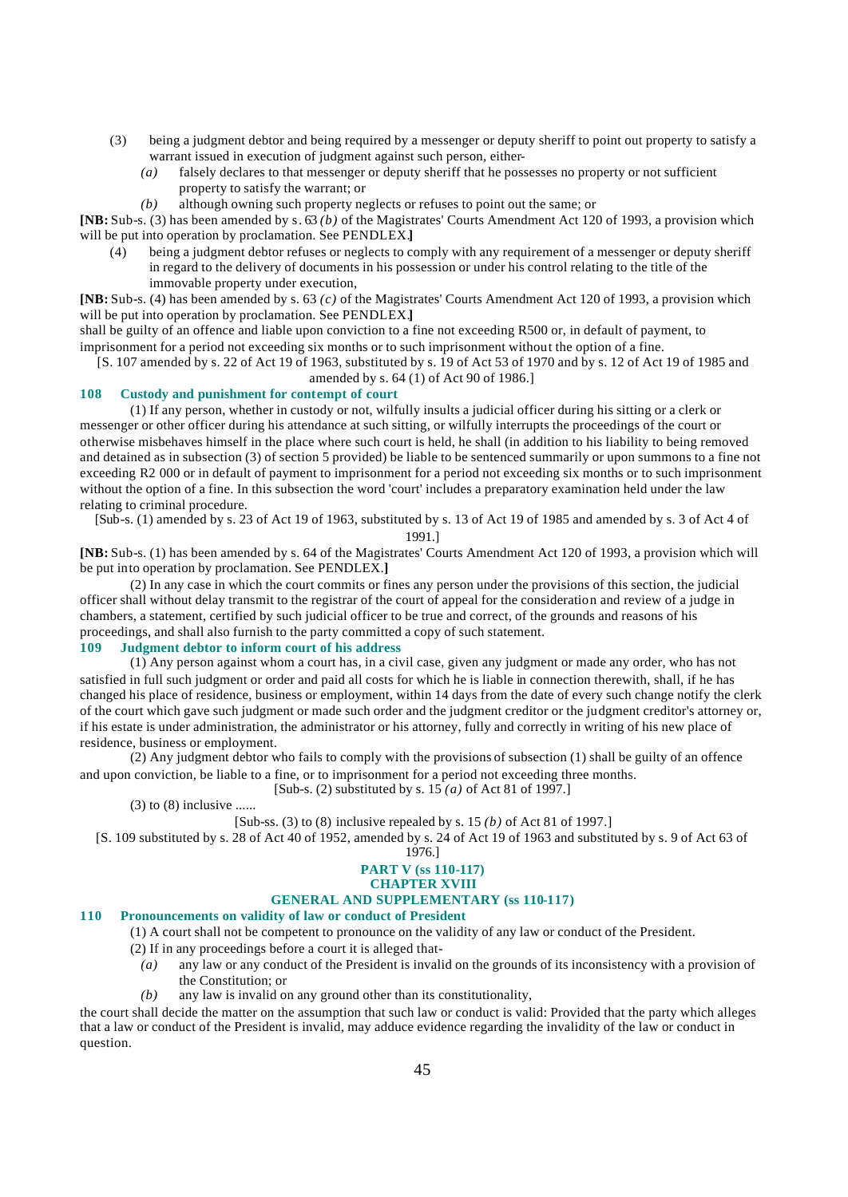(3) being a judgment debtor and being required by a messenger or deputy sheriff to point out property to satisfy a warrant issued in execution of judgment against such person, either-

*(a)* falsely declares to that messenger or deputy sheriff that he possesses no property or not sufficient property to satisfy the warrant; or

*(b)* although owning such property neglects or refuses to point out the same; or

**[NB:** Sub-s. (3) has been amended by s. 63 *(b)* of the Magistrates' Courts Amendment Act 120 of 1993, a provision which will be put into operation by proclamation. See PENDLEX.**]**

(4) being a judgment debtor refuses or neglects to comply with any requirement of a messenger or deputy sheriff in regard to the delivery of documents in his possession or under his control relating to the title of the immovable property under execution,

**[NB:** Sub-s. (4) has been amended by s. 63 *(c)* of the Magistrates' Courts Amendment Act 120 of 1993, a provision which will be put into operation by proclamation. See PENDLEX.**]**

shall be guilty of an offence and liable upon conviction to a fine not exceeding R500 or, in default of payment, to imprisonment for a period not exceeding six months or to such imprisonment without the option of a fine.

[S. 107 amended by s. 22 of Act 19 of 1963, substituted by s. 19 of Act 53 of 1970 and by s. 12 of Act 19 of 1985 and amended by s. 64 (1) of Act 90 of 1986.]

### 108 Custody and punishment for contempt of court

(1) If any person, whether in custody or not, wilfully insults a judicial officer during his sitting or a clerk or messenger or other officer during his attendance at such sitting, or wilfully interrupts the proceedings of the court or otherwise misbehaves himself in the place where such court is held, he shall (in addition to his liability to being removed and detained as in subsection (3) of section 5 provided) be liable to be sentenced summarily or upon summons to a fine not exceeding R2 000 or in default of payment to imprisonment for a period not exceeding six months or to such imprisonment without the option of a fine. In this subsection the word 'court' includes a preparatory examination held under the law relating to criminal procedure.

[Sub-s. (1) amended by s. 23 of Act 19 of 1963, substituted by s. 13 of Act 19 of 1985 and amended by s. 3 of Act 4 of 1991.]

**[NB:** Sub-s. (1) has been amended by s. 64 of the Magistrates' Courts Amendment Act 120 of 1993, a provision which will be put into operation by proclamation. See PENDLEX.**]**

(2) In any case in which the court commits or fines any person under the provisions of this section, the judicial officer shall without delay transmit to the registrar of the court of appeal for the consideration and review of a judge in chambers, a statement, certified by such judicial officer to be true and correct, of the grounds and reasons of his proceedings, and shall also furnish to the party committed a copy of such statement.

### 109 Judgment debtor to inform court of his address

(1) Any person against whom a court has, in a civil case, given any judgment or made any order, who has not satisfied in full such judgment or order and paid all costs for which he is liable in connection therewith, shall, if he has changed his place of residence, business or employment, within 14 days from the date of every such change notify the clerk of the court which gave such judgment or made such order and the judgment creditor or the judgment creditor's attorney or, if his estate is under administration, the administrator or his attorney, fully and correctly in writing of his new place of residence, business or employment.

(2) Any judgment debtor who fails to comply with the provisions of subsection (1) shall be guilty of an offence and upon conviction, be liable to a fine, or to imprisonment for a period not exceeding three months.

[Sub-s. (2) substituted by s. 15 *(a)* of Act 81 of 1997.]

(3) to (8) inclusive ......

[Sub-ss. (3) to (8) inclusive repealed by s. 15 *(b)* of Act 81 of 1997.]

[S. 109 substituted by s. 28 of Act 40 of 1952, amended by s. 24 of Act 19 of 1963 and substituted by s. 9 of Act 63 of 1976.]

## PART V (ss 110-117)
## CHAPTER XVIII
## GENERAL AND SUPPLEMENTARY (ss 110-117)

### 110 Pronouncements on validity of law or conduct of President

(1) A court shall not be competent to pronounce on the validity of any law or conduct of the President.

(2) If in any proceedings before a court it is alleged that-

*(a)* any law or any conduct of the President is invalid on the grounds of its inconsistency with a provision of the Constitution; or

*(b)* any law is invalid on any ground other than its constitutionality,

the court shall decide the matter on the assumption that such law or conduct is valid: Provided that the party which alleges that a law or conduct of the President is invalid, may adduce evidence regarding the invalidity of the law or conduct in question.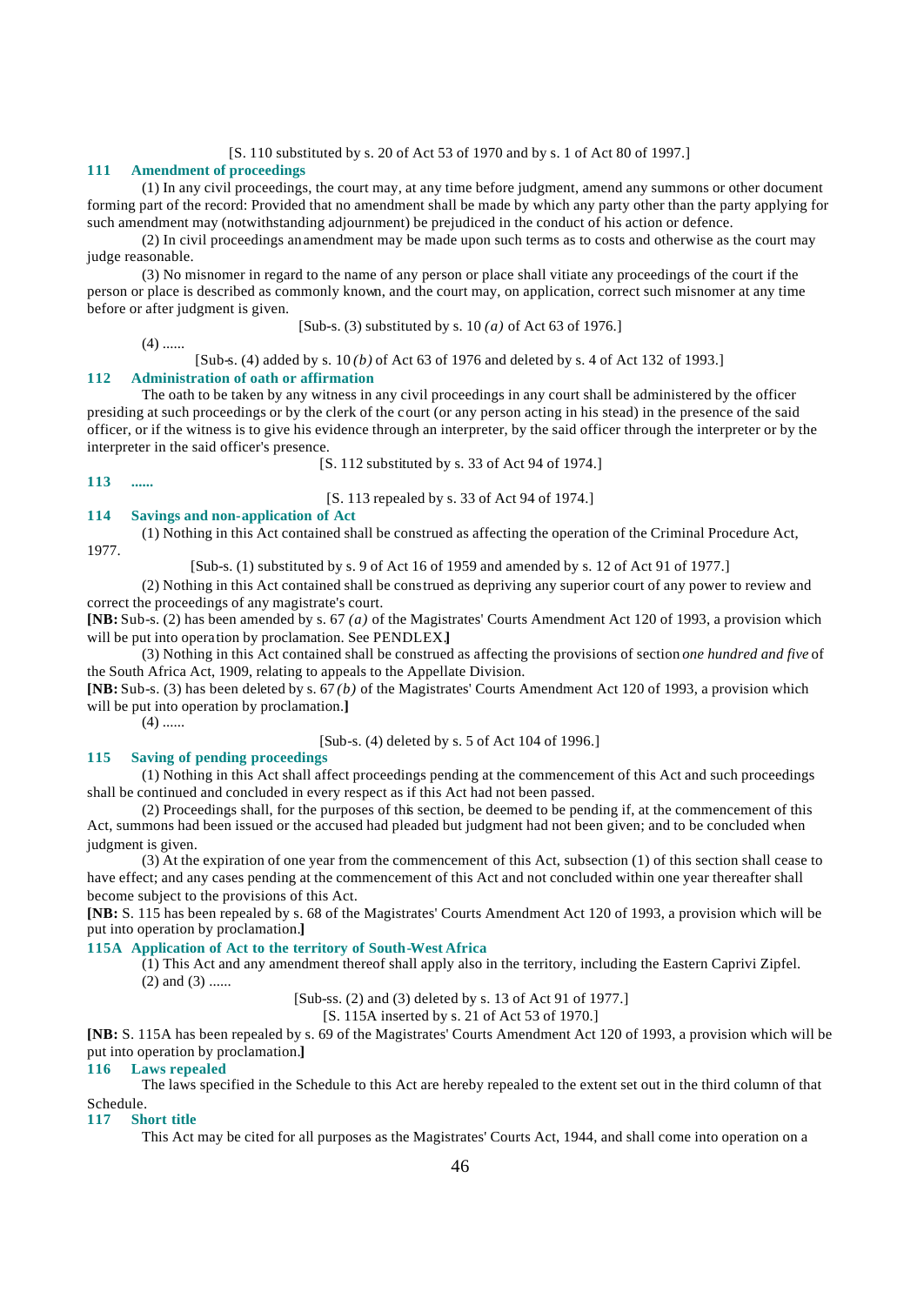[S. 110 substituted by s. 20 of Act 53 of 1970 and by s. 1 of Act 80 of 1997.]

### 111 Amendment of proceedings

(1) In any civil proceedings, the court may, at any time before judgment, amend any summons or other document forming part of the record: Provided that no amendment shall be made by which any party other than the party applying for such amendment may (notwithstanding adjournment) be prejudiced in the conduct of his action or defence.

(2) In civil proceedings an amendment may be made upon such terms as to costs and otherwise as the court may judge reasonable.

(3) No misnomer in regard to the name of any person or place shall vitiate any proceedings of the court if the person or place is described as commonly known, and the court may, on application, correct such misnomer at any time before or after judgment is given.

[Sub-s. (3) substituted by s. 10 *(a)* of Act 63 of 1976.]

(4) ......

[Sub-s. (4) added by s. 10 *(b)* of Act 63 of 1976 and deleted by s. 4 of Act 132 of 1993.]

### 112 Administration of oath or affirmation

The oath to be taken by any witness in any civil proceedings in any court shall be administered by the officer presiding at such proceedings or by the clerk of the court (or any person acting in his stead) in the presence of the said officer, or if the witness is to give his evidence through an interpreter, by the said officer through the interpreter or by the interpreter in the said officer's presence.

[S. 112 substituted by s. 33 of Act 94 of 1974.]

### 113 ......

[S. 113 repealed by s. 33 of Act 94 of 1974.]

### 114 Savings and non-application of Act

(1) Nothing in this Act contained shall be construed as affecting the operation of the Criminal Procedure Act, 1977.

[Sub-s. (1) substituted by s. 9 of Act 16 of 1959 and amended by s. 12 of Act 91 of 1977.]

(2) Nothing in this Act contained shall be construed as depriving any superior court of any power to review and correct the proceedings of any magistrate's court.

**[NB:** Sub-s. (2) has been amended by s. 67 *(a)* of the Magistrates' Courts Amendment Act 120 of 1993, a provision which will be put into operation by proclamation. See PENDLEX.**]**

(3) Nothing in this Act contained shall be construed as affecting the provisions of section *one hundred and five* of the South Africa Act, 1909, relating to appeals to the Appellate Division.

**[NB:** Sub-s. (3) has been deleted by s. 67 *(b)* of the Magistrates' Courts Amendment Act 120 of 1993, a provision which will be put into operation by proclamation.**]**

(4) ......

[Sub-s. (4) deleted by s. 5 of Act 104 of 1996.]

### 115 Saving of pending proceedings

(1) Nothing in this Act shall affect proceedings pending at the commencement of this Act and such proceedings shall be continued and concluded in every respect as if this Act had not been passed.

(2) Proceedings shall, for the purposes of this section, be deemed to be pending if, at the commencement of this Act, summons had been issued or the accused had pleaded but judgment had not been given; and to be concluded when judgment is given.

(3) At the expiration of one year from the commencement of this Act, subsection (1) of this section shall cease to have effect; and any cases pending at the commencement of this Act and not concluded within one year thereafter shall become subject to the provisions of this Act.

**[NB:** S. 115 has been repealed by s. 68 of the Magistrates' Courts Amendment Act 120 of 1993, a provision which will be put into operation by proclamation.**]**

### 115A Application of Act to the territory of South-West Africa

(1) This Act and any amendment thereof shall apply also in the territory, including the Eastern Caprivi Zipfel.

(2) and (3) ......

[Sub-ss. (2) and (3) deleted by s. 13 of Act 91 of 1977.]

[S. 115A inserted by s. 21 of Act 53 of 1970.]

**[NB:** S. 115A has been repealed by s. 69 of the Magistrates' Courts Amendment Act 120 of 1993, a provision which will be put into operation by proclamation.**]**

### 116 Laws repealed

The laws specified in the Schedule to this Act are hereby repealed to the extent set out in the third column of that Schedule.

### 117 Short title

This Act may be cited for all purposes as the Magistrates' Courts Act, 1944, and shall come into operation on a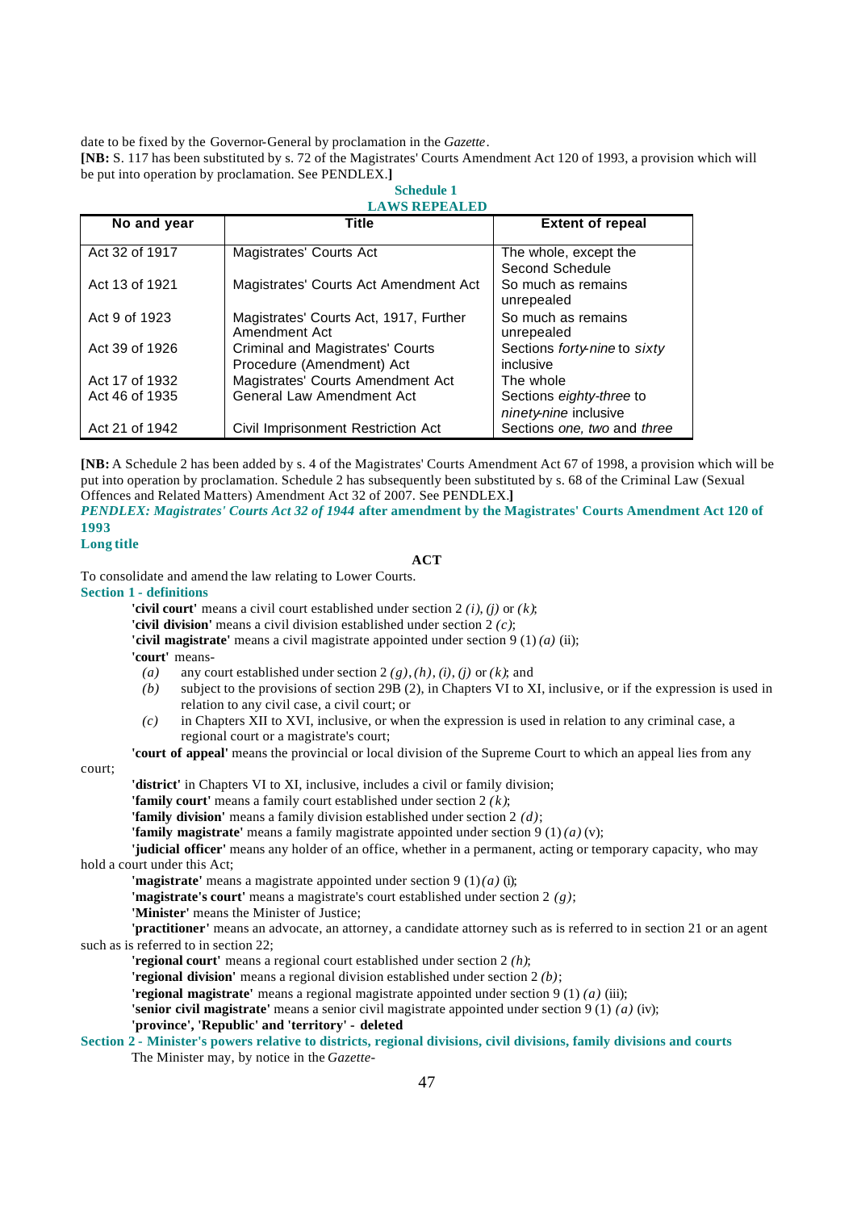date to be fixed by the Governor-General by proclamation in the *Gazette*.

**[NB:** S. 117 has been substituted by s. 72 of the Magistrates' Courts Amendment Act 120 of 1993, a provision which will be put into operation by proclamation. See PENDLEX.**]**

## Schedule 1
## LAWS REPEALED

| No and year | Title | Extent of repeal |
|---|---|---|
| Act 32 of 1917 | Magistrates' Courts Act | The whole, except the Second Schedule |
| Act 13 of 1921 | Magistrates' Courts Act Amendment Act | So much as remains unrepealed |
| Act 9 of 1923 | Magistrates' Courts Act, 1917, Further Amendment Act | So much as remains unrepealed |
| Act 39 of 1926 | Criminal and Magistrates' Courts Procedure (Amendment) Act | Sections *forty-nine* to *sixty* inclusive |
| Act 17 of 1932 | Magistrates' Courts Amendment Act | The whole |
| Act 46 of 1935 | General Law Amendment Act | Sections *eighty-three* to *ninety-nine* inclusive |
| Act 21 of 1942 | Civil Imprisonment Restriction Act | Sections *one, two* and *three* |

**[NB:** A Schedule 2 has been added by s. 4 of the Magistrates' Courts Amendment Act 67 of 1998, a provision which will be put into operation by proclamation. Schedule 2 has subsequently been substituted by s. 68 of the Criminal Law (Sexual Offences and Related Matters) Amendment Act 32 of 2007. See PENDLEX.**]**

## *PENDLEX: Magistrates' Courts Act 32 of 1944* after amendment by the Magistrates' Courts Amendment Act 120 of 1993

### Long title

**ACT**

To consolidate and amend the law relating to Lower Courts.

### Section 1 - definitions

**'civil court'** means a civil court established under section 2 *(i), (j)* or *(k)*;

**'civil division'** means a civil division established under section 2 *(c)*;

**'civil magistrate'** means a civil magistrate appointed under section 9 (1) *(a)* (ii);

**'court'** means-

*(a)* any court established under section 2 *(g)*, *(h)*, *(i)*, *(j)* or *(k)*; and

*(b)* subject to the provisions of section 29B (2), in Chapters VI to XI, inclusive, or if the expression is used in relation to any civil case, a civil court; or

*(c)* in Chapters XII to XVI, inclusive, or when the expression is used in relation to any criminal case, a regional court or a magistrate's court;

**'court of appeal'** means the provincial or local division of the Supreme Court to which an appeal lies from any court;

**'district'** in Chapters VI to XI, inclusive, includes a civil or family division;

**'family court'** means a family court established under section 2 *(k)*;

**'family division'** means a family division established under section 2 *(d)*;

**'family magistrate'** means a family magistrate appointed under section 9 (1) *(a)* (v);

**'judicial officer'** means any holder of an office, whether in a permanent, acting or temporary capacity, who may hold a court under this Act;

**'magistrate'** means a magistrate appointed under section 9 (1) *(a)* (i);

**'magistrate's court'** means a magistrate's court established under section 2 *(g)*;

**'Minister'** means the Minister of Justice;

**'practitioner'** means an advocate, an attorney, a candidate attorney such as is referred to in section 21 or an agent such as is referred to in section 22;

**'regional court'** means a regional court established under section 2 *(h)*;

**'regional division'** means a regional division established under section 2 *(b)*;

**'regional magistrate'** means a regional magistrate appointed under section 9 (1) *(a)* (iii);

**'senior civil magistrate'** means a senior civil magistrate appointed under section 9 (1) *(a)* (iv);

**'province', 'Republic' and 'territory' - deleted**

### Section 2 - Minister's powers relative to districts, regional divisions, civil divisions, family divisions and courts

The Minister may, by notice in the *Gazette*-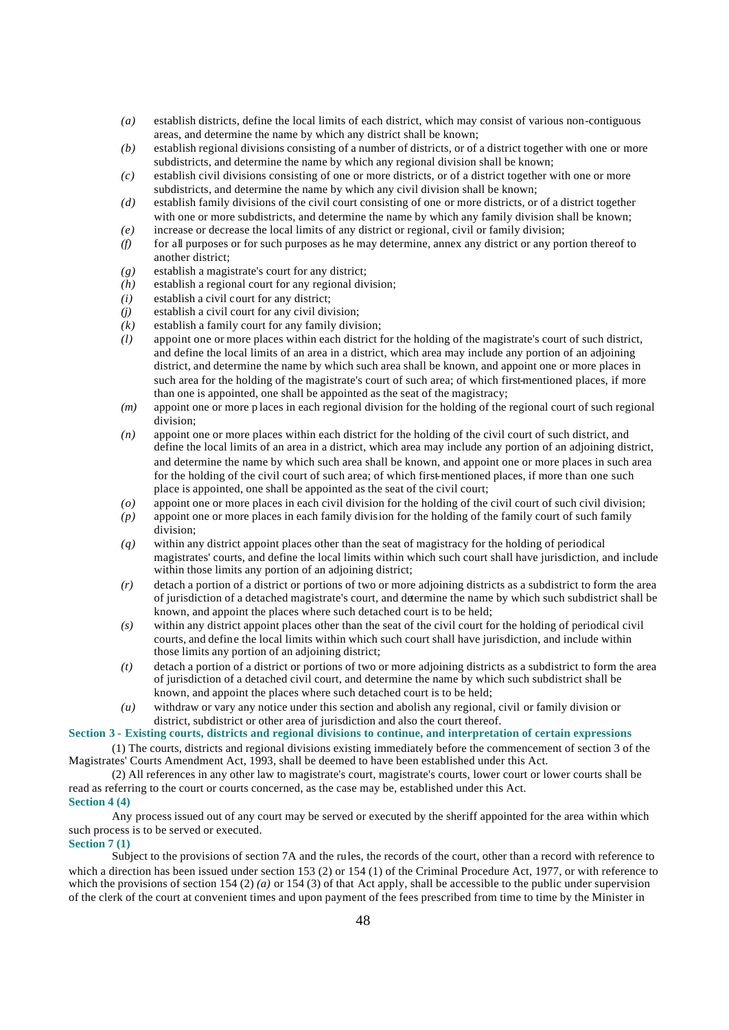- *(a)* establish districts, define the local limits of each district, which may consist of various non-contiguous areas, and determine the name by which any district shall be known;
- *(b)* establish regional divisions consisting of a number of districts, or of a district together with one or more subdistricts, and determine the name by which any regional division shall be known;
- *(c)* establish civil divisions consisting of one or more districts, or of a district together with one or more subdistricts, and determine the name by which any civil division shall be known;
- *(d)* establish family divisions of the civil court consisting of one or more districts, or of a district together with one or more subdistricts, and determine the name by which any family division shall be known;
- *(e)* increase or decrease the local limits of any district or regional, civil or family division;
- *(f)* for all purposes or for such purposes as he may determine, annex any district or any portion thereof to another district;
- *(g)* establish a magistrate's court for any district;
- *(h)* establish a regional court for any regional division;
- *(i)* establish a civil court for any district;
- *(j)* establish a civil court for any civil division;
- *(k)* establish a family court for any family division;
- *(l)* appoint one or more places within each district for the holding of the magistrate's court of such district, and define the local limits of an area in a district, which area may include any portion of an adjoining district, and determine the name by which such area shall be known, and appoint one or more places in such area for the holding of the magistrate's court of such area; of which first-mentioned places, if more than one is appointed, one shall be appointed as the seat of the magistracy;
- *(m)* appoint one or more places in each regional division for the holding of the regional court of such regional division;
- *(n)* appoint one or more places within each district for the holding of the civil court of such district, and define the local limits of an area in a district, which area may include any portion of an adjoining district, and determine the name by which such area shall be known, and appoint one or more places in such area for the holding of the civil court of such area; of which first-mentioned places, if more than one such place is appointed, one shall be appointed as the seat of the civil court;
- *(o)* appoint one or more places in each civil division for the holding of the civil court of such civil division;
- *(p)* appoint one or more places in each family division for the holding of the family court of such family division;
- *(q)* within any district appoint places other than the seat of magistracy for the holding of periodical magistrates' courts, and define the local limits within which such court shall have jurisdiction, and include within those limits any portion of an adjoining district;
- *(r)* detach a portion of a district or portions of two or more adjoining districts as a subdistrict to form the area of jurisdiction of a detached magistrate's court, and determine the name by which such subdistrict shall be known, and appoint the places where such detached court is to be held;
- *(s)* within any district appoint places other than the seat of the civil court for the holding of periodical civil courts, and define the local limits within which such court shall have jurisdiction, and include within those limits any portion of an adjoining district;
- *(t)* detach a portion of a district or portions of two or more adjoining districts as a subdistrict to form the area of jurisdiction of a detached civil court, and determine the name by which such subdistrict shall be known, and appoint the places where such detached court is to be held;
- *(u)* withdraw or vary any notice under this section and abolish any regional, civil or family division or district, subdistrict or other area of jurisdiction and also the court thereof.

**Section 3 - Existing courts, districts and regional divisions to continue, and interpretation of certain expressions**

(1) The courts, districts and regional divisions existing immediately before the commencement of section 3 of the Magistrates' Courts Amendment Act, 1993, shall be deemed to have been established under this Act.

(2) All references in any other law to magistrate's court, magistrate's courts, lower court or lower courts shall be read as referring to the court or courts concerned, as the case may be, established under this Act.

**Section 4 (4)**

Any process issued out of any court may be served or executed by the sheriff appointed for the area within which such process is to be served or executed.

**Section 7 (1)**

Subject to the provisions of section 7A and the rules, the records of the court, other than a record with reference to which a direction has been issued under section 153 (2) or 154 (1) of the Criminal Procedure Act, 1977, or with reference to which the provisions of section 154 (2) *(a)* or 154 (3) of that Act apply, shall be accessible to the public under supervision of the clerk of the court at convenient times and upon payment of the fees prescribed from time to time by the Minister in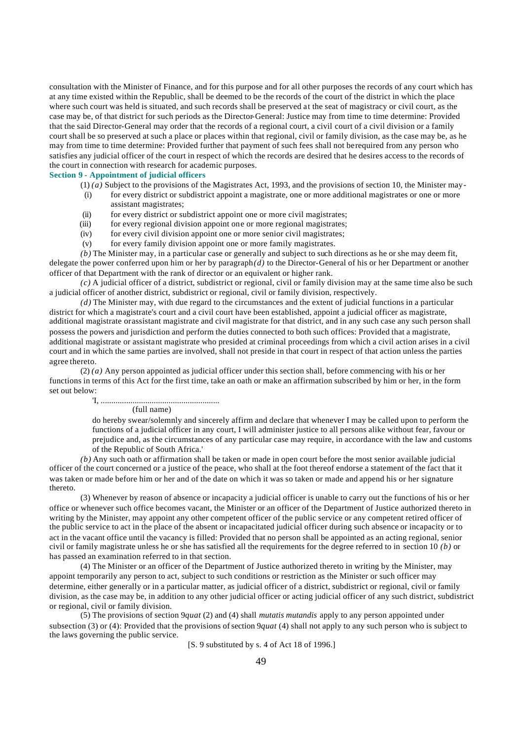consultation with the Minister of Finance, and for this purpose and for all other purposes the records of any court which has at any time existed within the Republic, shall be deemed to be the records of the court of the district in which the place where such court was held is situated, and such records shall be preserved at the seat of magistracy or civil court, as the case may be, of that district for such periods as the Director-General: Justice may from time to time determine: Provided that the said Director-General may order that the records of a regional court, a civil court of a civil division or a family court shall be so preserved at such a place or places within that regional, civil or family division, as the case may be, as he may from time to time determine: Provided further that payment of such fees shall not be required from any person who satisfies any judicial officer of the court in respect of which the records are desired that he desires access to the records of the court in connection with research for academic purposes.

**Section 9 - Appointment of judicial officers**

(1) *(a)* Subject to the provisions of the Magistrates Act, 1993, and the provisions of section 10, the Minister may-

(i) for every district or subdistrict appoint a magistrate, one or more additional magistrates or one or more assistant magistrates;

(ii) for every district or subdistrict appoint one or more civil magistrates;

(iii) for every regional division appoint one or more regional magistrates;

(iv) for every civil division appoint one or more senior civil magistrates;

(v) for every family division appoint one or more family magistrates.

*(b)* The Minister may, in a particular case or generally and subject to such directions as he or she may deem fit, delegate the power conferred upon him or her by paragraph *(d)* to the Director-General of his or her Department or another officer of that Department with the rank of director or an equivalent or higher rank.

*(c)* A judicial officer of a district, subdistrict or regional, civil or family division may at the same time also be such a judicial officer of another district, subdistrict or regional, civil or family division, respectively.

*(d)* The Minister may, with due regard to the circumstances and the extent of judicial functions in a particular district for which a magistrate's court and a civil court have been established, appoint a judicial officer as magistrate, additional magistrate or assistant magistrate and civil magistrate for that district, and in any such case any such person shall possess the powers and jurisdiction and perform the duties connected to both such offices: Provided that a magistrate, additional magistrate or assistant magistrate who presided at criminal proceedings from which a civil action arises in a civil court and in which the same parties are involved, shall not preside in that court in respect of that action unless the parties agree thereto.

(2) *(a)* Any person appointed as judicial officer under this section shall, before commencing with his or her functions in terms of this Act for the first time, take an oath or make an affirmation subscribed by him or her, in the form set out below:

> 'I, .......................................................
> (full name)
>
> do hereby swear/solemnly and sincerely affirm and declare that whenever I may be called upon to perform the functions of a judicial officer in any court, I will administer justice to all persons alike without fear, favour or prejudice and, as the circumstances of any particular case may require, in accordance with the law and customs of the Republic of South Africa.'

*(b)* Any such oath or affirmation shall be taken or made in open court before the most senior available judicial officer of the court concerned or a justice of the peace, who shall at the foot thereof endorse a statement of the fact that it was taken or made before him or her and of the date on which it was so taken or made and append his or her signature thereto.

(3) Whenever by reason of absence or incapacity a judicial officer is unable to carry out the functions of his or her office or whenever such office becomes vacant, the Minister or an officer of the Department of Justice authorized thereto in writing by the Minister, may appoint any other competent officer of the public service or any competent retired officer of the public service to act in the place of the absent or incapacitated judicial officer during such absence or incapacity or to act in the vacant office until the vacancy is filled: Provided that no person shall be appointed as an acting regional, senior civil or family magistrate unless he or she has satisfied all the requirements for the degree referred to in section 10 *(b)* or has passed an examination referred to in that section.

(4) The Minister or an officer of the Department of Justice authorized thereto in writing by the Minister, may appoint temporarily any person to act, subject to such conditions or restriction as the Minister or such officer may determine, either generally or in a particular matter, as judicial officer of a district, subdistrict or regional, civil or family division, as the case may be, in addition to any other judicial officer or acting judicial officer of any such district, subdistrict or regional, civil or family division.

(5) The provisions of section 9*quat* (2) and (4) shall *mutatis mutandis* apply to any person appointed under subsection (3) or (4): Provided that the provisions of section 9*quat* (4) shall not apply to any such person who is subject to the laws governing the public service.

[S. 9 substituted by s. 4 of Act 18 of 1996.]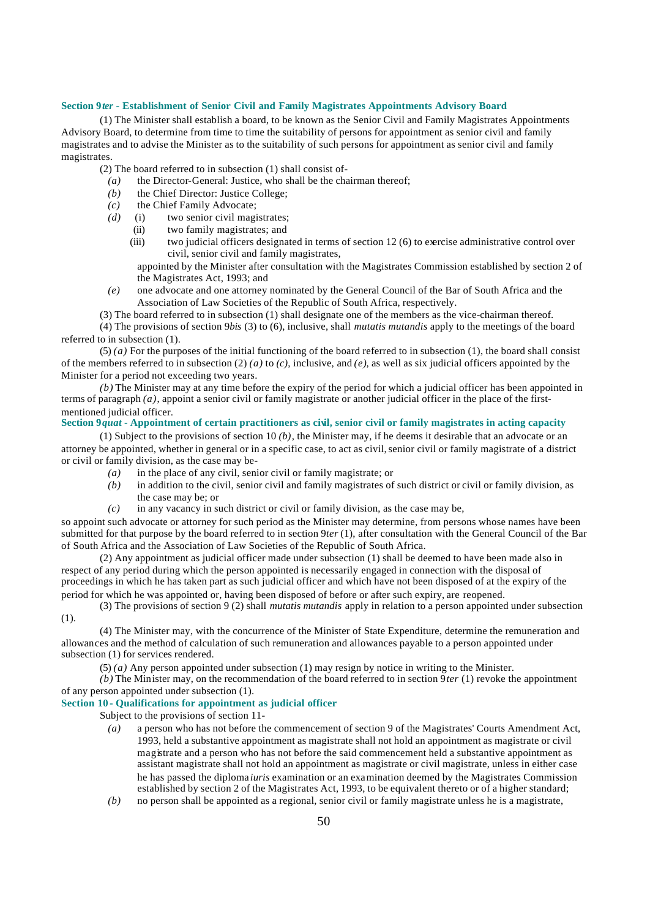**Section 9*ter* - Establishment of Senior Civil and Family Magistrates Appointments Advisory Board**

(1) The Minister shall establish a board, to be known as the Senior Civil and Family Magistrates Appointments Advisory Board, to determine from time to time the suitability of persons for appointment as senior civil and family magistrates and to advise the Minister as to the suitability of such persons for appointment as senior civil and family magistrates.

(2) The board referred to in subsection (1) shall consist of-

*(a)* the Director-General: Justice, who shall be the chairman thereof;

*(b)* the Chief Director: Justice College;

*(c)* the Chief Family Advocate;

*(d)* (i) two senior civil magistrates;

(ii) two family magistrates; and

(iii) two judicial officers designated in terms of section 12 (6) to exercise administrative control over civil, senior civil and family magistrates,

appointed by the Minister after consultation with the Magistrates Commission established by section 2 of the Magistrates Act, 1993; and

*(e)* one advocate and one attorney nominated by the General Council of the Bar of South Africa and the Association of Law Societies of the Republic of South Africa, respectively.

(3) The board referred to in subsection (1) shall designate one of the members as the vice-chairman thereof.

(4) The provisions of section 9*bis* (3) to (6), inclusive, shall *mutatis mutandis* apply to the meetings of the board referred to in subsection (1).

(5) *(a)* For the purposes of the initial functioning of the board referred to in subsection (1), the board shall consist of the members referred to in subsection (2) *(a)* to *(c)*, inclusive, and *(e)*, as well as six judicial officers appointed by the Minister for a period not exceeding two years.

*(b)* The Minister may at any time before the expiry of the period for which a judicial officer has been appointed in terms of paragraph *(a)*, appoint a senior civil or family magistrate or another judicial officer in the place of the first-mentioned judicial officer.

**Section 9*quat* - Appointment of certain practitioners as civil, senior civil or family magistrates in acting capacity**

(1) Subject to the provisions of section 10 *(b)*, the Minister may, if he deems it desirable that an advocate or an attorney be appointed, whether in general or in a specific case, to act as civil, senior civil or family magistrate of a district or civil or family division, as the case may be-

*(a)* in the place of any civil, senior civil or family magistrate; or

*(b)* in addition to the civil, senior civil and family magistrates of such district or civil or family division, as the case may be; or

*(c)* in any vacancy in such district or civil or family division, as the case may be,

so appoint such advocate or attorney for such period as the Minister may determine, from persons whose names have been submitted for that purpose by the board referred to in section 9*ter* (1), after consultation with the General Council of the Bar of South Africa and the Association of Law Societies of the Republic of South Africa.

(2) Any appointment as judicial officer made under subsection (1) shall be deemed to have been made also in respect of any period during which the person appointed is necessarily engaged in connection with the disposal of proceedings in which he has taken part as such judicial officer and which have not been disposed of at the expiry of the period for which he was appointed or, having been disposed of before or after such expiry, are reopened.

(3) The provisions of section 9 (2) shall *mutatis mutandis* apply in relation to a person appointed under subsection (1).

(4) The Minister may, with the concurrence of the Minister of State Expenditure, determine the remuneration and allowances and the method of calculation of such remuneration and allowances payable to a person appointed under subsection (1) for services rendered.

(5) *(a)* Any person appointed under subsection (1) may resign by notice in writing to the Minister.

*(b)* The Minister may, on the recommendation of the board referred to in section 9*ter* (1) revoke the appointment of any person appointed under subsection (1).

**Section 10 - Qualifications for appointment as judicial officer**

Subject to the provisions of section 11-

*(a)* a person who has not before the commencement of section 9 of the Magistrates' Courts Amendment Act, 1993, held a substantive appointment as magistrate shall not hold an appointment as magistrate or civil magistrate and a person who has not before the said commencement held a substantive appointment as assistant magistrate shall not hold an appointment as magistrate or civil magistrate, unless in either case he has passed the diploma *iuris* examination or an examination deemed by the Magistrates Commission established by section 2 of the Magistrates Act, 1993, to be equivalent thereto or of a higher standard;

*(b)* no person shall be appointed as a regional, senior civil or family magistrate unless he is a magistrate,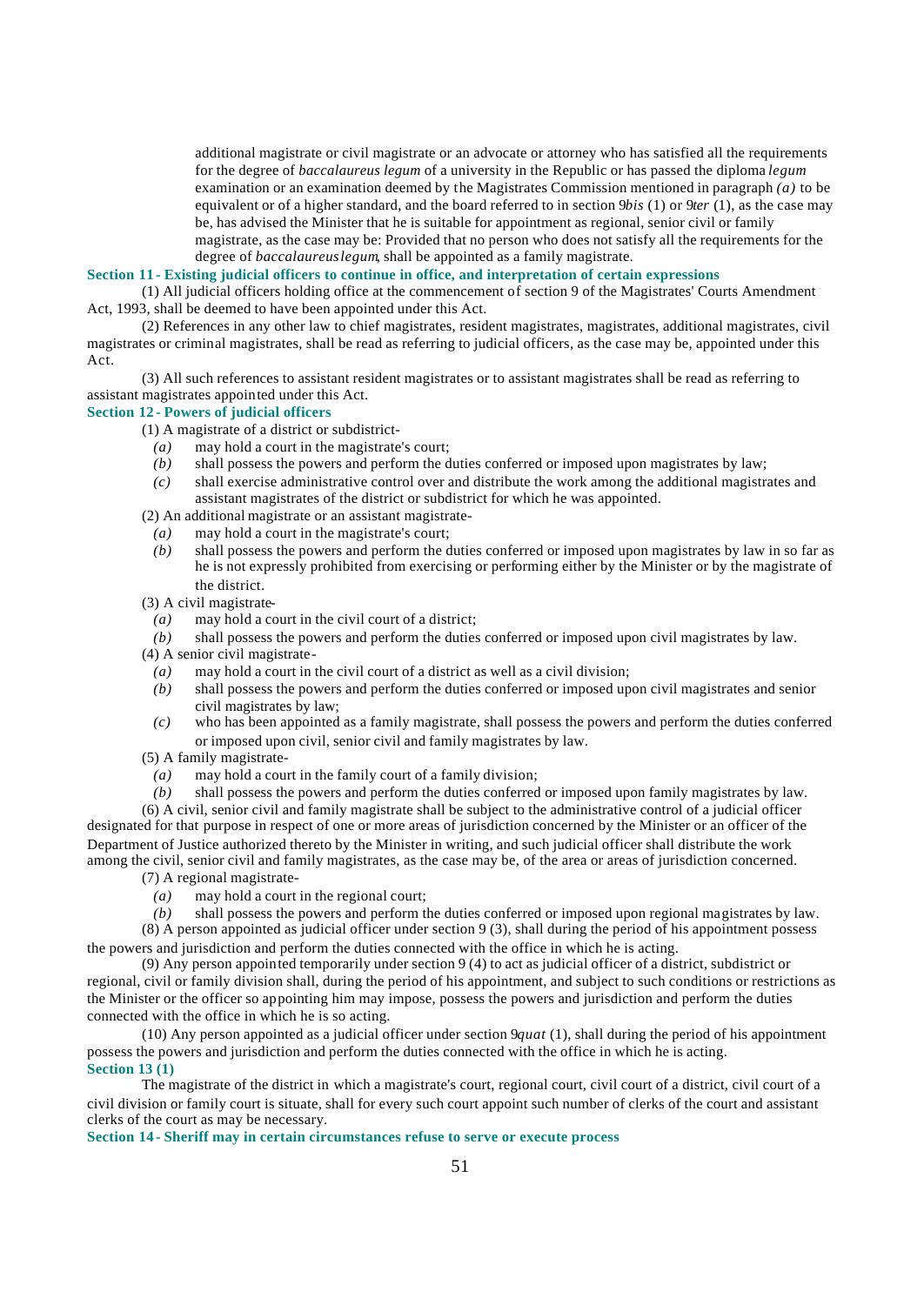additional magistrate or civil magistrate or an advocate or attorney who has satisfied all the requirements for the degree of *baccalaureus legum* of a university in the Republic or has passed the diploma *legum* examination or an examination deemed by the Magistrates Commission mentioned in paragraph *(a)* to be equivalent or of a higher standard, and the board referred to in section 9*bis* (1) or 9*ter* (1), as the case may be, has advised the Minister that he is suitable for appointment as regional, senior civil or family magistrate, as the case may be: Provided that no person who does not satisfy all the requirements for the degree of *baccalaureus legum*, shall be appointed as a family magistrate.

**Section 11 - Existing judicial officers to continue in office, and interpretation of certain expressions**

(1) All judicial officers holding office at the commencement of section 9 of the Magistrates' Courts Amendment Act, 1993, shall be deemed to have been appointed under this Act.

(2) References in any other law to chief magistrates, resident magistrates, magistrates, additional magistrates, civil magistrates or criminal magistrates, shall be read as referring to judicial officers, as the case may be, appointed under this Act.

(3) All such references to assistant resident magistrates or to assistant magistrates shall be read as referring to assistant magistrates appointed under this Act.

**Section 12 - Powers of judicial officers**

(1) A magistrate of a district or subdistrict-

*(a)* may hold a court in the magistrate's court;

*(b)* shall possess the powers and perform the duties conferred or imposed upon magistrates by law;

*(c)* shall exercise administrative control over and distribute the work among the additional magistrates and assistant magistrates of the district or subdistrict for which he was appointed.

(2) An additional magistrate or an assistant magistrate-

*(a)* may hold a court in the magistrate's court;

*(b)* shall possess the powers and perform the duties conferred or imposed upon magistrates by law in so far as he is not expressly prohibited from exercising or performing either by the Minister or by the magistrate of the district.

(3) A civil magistrate-

*(a)* may hold a court in the civil court of a district;

*(b)* shall possess the powers and perform the duties conferred or imposed upon civil magistrates by law.

(4) A senior civil magistrate-

*(a)* may hold a court in the civil court of a district as well as a civil division;

*(b)* shall possess the powers and perform the duties conferred or imposed upon civil magistrates and senior civil magistrates by law;

*(c)* who has been appointed as a family magistrate, shall possess the powers and perform the duties conferred or imposed upon civil, senior civil and family magistrates by law.

(5) A family magistrate-

*(a)* may hold a court in the family court of a family division;

*(b)* shall possess the powers and perform the duties conferred or imposed upon family magistrates by law.

(6) A civil, senior civil and family magistrate shall be subject to the administrative control of a judicial officer designated for that purpose in respect of one or more areas of jurisdiction concerned by the Minister or an officer of the Department of Justice authorized thereto by the Minister in writing, and such judicial officer shall distribute the work among the civil, senior civil and family magistrates, as the case may be, of the area or areas of jurisdiction concerned.

(7) A regional magistrate-

*(a)* may hold a court in the regional court;

*(b)* shall possess the powers and perform the duties conferred or imposed upon regional magistrates by law.

(8) A person appointed as judicial officer under section 9 (3), shall during the period of his appointment possess the powers and jurisdiction and perform the duties connected with the office in which he is acting.

(9) Any person appointed temporarily under section 9 (4) to act as judicial officer of a district, subdistrict or regional, civil or family division shall, during the period of his appointment, and subject to such conditions or restrictions as the Minister or the officer so appointing him may impose, possess the powers and jurisdiction and perform the duties connected with the office in which he is so acting.

(10) Any person appointed as a judicial officer under section 9*quat* (1), shall during the period of his appointment possess the powers and jurisdiction and perform the duties connected with the office in which he is acting.

**Section 13 (1)**

The magistrate of the district in which a magistrate's court, regional court, civil court of a district, civil court of a civil division or family court is situate, shall for every such court appoint such number of clerks of the court and assistant clerks of the court as may be necessary.

**Section 14 - Sheriff may in certain circumstances refuse to serve or execute process**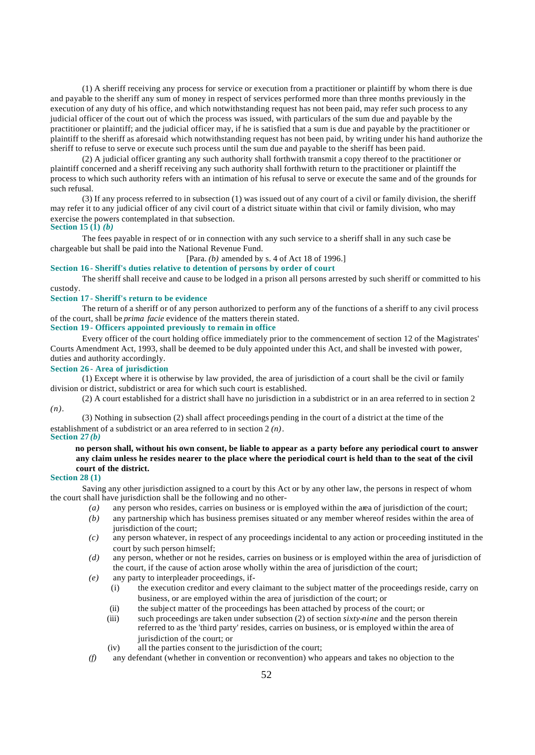(1) A sheriff receiving any process for service or execution from a practitioner or plaintiff by whom there is due and payable to the sheriff any sum of money in respect of services performed more than three months previously in the execution of any duty of his office, and which notwithstanding request has not been paid, may refer such process to any judicial officer of the court out of which the process was issued, with particulars of the sum due and payable by the practitioner or plaintiff; and the judicial officer may, if he is satisfied that a sum is due and payable by the practitioner or plaintiff to the sheriff as aforesaid which notwithstanding request has not been paid, by writing under his hand authorize the sheriff to refuse to serve or execute such process until the sum due and payable to the sheriff has been paid.

(2) A judicial officer granting any such authority shall forthwith transmit a copy thereof to the practitioner or plaintiff concerned and a sheriff receiving any such authority shall forthwith return to the practitioner or plaintiff the process to which such authority refers with an intimation of his refusal to serve or execute the same and of the grounds for such refusal.

(3) If any process referred to in subsection (1) was issued out of any court of a civil or family division, the sheriff may refer it to any judicial officer of any civil court of a district situate within that civil or family division, who may exercise the powers contemplated in that subsection.

**Section 15 (1) *(b)***

The fees payable in respect of or in connection with any such service to a sheriff shall in any such case be chargeable but shall be paid into the National Revenue Fund.

[Para. *(b)* amended by s. 4 of Act 18 of 1996.]

**Section 16 - Sheriff's duties relative to detention of persons by order of court**

The sheriff shall receive and cause to be lodged in a prison all persons arrested by such sheriff or committed to his custody.

**Section 17 - Sheriff's return to be evidence**

The return of a sheriff or of any person authorized to perform any of the functions of a sheriff to any civil process of the court, shall be *prima facie* evidence of the matters therein stated.

**Section 19 - Officers appointed previously to remain in office**

Every officer of the court holding office immediately prior to the commencement of section 12 of the Magistrates' Courts Amendment Act, 1993, shall be deemed to be duly appointed under this Act, and shall be invested with power, duties and authority accordingly.

**Section 26 - Area of jurisdiction**

(1) Except where it is otherwise by law provided, the area of jurisdiction of a court shall be the civil or family division or district, subdistrict or area for which such court is established.

(2) A court established for a district shall have no jurisdiction in a subdistrict or in an area referred to in section 2 *(n)*.

(3) Nothing in subsection (2) shall affect proceedings pending in the court of a district at the time of the establishment of a subdistrict or an area referred to in section 2 *(n)*.

**Section 27 *(b)***

**no person shall, without his own consent, be liable to appear as a party before any periodical court to answer any claim unless he resides nearer to the place where the periodical court is held than to the seat of the civil court of the district.**

**Section 28 (1)**

Saving any other jurisdiction assigned to a court by this Act or by any other law, the persons in respect of whom the court shall have jurisdiction shall be the following and no other-

*(a)* any person who resides, carries on business or is employed within the area of jurisdiction of the court;

*(b)* any partnership which has business premises situated or any member whereof resides within the area of jurisdiction of the court;

*(c)* any person whatever, in respect of any proceedings incidental to any action or proceeding instituted in the court by such person himself;

*(d)* any person, whether or not he resides, carries on business or is employed within the area of jurisdiction of the court, if the cause of action arose wholly within the area of jurisdiction of the court;

*(e)* any party to interpleader proceedings, if-

(i) the execution creditor and every claimant to the subject matter of the proceedings reside, carry on business, or are employed within the area of jurisdiction of the court; or

(ii) the subject matter of the proceedings has been attached by process of the court; or

(iii) such proceedings are taken under subsection (2) of section *sixty-nine* and the person therein referred to as the 'third party' resides, carries on business, or is employed within the area of jurisdiction of the court; or

(iv) all the parties consent to the jurisdiction of the court;

*(f)* any defendant (whether in convention or reconvention) who appears and takes no objection to the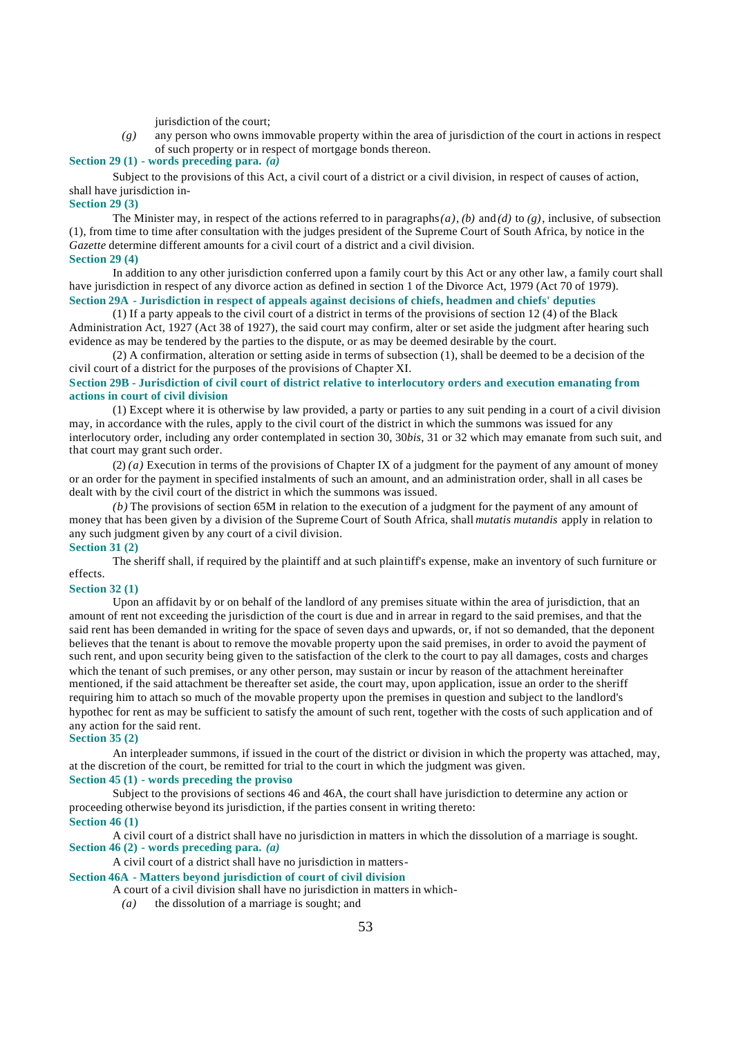jurisdiction of the court;

*(g)* any person who owns immovable property within the area of jurisdiction of the court in actions in respect of such property or in respect of mortgage bonds thereon.

**Section 29 (1) - words preceding para. *(a)***

Subject to the provisions of this Act, a civil court of a district or a civil division, in respect of causes of action, shall have jurisdiction in-

**Section 29 (3)**

The Minister may, in respect of the actions referred to in paragraphs *(a)*, *(b)* and *(d)* to *(g)*, inclusive, of subsection (1), from time to time after consultation with the judges president of the Supreme Court of South Africa, by notice in the *Gazette* determine different amounts for a civil court of a district and a civil division.

**Section 29 (4)**

In addition to any other jurisdiction conferred upon a family court by this Act or any other law, a family court shall have jurisdiction in respect of any divorce action as defined in section 1 of the Divorce Act, 1979 (Act 70 of 1979).

**Section 29A - Jurisdiction in respect of appeals against decisions of chiefs, headmen and chiefs' deputies**

(1) If a party appeals to the civil court of a district in terms of the provisions of section 12 (4) of the Black Administration Act, 1927 (Act 38 of 1927), the said court may confirm, alter or set aside the judgment after hearing such evidence as may be tendered by the parties to the dispute, or as may be deemed desirable by the court.

(2) A confirmation, alteration or setting aside in terms of subsection (1), shall be deemed to be a decision of the civil court of a district for the purposes of the provisions of Chapter XI.

**Section 29B - Jurisdiction of civil court of district relative to interlocutory orders and execution emanating from actions in court of civil division**

(1) Except where it is otherwise by law provided, a party or parties to any suit pending in a court of a civil division may, in accordance with the rules, apply to the civil court of the district in which the summons was issued for any interlocutory order, including any order contemplated in section 30, 30*bis*, 31 or 32 which may emanate from such suit, and that court may grant such order.

(2) *(a)* Execution in terms of the provisions of Chapter IX of a judgment for the payment of any amount of money or an order for the payment in specified instalments of such an amount, and an administration order, shall in all cases be dealt with by the civil court of the district in which the summons was issued.

*(b)* The provisions of section 65M in relation to the execution of a judgment for the payment of any amount of money that has been given by a division of the Supreme Court of South Africa, shall *mutatis mutandis* apply in relation to any such judgment given by any court of a civil division.

**Section 31 (2)**

The sheriff shall, if required by the plaintiff and at such plaintiff's expense, make an inventory of such furniture or effects.

**Section 32 (1)**

Upon an affidavit by or on behalf of the landlord of any premises situate within the area of jurisdiction, that an amount of rent not exceeding the jurisdiction of the court is due and in arrear in regard to the said premises, and that the said rent has been demanded in writing for the space of seven days and upwards, or, if not so demanded, that the deponent believes that the tenant is about to remove the movable property upon the said premises, in order to avoid the payment of such rent, and upon security being given to the satisfaction of the clerk to the court to pay all damages, costs and charges which the tenant of such premises, or any other person, may sustain or incur by reason of the attachment hereinafter mentioned, if the said attachment be thereafter set aside, the court may, upon application, issue an order to the sheriff requiring him to attach so much of the movable property upon the premises in question and subject to the landlord's hypothec for rent as may be sufficient to satisfy the amount of such rent, together with the costs of such application and of any action for the said rent.

**Section 35 (2)**

An interpleader summons, if issued in the court of the district or division in which the property was attached, may, at the discretion of the court, be remitted for trial to the court in which the judgment was given.

**Section 45 (1) - words preceding the proviso**

Subject to the provisions of sections 46 and 46A, the court shall have jurisdiction to determine any action or proceeding otherwise beyond its jurisdiction, if the parties consent in writing thereto:

**Section 46 (1)**

A civil court of a district shall have no jurisdiction in matters in which the dissolution of a marriage is sought.

**Section 46 (2) - words preceding para. *(a)***

A civil court of a district shall have no jurisdiction in matters-

**Section 46A - Matters beyond jurisdiction of court of civil division**

A court of a civil division shall have no jurisdiction in matters in which-

*(a)* the dissolution of a marriage is sought; and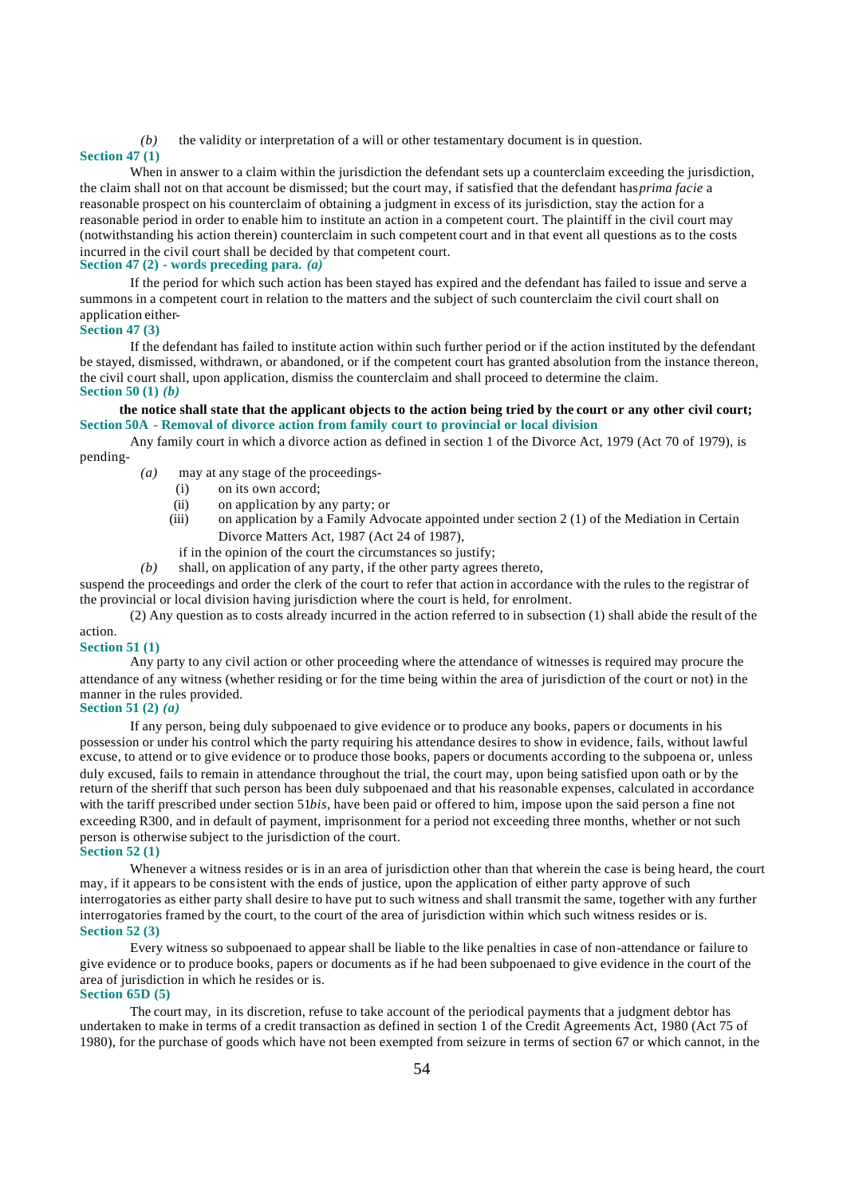*(b)* the validity or interpretation of a will or other testamentary document is in question.

**Section 47 (1)**

When in answer to a claim within the jurisdiction the defendant sets up a counterclaim exceeding the jurisdiction, the claim shall not on that account be dismissed; but the court may, if satisfied that the defendant has *prima facie* a reasonable prospect on his counterclaim of obtaining a judgment in excess of its jurisdiction, stay the action for a reasonable period in order to enable him to institute an action in a competent court. The plaintiff in the civil court may (notwithstanding his action therein) counterclaim in such competent court and in that event all questions as to the costs incurred in the civil court shall be decided by that competent court.

**Section 47 (2) - words preceding para. *(a)***

If the period for which such action has been stayed has expired and the defendant has failed to issue and serve a summons in a competent court in relation to the matters and the subject of such counterclaim the civil court shall on application either-

**Section 47 (3)**

If the defendant has failed to institute action within such further period or if the action instituted by the defendant be stayed, dismissed, withdrawn, or abandoned, or if the competent court has granted absolution from the instance thereon, the civil court shall, upon application, dismiss the counterclaim and shall proceed to determine the claim.

**Section 50 (1) *(b)***

**the notice shall state that the applicant objects to the action being tried by the court or any other civil court;**

**Section 50A - Removal of divorce action from family court to provincial or local division**

Any family court in which a divorce action as defined in section 1 of the Divorce Act, 1979 (Act 70 of 1979), is pending-

*(a)* may at any stage of the proceedings-

(i) on its own accord;

(ii) on application by any party; or

(iii) on application by a Family Advocate appointed under section 2 (1) of the Mediation in Certain Divorce Matters Act, 1987 (Act 24 of 1987),

if in the opinion of the court the circumstances so justify;

*(b)* shall, on application of any party, if the other party agrees thereto,

suspend the proceedings and order the clerk of the court to refer that action in accordance with the rules to the registrar of the provincial or local division having jurisdiction where the court is held, for enrolment.

(2) Any question as to costs already incurred in the action referred to in subsection (1) shall abide the result of the action.

**Section 51 (1)**

Any party to any civil action or other proceeding where the attendance of witnesses is required may procure the attendance of any witness (whether residing or for the time being within the area of jurisdiction of the court or not) in the manner in the rules provided.

**Section 51 (2) *(a)***

If any person, being duly subpoenaed to give evidence or to produce any books, papers or documents in his possession or under his control which the party requiring his attendance desires to show in evidence, fails, without lawful excuse, to attend or to give evidence or to produce those books, papers or documents according to the subpoena or, unless duly excused, fails to remain in attendance throughout the trial, the court may, upon being satisfied upon oath or by the return of the sheriff that such person has been duly subpoenaed and that his reasonable expenses, calculated in accordance with the tariff prescribed under section 51*bis*, have been paid or offered to him, impose upon the said person a fine not exceeding R300, and in default of payment, imprisonment for a period not exceeding three months, whether or not such person is otherwise subject to the jurisdiction of the court.

**Section 52 (1)**

Whenever a witness resides or is in an area of jurisdiction other than that wherein the case is being heard, the court may, if it appears to be consistent with the ends of justice, upon the application of either party approve of such interrogatories as either party shall desire to have put to such witness and shall transmit the same, together with any further interrogatories framed by the court, to the court of the area of jurisdiction within which such witness resides or is.

**Section 52 (3)**

Every witness so subpoenaed to appear shall be liable to the like penalties in case of non-attendance or failure to give evidence or to produce books, papers or documents as if he had been subpoenaed to give evidence in the court of the area of jurisdiction in which he resides or is.

**Section 65D (5)**

The court may, in its discretion, refuse to take account of the periodical payments that a judgment debtor has undertaken to make in terms of a credit transaction as defined in section 1 of the Credit Agreements Act, 1980 (Act 75 of 1980), for the purchase of goods which have not been exempted from seizure in terms of section 67 or which cannot, in the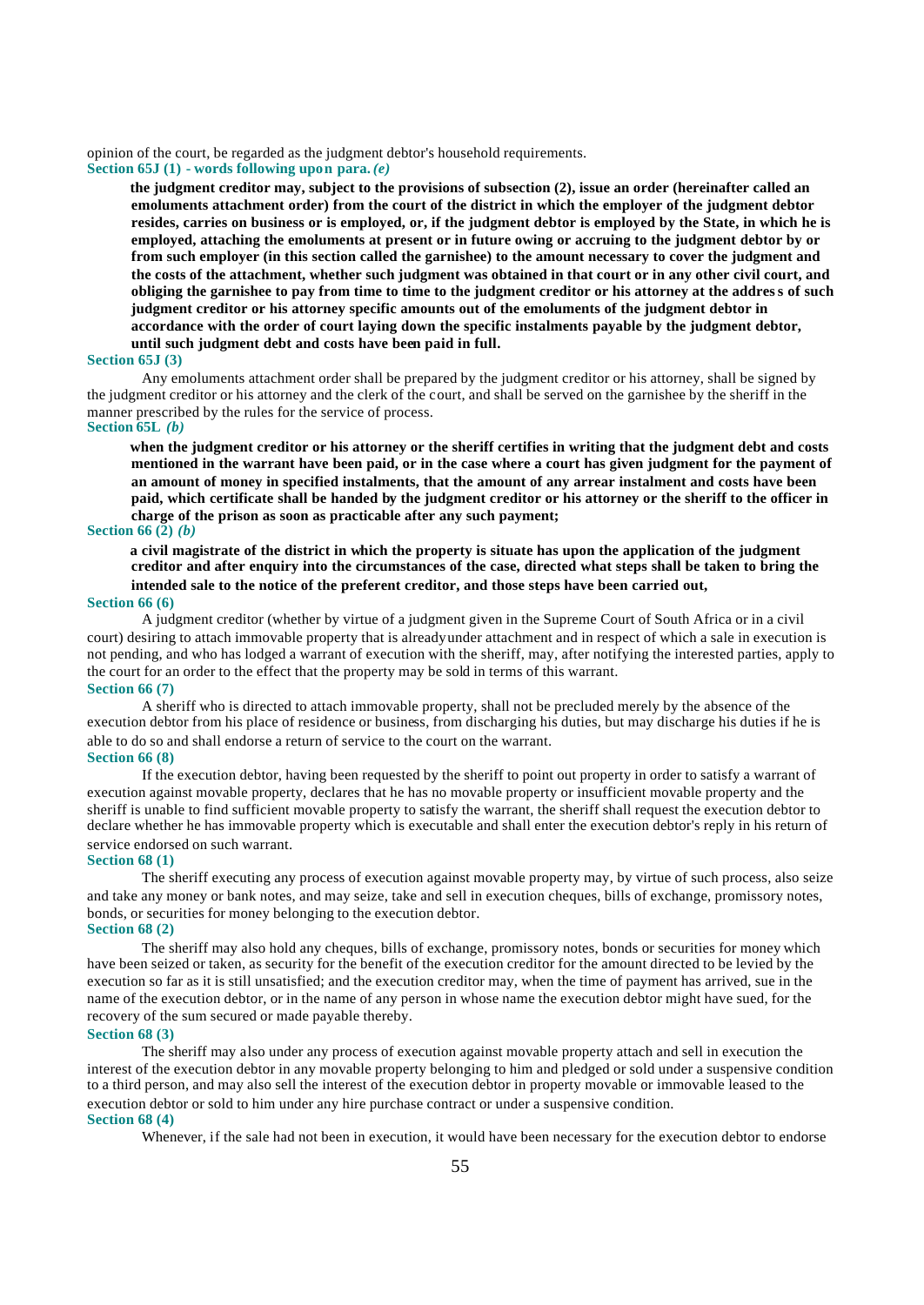opinion of the court, be regarded as the judgment debtor's household requirements.

**Section 65J (1) - words following upon para. *(e)***

**the judgment creditor may, subject to the provisions of subsection (2), issue an order (hereinafter called an emoluments attachment order) from the court of the district in which the employer of the judgment debtor resides, carries on business or is employed, or, if the judgment debtor is employed by the State, in which he is employed, attaching the emoluments at present or in future owing or accruing to the judgment debtor by or from such employer (in this section called the garnishee) to the amount necessary to cover the judgment and the costs of the attachment, whether such judgment was obtained in that court or in any other civil court, and obliging the garnishee to pay from time to time to the judgment creditor or his attorney at the address of such judgment creditor or his attorney specific amounts out of the emoluments of the judgment debtor in accordance with the order of court laying down the specific instalments payable by the judgment debtor, until such judgment debt and costs have been paid in full.**

**Section 65J (3)**

Any emoluments attachment order shall be prepared by the judgment creditor or his attorney, shall be signed by the judgment creditor or his attorney and the clerk of the court, and shall be served on the garnishee by the sheriff in the manner prescribed by the rules for the service of process.

**Section 65L *(b)***

**when the judgment creditor or his attorney or the sheriff certifies in writing that the judgment debt and costs mentioned in the warrant have been paid, or in the case where a court has given judgment for the payment of an amount of money in specified instalments, that the amount of any arrear instalment and costs have been paid, which certificate shall be handed by the judgment creditor or his attorney or the sheriff to the officer in charge of the prison as soon as practicable after any such payment;**

**Section 66 (2) *(b)***

**a civil magistrate of the district in which the property is situate has upon the application of the judgment creditor and after enquiry into the circumstances of the case, directed what steps shall be taken to bring the intended sale to the notice of the preferent creditor, and those steps have been carried out,**

**Section 66 (6)**

A judgment creditor (whether by virtue of a judgment given in the Supreme Court of South Africa or in a civil court) desiring to attach immovable property that is already under attachment and in respect of which a sale in execution is not pending, and who has lodged a warrant of execution with the sheriff, may, after notifying the interested parties, apply to the court for an order to the effect that the property may be sold in terms of this warrant.

**Section 66 (7)**

A sheriff who is directed to attach immovable property, shall not be precluded merely by the absence of the execution debtor from his place of residence or business, from discharging his duties, but may discharge his duties if he is able to do so and shall endorse a return of service to the court on the warrant.

**Section 66 (8)**

If the execution debtor, having been requested by the sheriff to point out property in order to satisfy a warrant of execution against movable property, declares that he has no movable property or insufficient movable property and the sheriff is unable to find sufficient movable property to satisfy the warrant, the sheriff shall request the execution debtor to declare whether he has immovable property which is executable and shall enter the execution debtor's reply in his return of service endorsed on such warrant.

**Section 68 (1)**

The sheriff executing any process of execution against movable property may, by virtue of such process, also seize and take any money or bank notes, and may seize, take and sell in execution cheques, bills of exchange, promissory notes, bonds, or securities for money belonging to the execution debtor.

**Section 68 (2)**

The sheriff may also hold any cheques, bills of exchange, promissory notes, bonds or securities for money which have been seized or taken, as security for the benefit of the execution creditor for the amount directed to be levied by the execution so far as it is still unsatisfied; and the execution creditor may, when the time of payment has arrived, sue in the name of the execution debtor, or in the name of any person in whose name the execution debtor might have sued, for the recovery of the sum secured or made payable thereby.

**Section 68 (3)**

The sheriff may also under any process of execution against movable property attach and sell in execution the interest of the execution debtor in any movable property belonging to him and pledged or sold under a suspensive condition to a third person, and may also sell the interest of the execution debtor in property movable or immovable leased to the execution debtor or sold to him under any hire purchase contract or under a suspensive condition.

**Section 68 (4)**

Whenever, if the sale had not been in execution, it would have been necessary for the execution debtor to endorse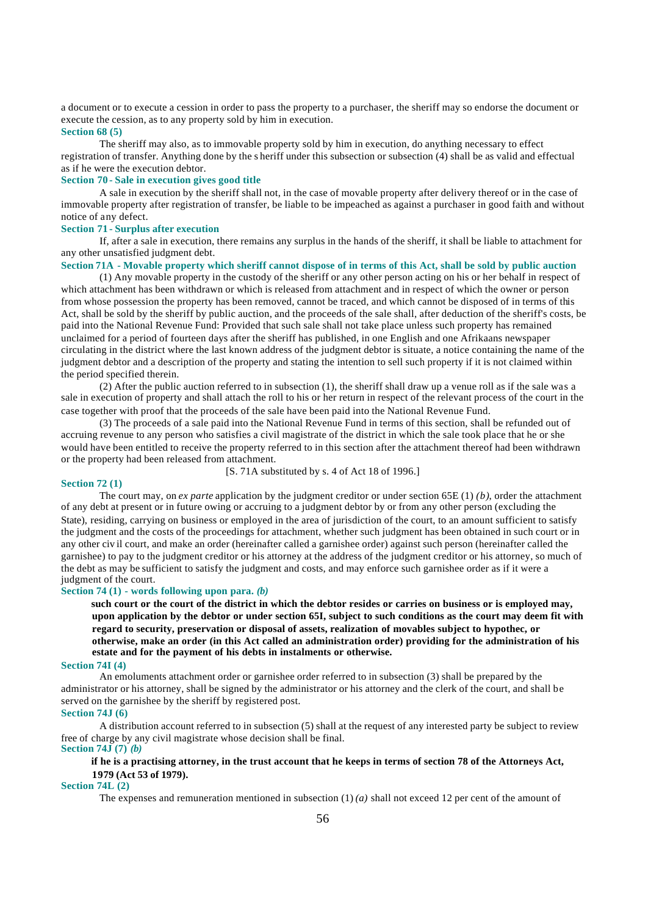a document or to execute a cession in order to pass the property to a purchaser, the sheriff may so endorse the document or execute the cession, as to any property sold by him in execution.

**Section 68 (5)**

The sheriff may also, as to immovable property sold by him in execution, do anything necessary to effect registration of transfer. Anything done by the sheriff under this subsection or subsection (4) shall be as valid and effectual as if he were the execution debtor.

**Section 70 - Sale in execution gives good title**

A sale in execution by the sheriff shall not, in the case of movable property after delivery thereof or in the case of immovable property after registration of transfer, be liable to be impeached as against a purchaser in good faith and without notice of any defect.

**Section 71 - Surplus after execution**

If, after a sale in execution, there remains any surplus in the hands of the sheriff, it shall be liable to attachment for any other unsatisfied judgment debt.

**Section 71A - Movable property which sheriff cannot dispose of in terms of this Act, shall be sold by public auction**

(1) Any movable property in the custody of the sheriff or any other person acting on his or her behalf in respect of which attachment has been withdrawn or which is released from attachment and in respect of which the owner or person from whose possession the property has been removed, cannot be traced, and which cannot be disposed of in terms of this Act, shall be sold by the sheriff by public auction, and the proceeds of the sale shall, after deduction of the sheriff's costs, be paid into the National Revenue Fund: Provided that such sale shall not take place unless such property has remained unclaimed for a period of fourteen days after the sheriff has published, in one English and one Afrikaans newspaper circulating in the district where the last known address of the judgment debtor is situate, a notice containing the name of the judgment debtor and a description of the property and stating the intention to sell such property if it is not claimed within the period specified therein.

(2) After the public auction referred to in subsection (1), the sheriff shall draw up a venue roll as if the sale was a sale in execution of property and shall attach the roll to his or her return in respect of the relevant process of the court in the case together with proof that the proceeds of the sale have been paid into the National Revenue Fund.

(3) The proceeds of a sale paid into the National Revenue Fund in terms of this section, shall be refunded out of accruing revenue to any person who satisfies a civil magistrate of the district in which the sale took place that he or she would have been entitled to receive the property referred to in this section after the attachment thereof had been withdrawn or the property had been released from attachment.

[S. 71A substituted by s. 4 of Act 18 of 1996.]

**Section 72 (1)**

The court may, on *ex parte* application by the judgment creditor or under section 65E (1) *(b)*, order the attachment of any debt at present or in future owing or accruing to a judgment debtor by or from any other person (excluding the State), residing, carrying on business or employed in the area of jurisdiction of the court, to an amount sufficient to satisfy the judgment and the costs of the proceedings for attachment, whether such judgment has been obtained in such court or in any other civil court, and make an order (hereinafter called a garnishee order) against such person (hereinafter called the garnishee) to pay to the judgment creditor or his attorney at the address of the judgment creditor or his attorney, so much of the debt as may be sufficient to satisfy the judgment and costs, and may enforce such garnishee order as if it were a judgment of the court.

**Section 74 (1) - words following upon para. *(b)***

**such court or the court of the district in which the debtor resides or carries on business or is employed may, upon application by the debtor or under section 65I, subject to such conditions as the court may deem fit with regard to security, preservation or disposal of assets, realization of movables subject to hypothec, or otherwise, make an order (in this Act called an administration order) providing for the administration of his estate and for the payment of his debts in instalments or otherwise.**

**Section 74I (4)**

An emoluments attachment order or garnishee order referred to in subsection (3) shall be prepared by the administrator or his attorney, shall be signed by the administrator or his attorney and the clerk of the court, and shall be served on the garnishee by the sheriff by registered post.

**Section 74J (6)**

A distribution account referred to in subsection (5) shall at the request of any interested party be subject to review free of charge by any civil magistrate whose decision shall be final.

**Section 74J (7) *(b)***

**if he is a practising attorney, in the trust account that he keeps in terms of section 78 of the Attorneys Act, 1979 (Act 53 of 1979).**

**Section 74L (2)**

The expenses and remuneration mentioned in subsection (1) *(a)* shall not exceed 12 per cent of the amount of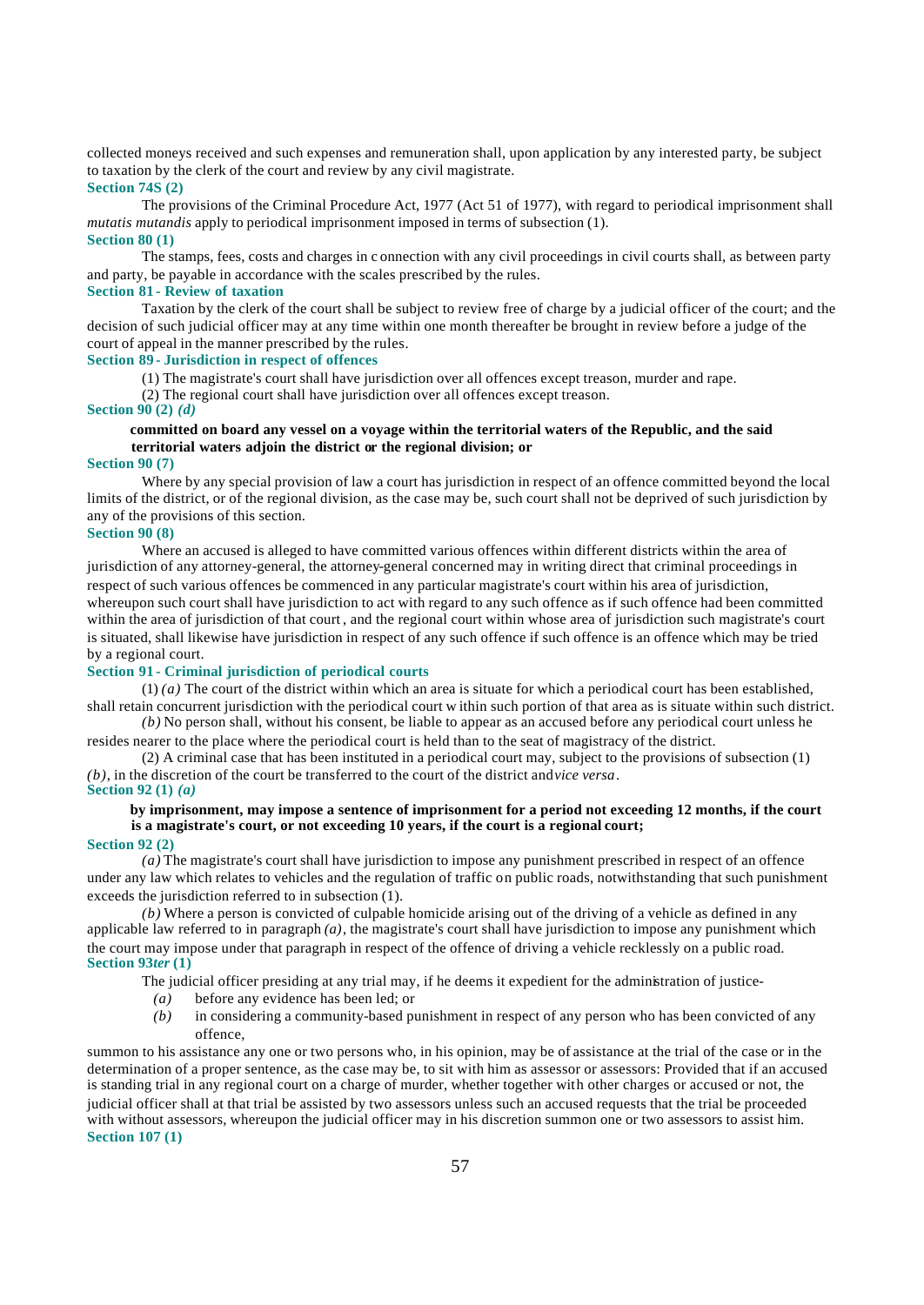collected moneys received and such expenses and remuneration shall, upon application by any interested party, be subject to taxation by the clerk of the court and review by any civil magistrate.

**Section 74S (2)**

The provisions of the Criminal Procedure Act, 1977 (Act 51 of 1977), with regard to periodical imprisonment shall *mutatis mutandis* apply to periodical imprisonment imposed in terms of subsection (1).

**Section 80 (1)**

The stamps, fees, costs and charges in connection with any civil proceedings in civil courts shall, as between party and party, be payable in accordance with the scales prescribed by the rules.

**Section 81 - Review of taxation**

Taxation by the clerk of the court shall be subject to review free of charge by a judicial officer of the court; and the decision of such judicial officer may at any time within one month thereafter be brought in review before a judge of the court of appeal in the manner prescribed by the rules.

**Section 89 - Jurisdiction in respect of offences**

(1) The magistrate's court shall have jurisdiction over all offences except treason, murder and rape.

(2) The regional court shall have jurisdiction over all offences except treason.

**Section 90 (2) *(d)***

**committed on board any vessel on a voyage within the territorial waters of the Republic, and the said territorial waters adjoin the district or the regional division; or**

**Section 90 (7)**

Where by any special provision of law a court has jurisdiction in respect of an offence committed beyond the local limits of the district, or of the regional division, as the case may be, such court shall not be deprived of such jurisdiction by any of the provisions of this section.

**Section 90 (8)**

Where an accused is alleged to have committed various offences within different districts within the area of jurisdiction of any attorney-general, the attorney-general concerned may in writing direct that criminal proceedings in respect of such various offences be commenced in any particular magistrate's court within his area of jurisdiction, whereupon such court shall have jurisdiction to act with regard to any such offence as if such offence had been committed within the area of jurisdiction of that court, and the regional court within whose area of jurisdiction such magistrate's court is situated, shall likewise have jurisdiction in respect of any such offence if such offence is an offence which may be tried by a regional court.

**Section 91 - Criminal jurisdiction of periodical courts**

(1) *(a)* The court of the district within which an area is situate for which a periodical court has been established, shall retain concurrent jurisdiction with the periodical court within such portion of that area as is situate within such district.

*(b)* No person shall, without his consent, be liable to appear as an accused before any periodical court unless he resides nearer to the place where the periodical court is held than to the seat of magistracy of the district.

(2) A criminal case that has been instituted in a periodical court may, subject to the provisions of subsection (1) *(b)*, in the discretion of the court be transferred to the court of the district and *vice versa*.

**Section 92 (1) *(a)***

**by imprisonment, may impose a sentence of imprisonment for a period not exceeding 12 months, if the court is a magistrate's court, or not exceeding 10 years, if the court is a regional court;**

**Section 92 (2)**

*(a)* The magistrate's court shall have jurisdiction to impose any punishment prescribed in respect of an offence under any law which relates to vehicles and the regulation of traffic on public roads, notwithstanding that such punishment exceeds the jurisdiction referred to in subsection (1).

*(b)* Where a person is convicted of culpable homicide arising out of the driving of a vehicle as defined in any applicable law referred to in paragraph *(a)*, the magistrate's court shall have jurisdiction to impose any punishment which the court may impose under that paragraph in respect of the offence of driving a vehicle recklessly on a public road.

**Section 93*ter* (1)**

The judicial officer presiding at any trial may, if he deems it expedient for the administration of justice-

*(a)* before any evidence has been led; or

*(b)* in considering a community-based punishment in respect of any person who has been convicted of any offence,

summon to his assistance any one or two persons who, in his opinion, may be of assistance at the trial of the case or in the determination of a proper sentence, as the case may be, to sit with him as assessor or assessors: Provided that if an accused is standing trial in any regional court on a charge of murder, whether together with other charges or accused or not, the judicial officer shall at that trial be assisted by two assessors unless such an accused requests that the trial be proceeded with without assessors, whereupon the judicial officer may in his discretion summon one or two assessors to assist him.

**Section 107 (1)**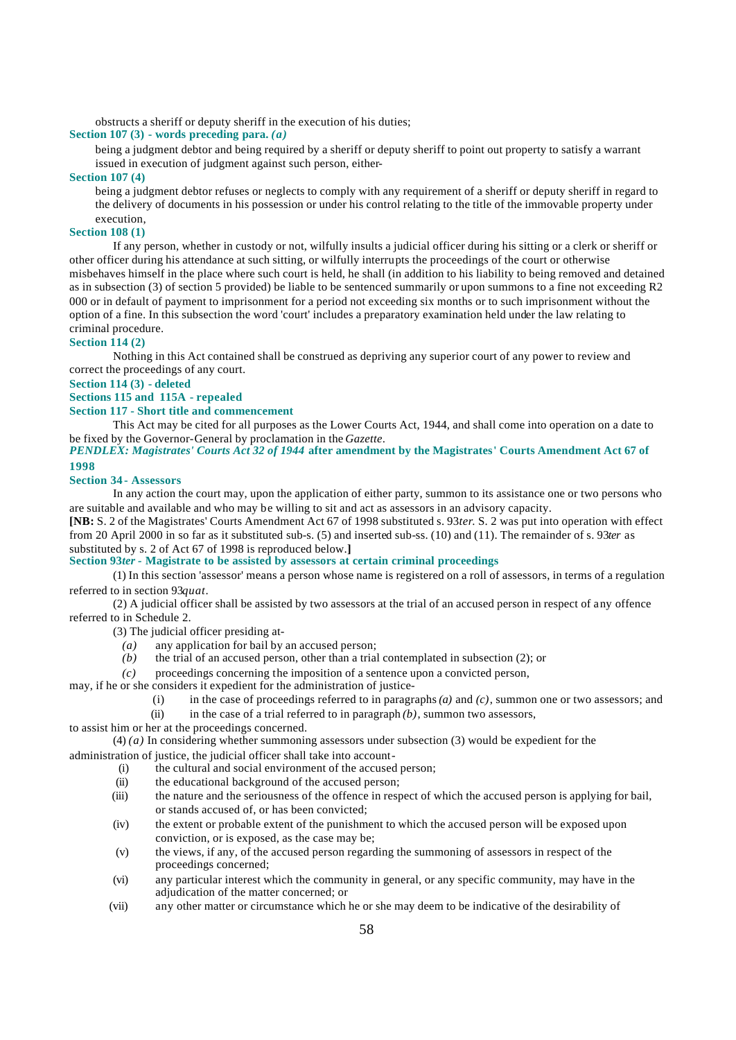obstructs a sheriff or deputy sheriff in the execution of his duties;

**Section 107 (3) - words preceding para. *(a)***

being a judgment debtor and being required by a sheriff or deputy sheriff to point out property to satisfy a warrant issued in execution of judgment against such person, either-

**Section 107 (4)**

being a judgment debtor refuses or neglects to comply with any requirement of a sheriff or deputy sheriff in regard to the delivery of documents in his possession or under his control relating to the title of the immovable property under execution,

**Section 108 (1)**

If any person, whether in custody or not, wilfully insults a judicial officer during his sitting or a clerk or sheriff or other officer during his attendance at such sitting, or wilfully interrupts the proceedings of the court or otherwise misbehaves himself in the place where such court is held, he shall (in addition to his liability to being removed and detained as in subsection (3) of section 5 provided) be liable to be sentenced summarily or upon summons to a fine not exceeding R2 000 or in default of payment to imprisonment for a period not exceeding six months or to such imprisonment without the option of a fine. In this subsection the word 'court' includes a preparatory examination held under the law relating to criminal procedure.

**Section 114 (2)**

Nothing in this Act contained shall be construed as depriving any superior court of any power to review and correct the proceedings of any court.

**Section 114 (3) - deleted**

**Sections 115 and 115A - repealed**

**Section 117 - Short title and commencement**

This Act may be cited for all purposes as the Lower Courts Act, 1944, and shall come into operation on a date to be fixed by the Governor-General by proclamation in the *Gazette*.

***PENDLEX: Magistrates' Courts Act 32 of 1944* after amendment by the Magistrates' Courts Amendment Act 67 of 1998**

**Section 34 - Assessors**

In any action the court may, upon the application of either party, summon to its assistance one or two persons who are suitable and available and who may be willing to sit and act as assessors in an advisory capacity.

**[NB:** S. 2 of the Magistrates' Courts Amendment Act 67 of 1998 substituted s. 93*ter*. S. 2 was put into operation with effect from 20 April 2000 in so far as it substituted sub-s. (5) and inserted sub-ss. (10) and (11). The remainder of s. 93*ter* as substituted by s. 2 of Act 67 of 1998 is reproduced below.**]**

**Section 93*ter* - Magistrate to be assisted by assessors at certain criminal proceedings**

(1) In this section 'assessor' means a person whose name is registered on a roll of assessors, in terms of a regulation referred to in section 93*quat*.

(2) A judicial officer shall be assisted by two assessors at the trial of an accused person in respect of any offence referred to in Schedule 2.

(3) The judicial officer presiding at-

*(a)* any application for bail by an accused person;

*(b)* the trial of an accused person, other than a trial contemplated in subsection (2); or

*(c)* proceedings concerning the imposition of a sentence upon a convicted person,

may, if he or she considers it expedient for the administration of justice-

(i) in the case of proceedings referred to in paragraphs *(a)* and *(c)*, summon one or two assessors; and

(ii) in the case of a trial referred to in paragraph *(b)*, summon two assessors,

to assist him or her at the proceedings concerned.

(4) *(a)* In considering whether summoning assessors under subsection (3) would be expedient for the administration of justice, the judicial officer shall take into account-

(i) the cultural and social environment of the accused person;

(ii) the educational background of the accused person;

(iii) the nature and the seriousness of the offence in respect of which the accused person is applying for bail, or stands accused of, or has been convicted;

(iv) the extent or probable extent of the punishment to which the accused person will be exposed upon conviction, or is exposed, as the case may be;

(v) the views, if any, of the accused person regarding the summoning of assessors in respect of the proceedings concerned;

(vi) any particular interest which the community in general, or any specific community, may have in the adjudication of the matter concerned; or

(vii) any other matter or circumstance which he or she may deem to be indicative of the desirability of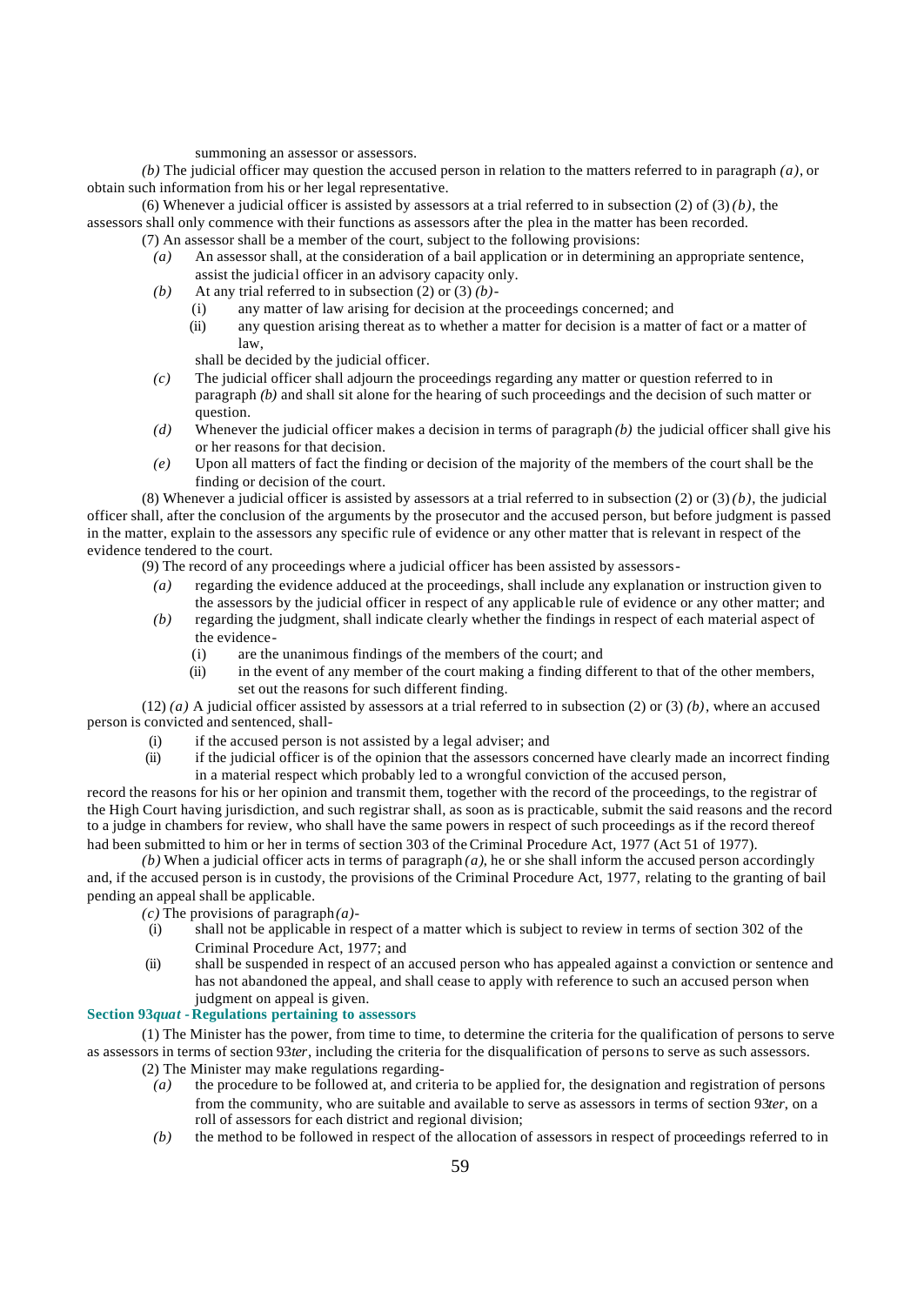summoning an assessor or assessors.

*(b)* The judicial officer may question the accused person in relation to the matters referred to in paragraph *(a)*, or obtain such information from his or her legal representative.

(6) Whenever a judicial officer is assisted by assessors at a trial referred to in subsection (2) of (3) *(b)*, the assessors shall only commence with their functions as assessors after the plea in the matter has been recorded.

(7) An assessor shall be a member of the court, subject to the following provisions:

*(a)* An assessor shall, at the consideration of a bail application or in determining an appropriate sentence, assist the judicial officer in an advisory capacity only.

*(b)* At any trial referred to in subsection (2) or (3) *(b)*-

(i) any matter of law arising for decision at the proceedings concerned; and

(ii) any question arising thereat as to whether a matter for decision is a matter of fact or a matter of law,

shall be decided by the judicial officer.

*(c)* The judicial officer shall adjourn the proceedings regarding any matter or question referred to in paragraph *(b)* and shall sit alone for the hearing of such proceedings and the decision of such matter or question.

*(d)* Whenever the judicial officer makes a decision in terms of paragraph *(b)* the judicial officer shall give his or her reasons for that decision.

*(e)* Upon all matters of fact the finding or decision of the majority of the members of the court shall be the finding or decision of the court.

(8) Whenever a judicial officer is assisted by assessors at a trial referred to in subsection (2) or (3) *(b)*, the judicial officer shall, after the conclusion of the arguments by the prosecutor and the accused person, but before judgment is passed in the matter, explain to the assessors any specific rule of evidence or any other matter that is relevant in respect of the evidence tendered to the court.

(9) The record of any proceedings where a judicial officer has been assisted by assessors-

*(a)* regarding the evidence adduced at the proceedings, shall include any explanation or instruction given to the assessors by the judicial officer in respect of any applicable rule of evidence or any other matter; and

*(b)* regarding the judgment, shall indicate clearly whether the findings in respect of each material aspect of the evidence-

(i) are the unanimous findings of the members of the court; and

(ii) in the event of any member of the court making a finding different to that of the other members, set out the reasons for such different finding.

(12) *(a)* A judicial officer assisted by assessors at a trial referred to in subsection (2) or (3) *(b)*, where an accused person is convicted and sentenced, shall-

(i) if the accused person is not assisted by a legal adviser; and

(ii) if the judicial officer is of the opinion that the assessors concerned have clearly made an incorrect finding in a material respect which probably led to a wrongful conviction of the accused person,

record the reasons for his or her opinion and transmit them, together with the record of the proceedings, to the registrar of the High Court having jurisdiction, and such registrar shall, as soon as is practicable, submit the said reasons and the record to a judge in chambers for review, who shall have the same powers in respect of such proceedings as if the record thereof had been submitted to him or her in terms of section 303 of the Criminal Procedure Act, 1977 (Act 51 of 1977).

*(b)* When a judicial officer acts in terms of paragraph *(a)*, he or she shall inform the accused person accordingly and, if the accused person is in custody, the provisions of the Criminal Procedure Act, 1977, relating to the granting of bail pending an appeal shall be applicable.

*(c)* The provisions of paragraph *(a)*-

(i) shall not be applicable in respect of a matter which is subject to review in terms of section 302 of the Criminal Procedure Act, 1977; and

(ii) shall be suspended in respect of an accused person who has appealed against a conviction or sentence and has not abandoned the appeal, and shall cease to apply with reference to such an accused person when judgment on appeal is given.

**Section 93*quat* - Regulations pertaining to assessors**

(1) The Minister has the power, from time to time, to determine the criteria for the qualification of persons to serve as assessors in terms of section 93*ter*, including the criteria for the disqualification of persons to serve as such assessors.

(2) The Minister may make regulations regarding-

*(a)* the procedure to be followed at, and criteria to be applied for, the designation and registration of persons from the community, who are suitable and available to serve as assessors in terms of section 93*ter*, on a roll of assessors for each district and regional division;

*(b)* the method to be followed in respect of the allocation of assessors in respect of proceedings referred to in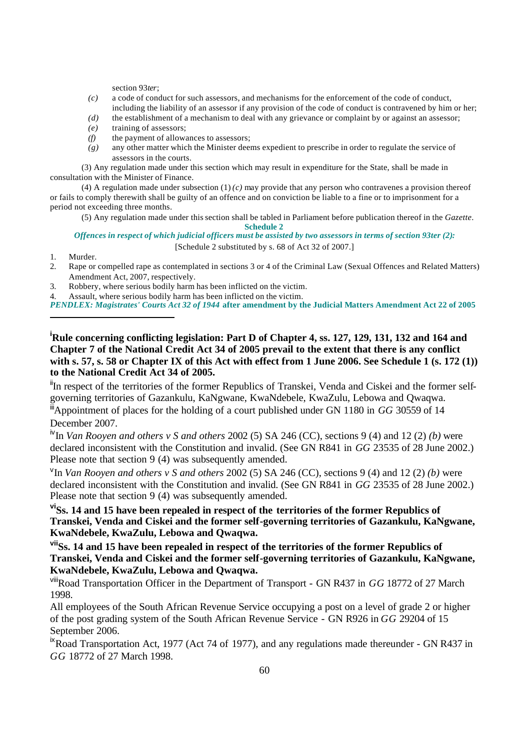section 93*ter*;

*(c)* a code of conduct for such assessors, and mechanisms for the enforcement of the code of conduct, including the liability of an assessor if any provision of the code of conduct is contravened by him or her;

*(d)* the establishment of a mechanism to deal with any grievance or complaint by or against an assessor;

*(e)* training of assessors;

*(f)* the payment of allowances to assessors;

*(g)* any other matter which the Minister deems expedient to prescribe in order to regulate the service of assessors in the courts.

(3) Any regulation made under this section which may result in expenditure for the State, shall be made in consultation with the Minister of Finance.

(4) A regulation made under subsection (1) *(c)* may provide that any person who contravenes a provision thereof or fails to comply therewith shall be guilty of an offence and on conviction be liable to a fine or to imprisonment for a period not exceeding three months.

(5) Any regulation made under this section shall be tabled in Parliament before publication thereof in the *Gazette*.

## Schedule 2

***Offences in respect of which judicial officers must be assisted by two assessors in terms of section 93ter (2):***

[Schedule 2 substituted by s. 68 of Act 32 of 2007.]

1. Murder.
2. Rape or compelled rape as contemplated in sections 3 or 4 of the Criminal Law (Sexual Offences and Related Matters) Amendment Act, 2007, respectively.
3. Robbery, where serious bodily harm has been inflicted on the victim.
4. Assault, where serious bodily harm has been inflicted on the victim.

***PENDLEX: Magistrates' Courts Act 32 of 1944* after amendment by the Judicial Matters Amendment Act 22 of 2005**

---

[i] **Rule concerning conflicting legislation: Part D of Chapter 4, ss. 127, 129, 131, 132 and 164 and Chapter 7 of the National Credit Act 34 of 2005 prevail to the extent that there is any conflict with s. 57, s. 58 or Chapter IX of this Act with effect from 1 June 2006. See Schedule 1 (s. 172 (1)) to the National Credit Act 34 of 2005.**

[ii] In respect of the territories of the former Republics of Transkei, Venda and Ciskei and the former self-governing territories of Gazankulu, KaNgwane, KwaNdebele, KwaZulu, Lebowa and Qwaqwa.

[iii] Appointment of places for the holding of a court published under GN 1180 in *GG* 30559 of 14 December 2007.

[iv] In *Van Rooyen and others v S and others* 2002 (5) SA 246 (CC), sections 9 (4) and 12 (2) *(b)* were declared inconsistent with the Constitution and invalid. (See GN R841 in *GG* 23535 of 28 June 2002.) Please note that section 9 (4) was subsequently amended.

[v] In *Van Rooyen and others v S and others* 2002 (5) SA 246 (CC), sections 9 (4) and 12 (2) *(b)* were declared inconsistent with the Constitution and invalid. (See GN R841 in *GG* 23535 of 28 June 2002.) Please note that section 9 (4) was subsequently amended.

[vi] **Ss. 14 and 15 have been repealed in respect of the territories of the former Republics of Transkei, Venda and Ciskei and the former self-governing territories of Gazankulu, KaNgwane, KwaNdebele, KwaZulu, Lebowa and Qwaqwa.**

[vii] **Ss. 14 and 15 have been repealed in respect of the territories of the former Republics of Transkei, Venda and Ciskei and the former self-governing territories of Gazankulu, KaNgwane, KwaNdebele, KwaZulu, Lebowa and Qwaqwa.**

[viii] Road Transportation Officer in the Department of Transport - GN R437 in *GG* 18772 of 27 March 1998.

All employees of the South African Revenue Service occupying a post on a level of grade 2 or higher of the post grading system of the South African Revenue Service - GN R926 in *GG* 29204 of 15 September 2006.

[ix] Road Transportation Act, 1977 (Act 74 of 1977), and any regulations made thereunder - GN R437 in *GG* 18772 of 27 March 1998.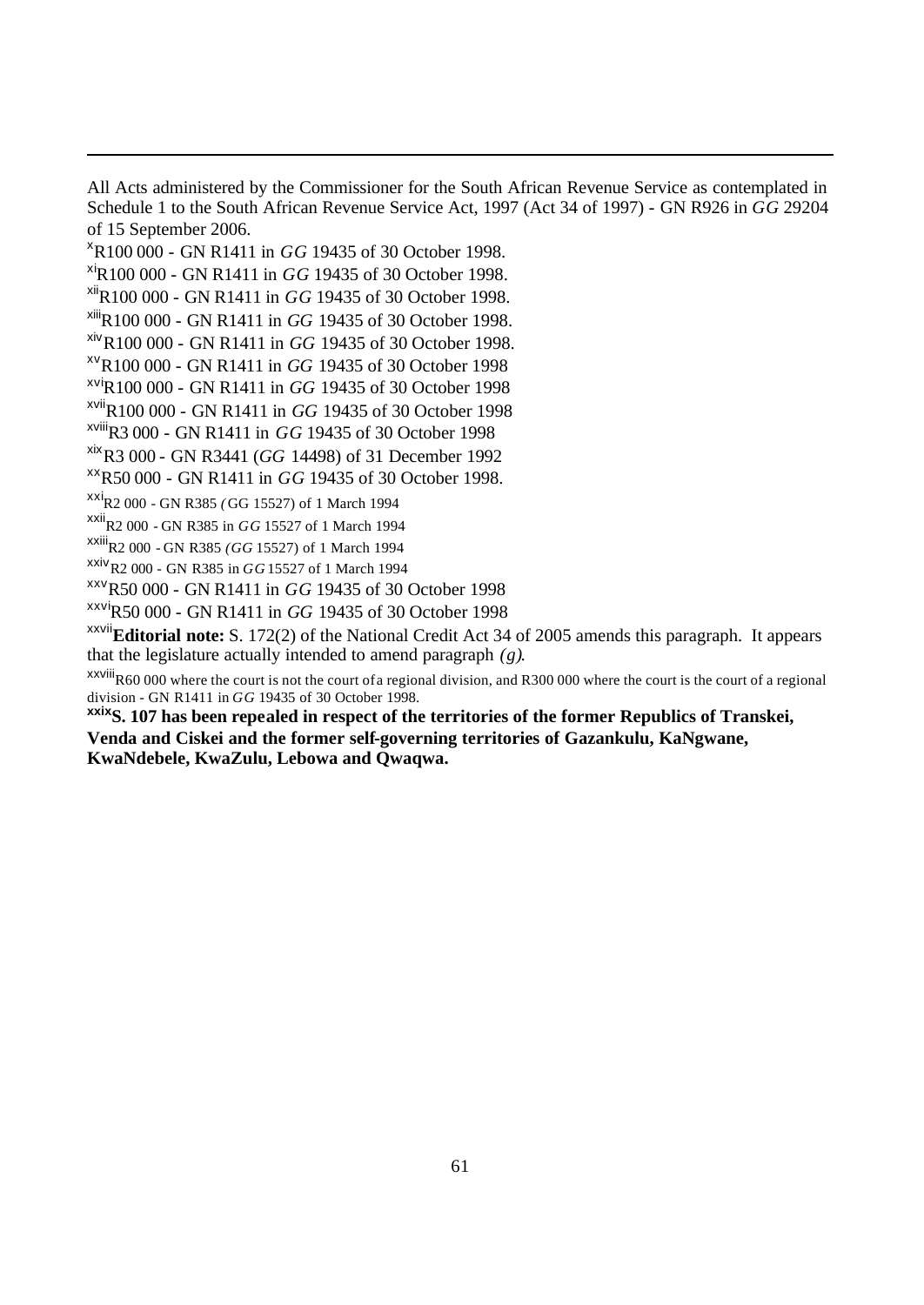All Acts administered by the Commissioner for the South African Revenue Service as contemplated in Schedule 1 to the South African Revenue Service Act, 1997 (Act 34 of 1997) - GN R926 in *GG* 29204 of 15 September 2006.

[x] R100 000 - GN R1411 in *GG* 19435 of 30 October 1998.

[xi] R100 000 - GN R1411 in *GG* 19435 of 30 October 1998.

[xii] R100 000 - GN R1411 in *GG* 19435 of 30 October 1998.

[xiii] R100 000 - GN R1411 in *GG* 19435 of 30 October 1998.

[xiv] R100 000 - GN R1411 in *GG* 19435 of 30 October 1998.

[xv] R100 000 - GN R1411 in *GG* 19435 of 30 October 1998

[xvi] R100 000 - GN R1411 in *GG* 19435 of 30 October 1998

[xvii] R100 000 - GN R1411 in *GG* 19435 of 30 October 1998

[xviii] R3 000 - GN R1411 in *GG* 19435 of 30 October 1998

[xix] R3 000 - GN R3441 (*GG* 14498) of 31 December 1992

[xx] R50 000 - GN R1411 in *GG* 19435 of 30 October 1998.

[xxi] R2 000 - GN R385 *(*GG 15527) of 1 March 1994

[xxii] R2 000 - GN R385 in *GG* 15527 of 1 March 1994

[xxiii] R2 000 - GN R385 *(GG* 15527) of 1 March 1994

[xxiv] R2 000 - GN R385 in *GG* 15527 of 1 March 1994

[xxv] R50 000 - GN R1411 in *GG* 19435 of 30 October 1998

[xxvi] R50 000 - GN R1411 in *GG* 19435 of 30 October 1998

[xxvii] **Editorial note:** S. 172(2) of the National Credit Act 34 of 2005 amends this paragraph. It appears that the legislature actually intended to amend paragraph *(g)*.

[xxviii] R60 000 where the court is not the court of a regional division, and R300 000 where the court is the court of a regional division - GN R1411 in *GG* 19435 of 30 October 1998.

**[xxix] S. 107 has been repealed in respect of the territories of the former Republics of Transkei, Venda and Ciskei and the former self-governing territories of Gazankulu, KaNgwane, KwaNdebele, KwaZulu, Lebowa and Qwaqwa.**